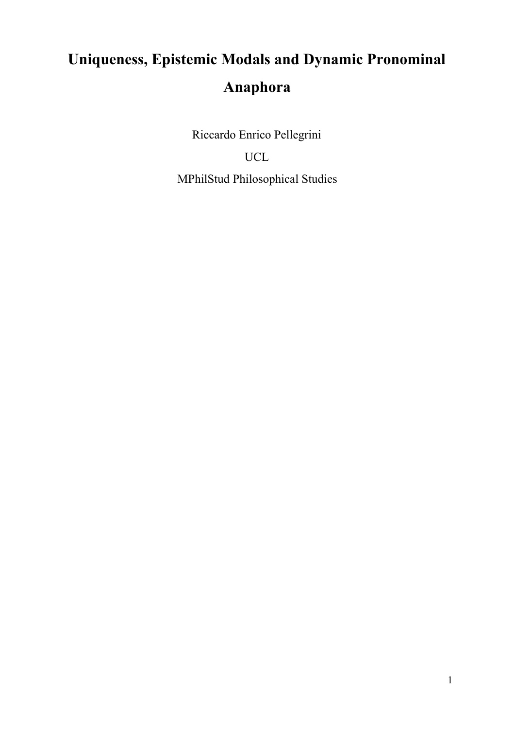# Uniqueness, Epistemic Modals and Dynamic Pronominal Anaphora

Riccardo Enrico Pellegrini

UCL

MPhilStud Philosophical Studies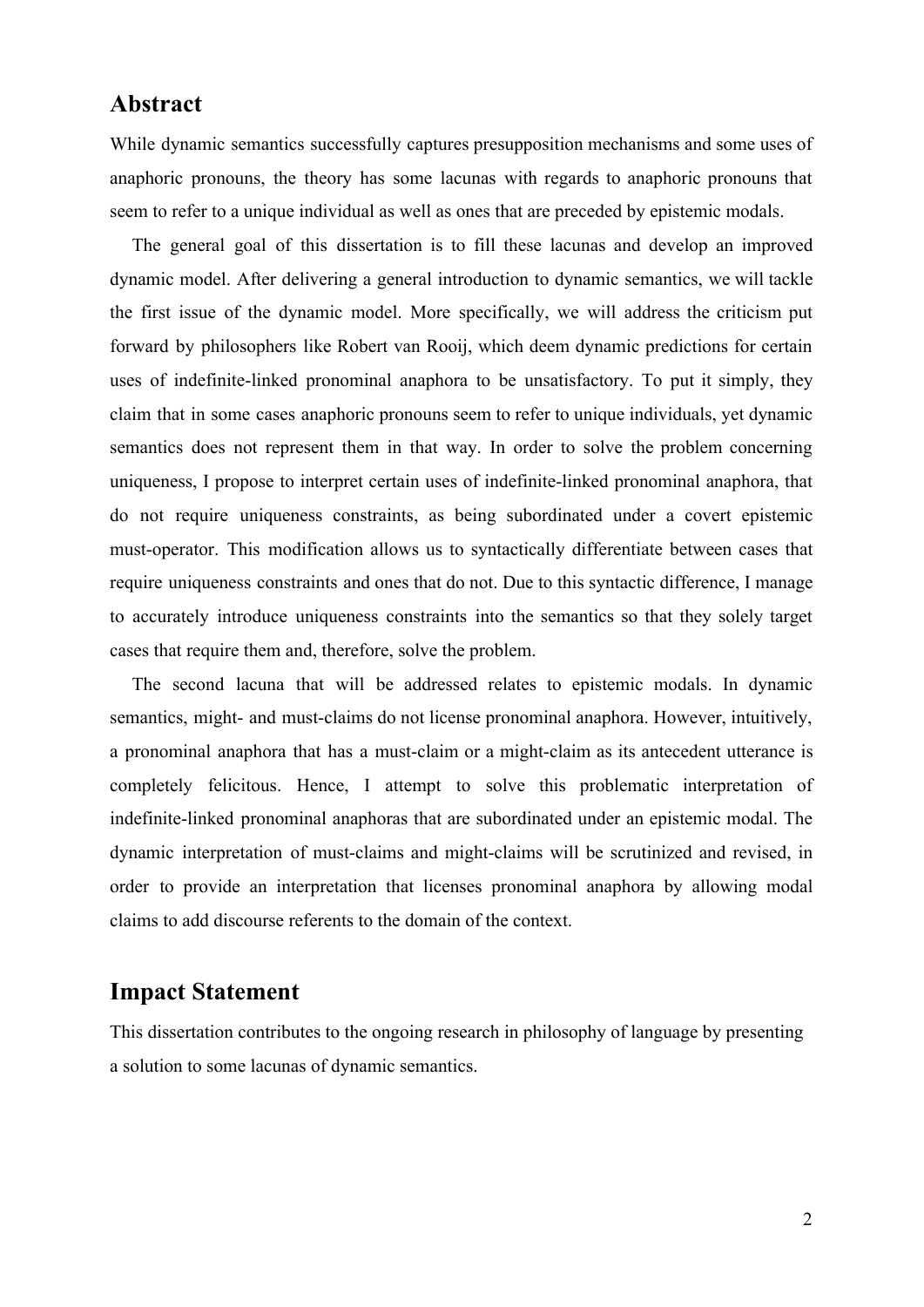## Abstract

While dynamic semantics successfully captures presupposition mechanisms and some uses of anaphoric pronouns, the theory has some lacunas with regards to anaphoric pronouns that seem to refer to a unique individual as well as ones that are preceded by epistemic modals.

The general goal of this dissertation is to fill these lacunas and develop an improved dynamic model. After delivering a general introduction to dynamic semantics, we will tackle the first issue of the dynamic model. More specifically, we will address the criticism put forward by philosophers like Robert van Rooij, which deem dynamic predictions for certain uses of indefinite-linked pronominal anaphora to be unsatisfactory. To put it simply, they claim that in some cases anaphoric pronouns seem to refer to unique individuals, yet dynamic semantics does not represent them in that way. In order to solve the problem concerning uniqueness, I propose to interpret certain uses of indefinite-linked pronominal anaphora, that do not require uniqueness constraints, as being subordinated under a covert epistemic must-operator. This modification allows us to syntactically differentiate between cases that require uniqueness constraints and ones that do not. Due to this syntactic difference, I manage to accurately introduce uniqueness constraints into the semantics so that they solely target cases that require them and, therefore, solve the problem.

The second lacuna that will be addressed relates to epistemic modals. In dynamic semantics, might- and must-claims do not license pronominal anaphora. However, intuitively, a pronominal anaphora that has a must-claim or a might-claim as its antecedent utterance is completely felicitous. Hence, I attempt to solve this problematic interpretation of indefinite-linked pronominal anaphoras that are subordinated under an epistemic modal. The dynamic interpretation of must-claims and might-claims will be scrutinized and revised, in order to provide an interpretation that licenses pronominal anaphora by allowing modal claims to add discourse referents to the domain of the context.

## Impact Statement

This dissertation contributes to the ongoing research in philosophy of language by presenting a solution to some lacunas of dynamic semantics.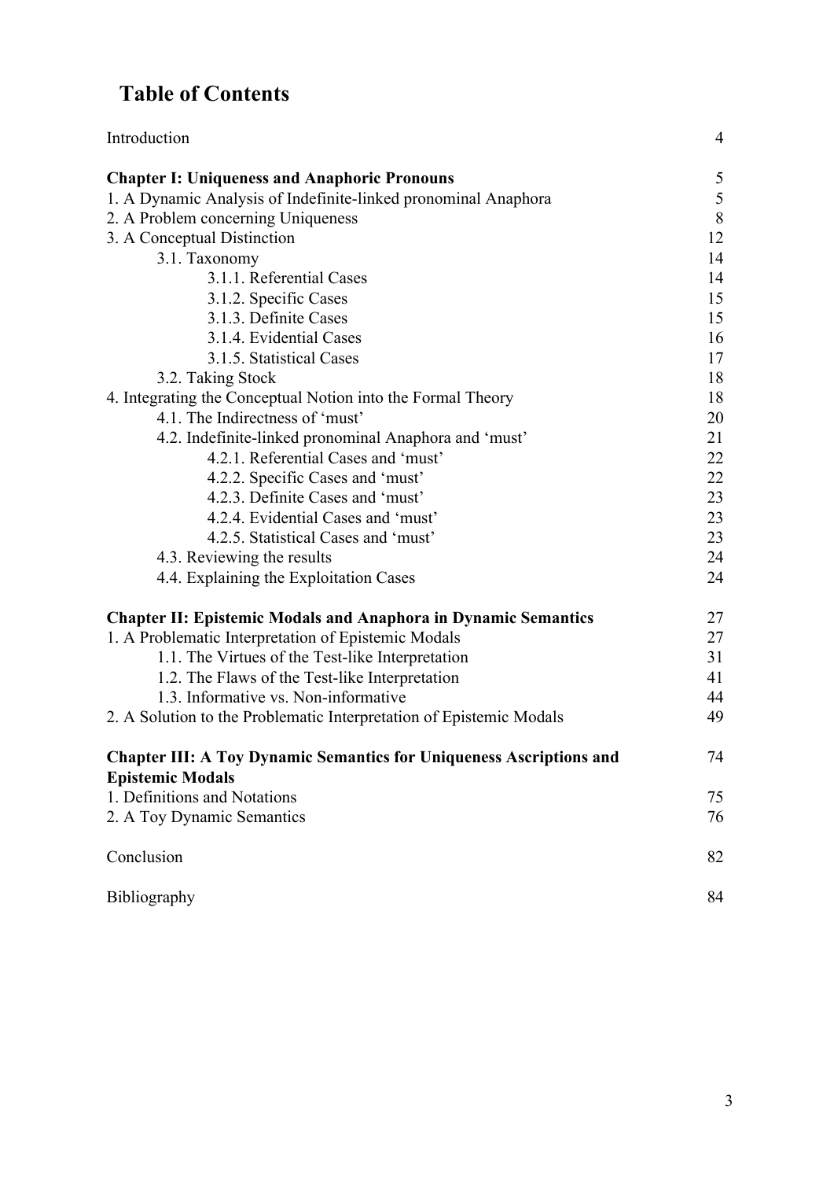# Table of Contents

| | |
|---|---|
| Introduction | 4 |
| **Chapter I: Uniqueness and Anaphoric Pronouns** | 5 |
| 1. A Dynamic Analysis of Indefinite-linked pronominal Anaphora | 5 |
| 2. A Problem concerning Uniqueness | 8 |
| 3. A Conceptual Distinction | 12 |
| 3.1. Taxonomy | 14 |
| 3.1.1. Referential Cases | 14 |
| 3.1.2. Specific Cases | 15 |
| 3.1.3. Definite Cases | 15 |
| 3.1.4. Evidential Cases | 16 |
| 3.1.5. Statistical Cases | 17 |
| 3.2. Taking Stock | 18 |
| 4. Integrating the Conceptual Notion into the Formal Theory | 18 |
| 4.1. The Indirectness of 'must' | 20 |
| 4.2. Indefinite-linked pronominal Anaphora and 'must' | 21 |
| 4.2.1. Referential Cases and 'must' | 22 |
| 4.2.2. Specific Cases and 'must' | 22 |
| 4.2.3. Definite Cases and 'must' | 23 |
| 4.2.4. Evidential Cases and 'must' | 23 |
| 4.2.5. Statistical Cases and 'must' | 23 |
| 4.3. Reviewing the results | 24 |
| 4.4. Explaining the Exploitation Cases | 24 |
| **Chapter II: Epistemic Modals and Anaphora in Dynamic Semantics** | 27 |
| 1. A Problematic Interpretation of Epistemic Modals | 27 |
| 1.1. The Virtues of the Test-like Interpretation | 31 |
| 1.2. The Flaws of the Test-like Interpretation | 41 |
| 1.3. Informative vs. Non-informative | 44 |
| 2. A Solution to the Problematic Interpretation of Epistemic Modals | 49 |
| **Chapter III: A Toy Dynamic Semantics for Uniqueness Ascriptions and Epistemic Modals** | 74 |
| 1. Definitions and Notations | 75 |
| 2. A Toy Dynamic Semantics | 76 |
| Conclusion | 82 |
| Bibliography | 84 |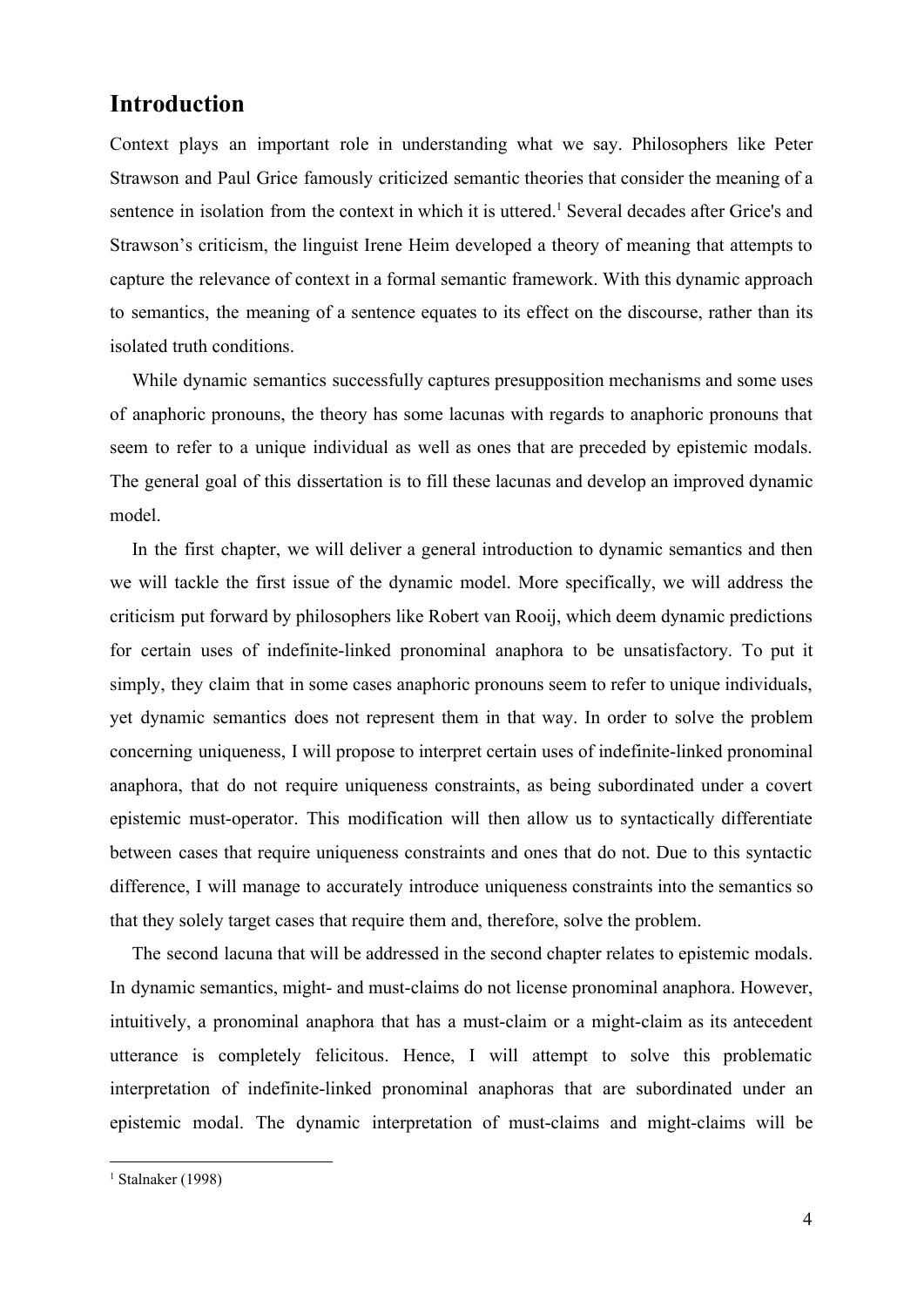# Introduction

Context plays an important role in understanding what we say. Philosophers like Peter Strawson and Paul Grice famously criticized semantic theories that consider the meaning of a sentence in isolation from the context in which it is uttered.[1] Several decades after Grice's and Strawson's criticism, the linguist Irene Heim developed a theory of meaning that attempts to capture the relevance of context in a formal semantic framework. With this dynamic approach to semantics, the meaning of a sentence equates to its effect on the discourse, rather than its isolated truth conditions.

While dynamic semantics successfully captures presupposition mechanisms and some uses of anaphoric pronouns, the theory has some lacunas with regards to anaphoric pronouns that seem to refer to a unique individual as well as ones that are preceded by epistemic modals. The general goal of this dissertation is to fill these lacunas and develop an improved dynamic model.

In the first chapter, we will deliver a general introduction to dynamic semantics and then we will tackle the first issue of the dynamic model. More specifically, we will address the criticism put forward by philosophers like Robert van Rooij, which deem dynamic predictions for certain uses of indefinite-linked pronominal anaphora to be unsatisfactory. To put it simply, they claim that in some cases anaphoric pronouns seem to refer to unique individuals, yet dynamic semantics does not represent them in that way. In order to solve the problem concerning uniqueness, I will propose to interpret certain uses of indefinite-linked pronominal anaphora, that do not require uniqueness constraints, as being subordinated under a covert epistemic must-operator. This modification will then allow us to syntactically differentiate between cases that require uniqueness constraints and ones that do not. Due to this syntactic difference, I will manage to accurately introduce uniqueness constraints into the semantics so that they solely target cases that require them and, therefore, solve the problem.

The second lacuna that will be addressed in the second chapter relates to epistemic modals. In dynamic semantics, might- and must-claims do not license pronominal anaphora. However, intuitively, a pronominal anaphora that has a must-claim or a might-claim as its antecedent utterance is completely felicitous. Hence, I will attempt to solve this problematic interpretation of indefinite-linked pronominal anaphoras that are subordinated under an epistemic modal. The dynamic interpretation of must-claims and might-claims will be

[1] Stalnaker (1998)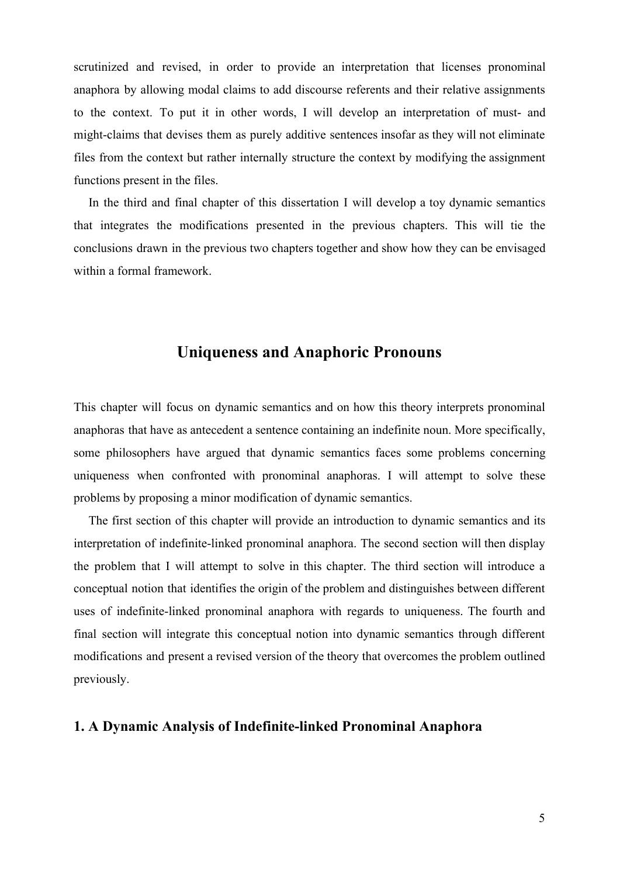scrutinized and revised, in order to provide an interpretation that licenses pronominal anaphora by allowing modal claims to add discourse referents and their relative assignments to the context. To put it in other words, I will develop an interpretation of must- and might-claims that devises them as purely additive sentences insofar as they will not eliminate files from the context but rather internally structure the context by modifying the assignment functions present in the files.

In the third and final chapter of this dissertation I will develop a toy dynamic semantics that integrates the modifications presented in the previous chapters. This will tie the conclusions drawn in the previous two chapters together and show how they can be envisaged within a formal framework.

## Uniqueness and Anaphoric Pronouns

This chapter will focus on dynamic semantics and on how this theory interprets pronominal anaphoras that have as antecedent a sentence containing an indefinite noun. More specifically, some philosophers have argued that dynamic semantics faces some problems concerning uniqueness when confronted with pronominal anaphoras. I will attempt to solve these problems by proposing a minor modification of dynamic semantics.

The first section of this chapter will provide an introduction to dynamic semantics and its interpretation of indefinite-linked pronominal anaphora. The second section will then display the problem that I will attempt to solve in this chapter. The third section will introduce a conceptual notion that identifies the origin of the problem and distinguishes between different uses of indefinite-linked pronominal anaphora with regards to uniqueness. The fourth and final section will integrate this conceptual notion into dynamic semantics through different modifications and present a revised version of the theory that overcomes the problem outlined previously.

### 1. A Dynamic Analysis of Indefinite-linked Pronominal Anaphora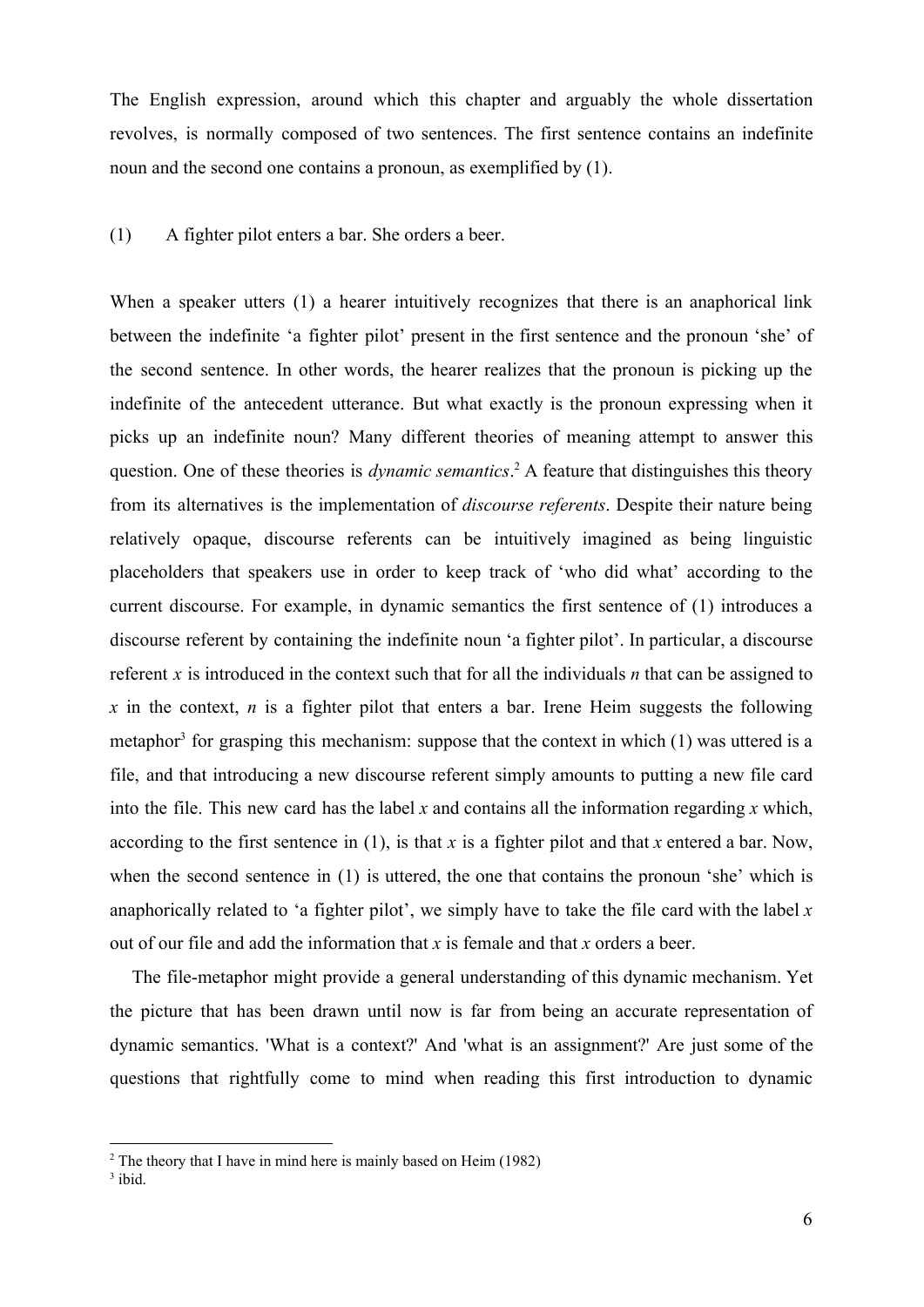The English expression, around which this chapter and arguably the whole dissertation revolves, is normally composed of two sentences. The first sentence contains an indefinite noun and the second one contains a pronoun, as exemplified by (1).

(1) A fighter pilot enters a bar. She orders a beer.

When a speaker utters (1) a hearer intuitively recognizes that there is an anaphorical link between the indefinite 'a fighter pilot' present in the first sentence and the pronoun 'she' of the second sentence. In other words, the hearer realizes that the pronoun is picking up the indefinite of the antecedent utterance. But what exactly is the pronoun expressing when it picks up an indefinite noun? Many different theories of meaning attempt to answer this question. One of these theories is *dynamic semantics*.[2] A feature that distinguishes this theory from its alternatives is the implementation of *discourse referents*. Despite their nature being relatively opaque, discourse referents can be intuitively imagined as being linguistic placeholders that speakers use in order to keep track of 'who did what' according to the current discourse. For example, in dynamic semantics the first sentence of (1) introduces a discourse referent by containing the indefinite noun 'a fighter pilot'. In particular, a discourse referent $x$ is introduced in the context such that for all the individuals $n$ that can be assigned to $x$ in the context, $n$ is a fighter pilot that enters a bar. Irene Heim suggests the following metaphor[3] for grasping this mechanism: suppose that the context in which (1) was uttered is a file, and that introducing a new discourse referent simply amounts to putting a new file card into the file. This new card has the label $x$ and contains all the information regarding $x$ which, according to the first sentence in (1), is that $x$ is a fighter pilot and that $x$ entered a bar. Now, when the second sentence in (1) is uttered, the one that contains the pronoun 'she' which is anaphorically related to 'a fighter pilot', we simply have to take the file card with the label $x$ out of our file and add the information that $x$ is female and that $x$ orders a beer.

The file-metaphor might provide a general understanding of this dynamic mechanism. Yet the picture that has been drawn until now is far from being an accurate representation of dynamic semantics. 'What is a context?' And 'what is an assignment?' Are just some of the questions that rightfully come to mind when reading this first introduction to dynamic

[2] The theory that I have in mind here is mainly based on Heim (1982)

[3] ibid.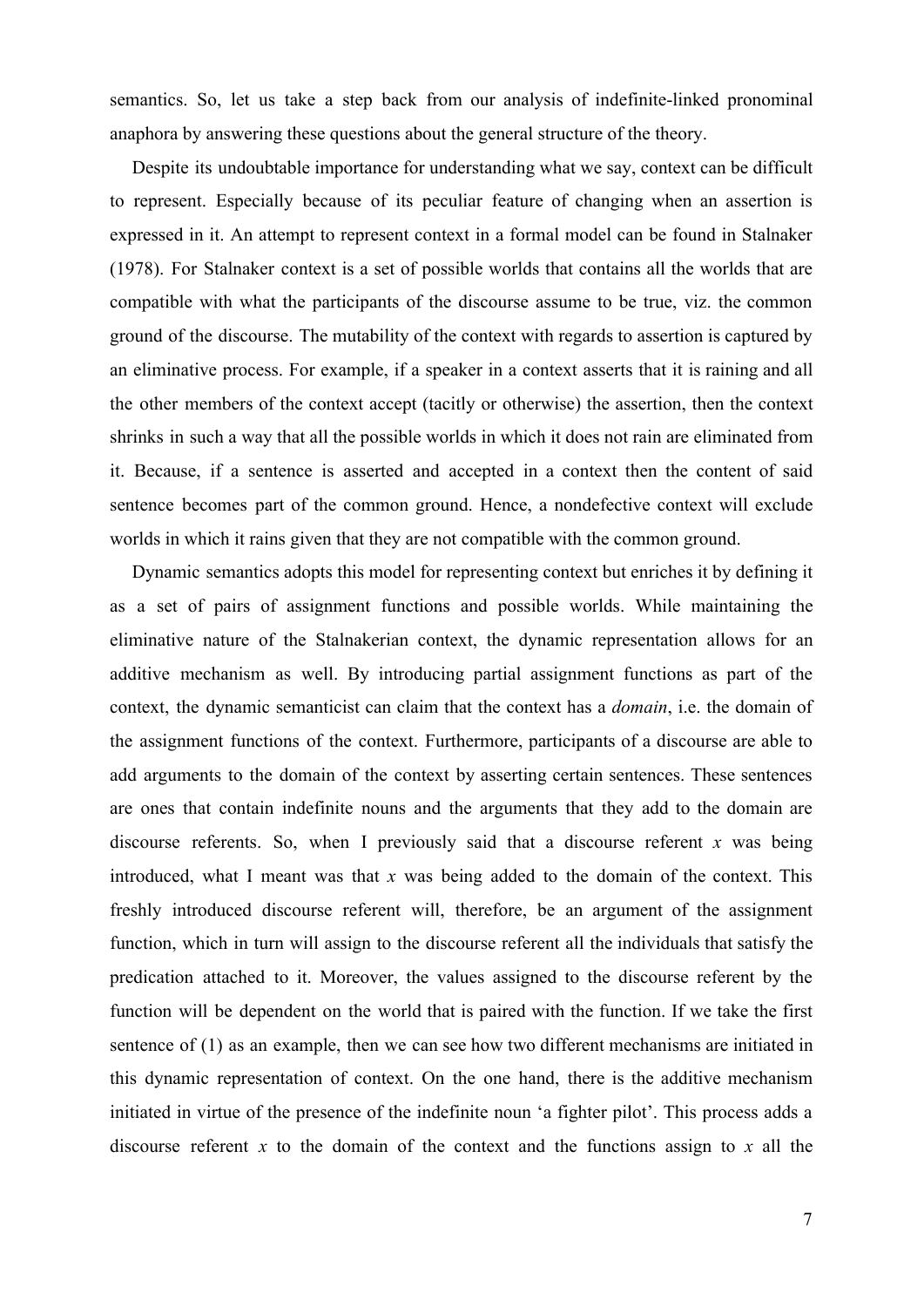semantics. So, let us take a step back from our analysis of indefinite-linked pronominal anaphora by answering these questions about the general structure of the theory.

Despite its undoubtable importance for understanding what we say, context can be difficult to represent. Especially because of its peculiar feature of changing when an assertion is expressed in it. An attempt to represent context in a formal model can be found in Stalnaker (1978). For Stalnaker context is a set of possible worlds that contains all the worlds that are compatible with what the participants of the discourse assume to be true, viz. the common ground of the discourse. The mutability of the context with regards to assertion is captured by an eliminative process. For example, if a speaker in a context asserts that it is raining and all the other members of the context accept (tacitly or otherwise) the assertion, then the context shrinks in such a way that all the possible worlds in which it does not rain are eliminated from it. Because, if a sentence is asserted and accepted in a context then the content of said sentence becomes part of the common ground. Hence, a nondefective context will exclude worlds in which it rains given that they are not compatible with the common ground.

Dynamic semantics adopts this model for representing context but enriches it by defining it as a set of pairs of assignment functions and possible worlds. While maintaining the eliminative nature of the Stalnakerian context, the dynamic representation allows for an additive mechanism as well. By introducing partial assignment functions as part of the context, the dynamic semanticist can claim that the context has a *domain*, i.e. the domain of the assignment functions of the context. Furthermore, participants of a discourse are able to add arguments to the domain of the context by asserting certain sentences. These sentences are ones that contain indefinite nouns and the arguments that they add to the domain are discourse referents. So, when I previously said that a discourse referent $x$ was being introduced, what I meant was that $x$ was being added to the domain of the context. This freshly introduced discourse referent will, therefore, be an argument of the assignment function, which in turn will assign to the discourse referent all the individuals that satisfy the predication attached to it. Moreover, the values assigned to the discourse referent by the function will be dependent on the world that is paired with the function. If we take the first sentence of (1) as an example, then we can see how two different mechanisms are initiated in this dynamic representation of context. On the one hand, there is the additive mechanism initiated in virtue of the presence of the indefinite noun 'a fighter pilot'. This process adds a discourse referent $x$ to the domain of the context and the functions assign to $x$ all the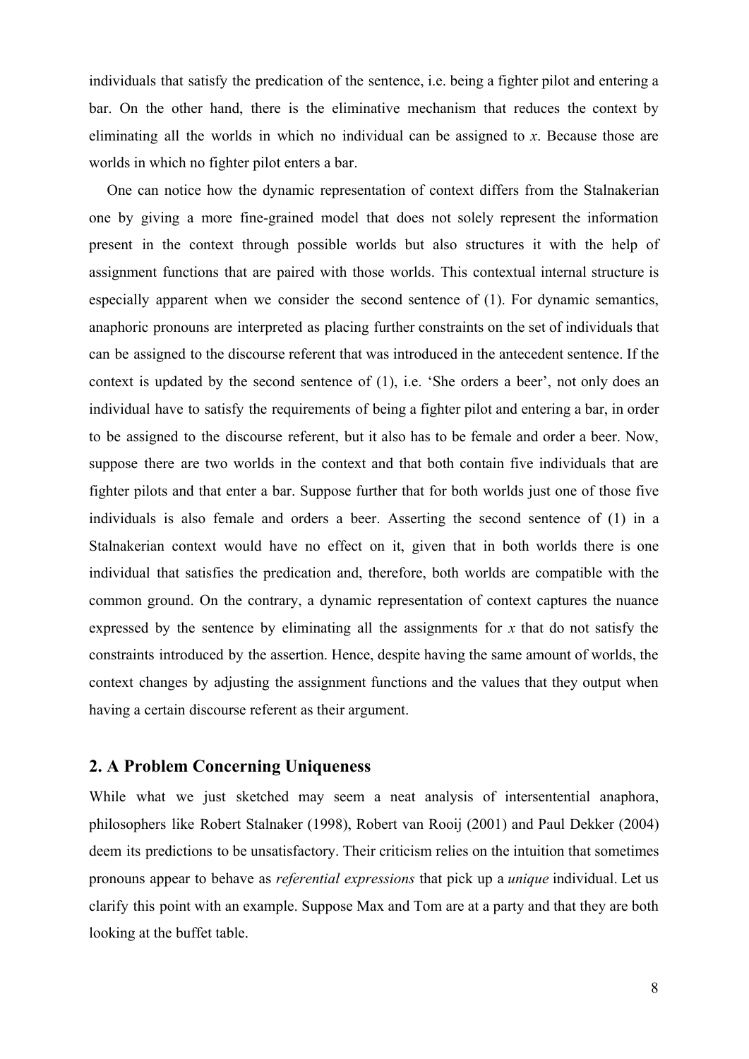individuals that satisfy the predication of the sentence, i.e. being a fighter pilot and entering a bar. On the other hand, there is the eliminative mechanism that reduces the context by eliminating all the worlds in which no individual can be assigned to *x*. Because those are worlds in which no fighter pilot enters a bar.

One can notice how the dynamic representation of context differs from the Stalnakerian one by giving a more fine-grained model that does not solely represent the information present in the context through possible worlds but also structures it with the help of assignment functions that are paired with those worlds. This contextual internal structure is especially apparent when we consider the second sentence of (1). For dynamic semantics, anaphoric pronouns are interpreted as placing further constraints on the set of individuals that can be assigned to the discourse referent that was introduced in the antecedent sentence. If the context is updated by the second sentence of (1), i.e. 'She orders a beer', not only does an individual have to satisfy the requirements of being a fighter pilot and entering a bar, in order to be assigned to the discourse referent, but it also has to be female and order a beer. Now, suppose there are two worlds in the context and that both contain five individuals that are fighter pilots and that enter a bar. Suppose further that for both worlds just one of those five individuals is also female and orders a beer. Asserting the second sentence of (1) in a Stalnakerian context would have no effect on it, given that in both worlds there is one individual that satisfies the predication and, therefore, both worlds are compatible with the common ground. On the contrary, a dynamic representation of context captures the nuance expressed by the sentence by eliminating all the assignments for *x* that do not satisfy the constraints introduced by the assertion. Hence, despite having the same amount of worlds, the context changes by adjusting the assignment functions and the values that they output when having a certain discourse referent as their argument.

## 2. A Problem Concerning Uniqueness

While what we just sketched may seem a neat analysis of intersentential anaphora, philosophers like Robert Stalnaker (1998), Robert van Rooij (2001) and Paul Dekker (2004) deem its predictions to be unsatisfactory. Their criticism relies on the intuition that sometimes pronouns appear to behave as *referential expressions* that pick up a *unique* individual. Let us clarify this point with an example. Suppose Max and Tom are at a party and that they are both looking at the buffet table.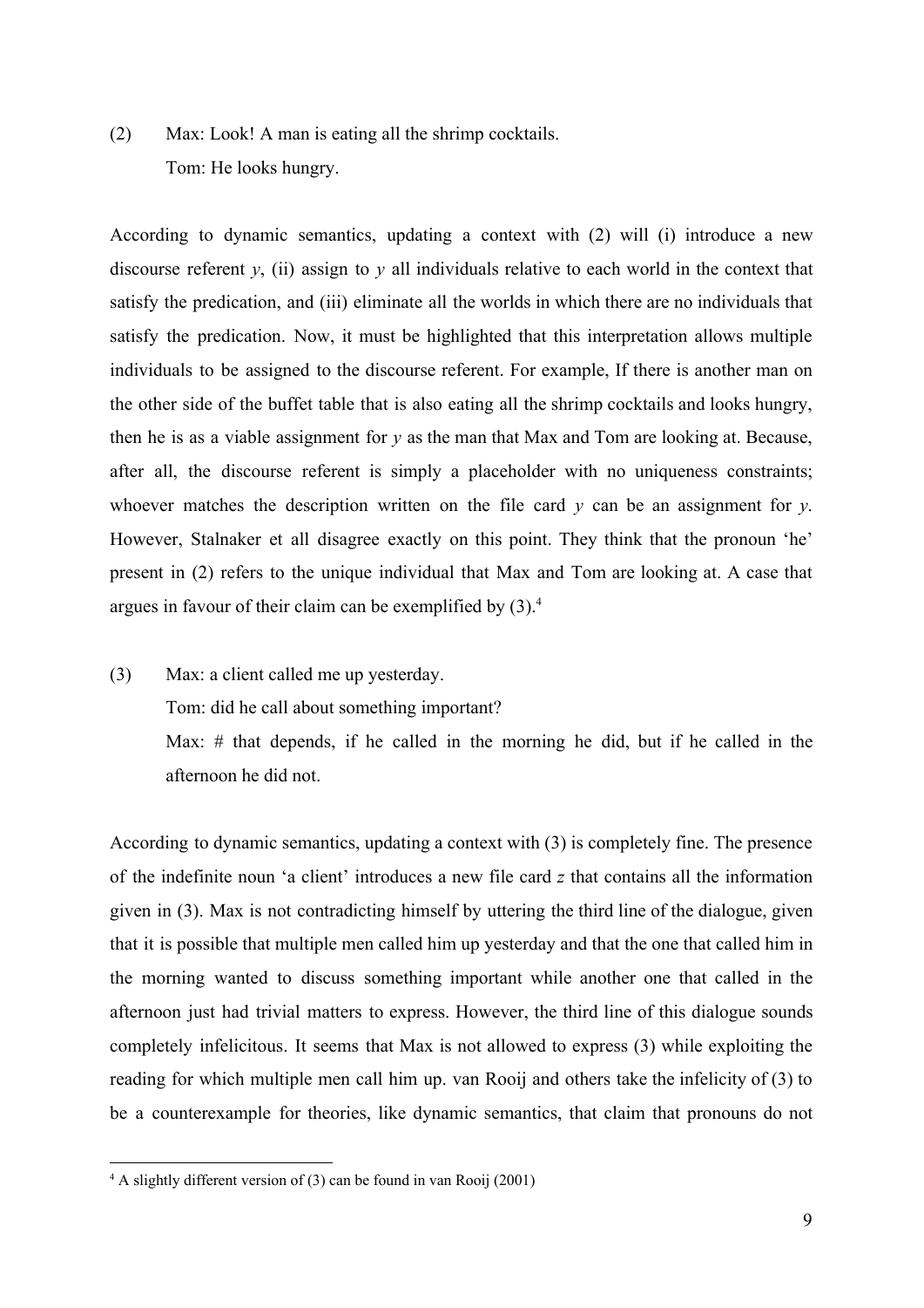(2) Max: Look! A man is eating all the shrimp cocktails.
    Tom: He looks hungry.

According to dynamic semantics, updating a context with (2) will (i) introduce a new discourse referent *y*, (ii) assign to *y* all individuals relative to each world in the context that satisfy the predication, and (iii) eliminate all the worlds in which there are no individuals that satisfy the predication. Now, it must be highlighted that this interpretation allows multiple individuals to be assigned to the discourse referent. For example, If there is another man on the other side of the buffet table that is also eating all the shrimp cocktails and looks hungry, then he is as a viable assignment for *y* as the man that Max and Tom are looking at. Because, after all, the discourse referent is simply a placeholder with no uniqueness constraints; whoever matches the description written on the file card *y* can be an assignment for *y*. However, Stalnaker et all disagree exactly on this point. They think that the pronoun 'he' present in (2) refers to the unique individual that Max and Tom are looking at. A case that argues in favour of their claim can be exemplified by (3).[4]

(3) Max: a client called me up yesterday.
    Tom: did he call about something important?
    Max: # that depends, if he called in the morning he did, but if he called in the afternoon he did not.

According to dynamic semantics, updating a context with (3) is completely fine. The presence of the indefinite noun 'a client' introduces a new file card *z* that contains all the information given in (3). Max is not contradicting himself by uttering the third line of the dialogue, given that it is possible that multiple men called him up yesterday and that the one that called him in the morning wanted to discuss something important while another one that called in the afternoon just had trivial matters to express. However, the third line of this dialogue sounds completely infelicitous. It seems that Max is not allowed to express (3) while exploiting the reading for which multiple men call him up. van Rooij and others take the infelicity of (3) to be a counterexample for theories, like dynamic semantics, that claim that pronouns do not

[4] A slightly different version of (3) can be found in van Rooij (2001)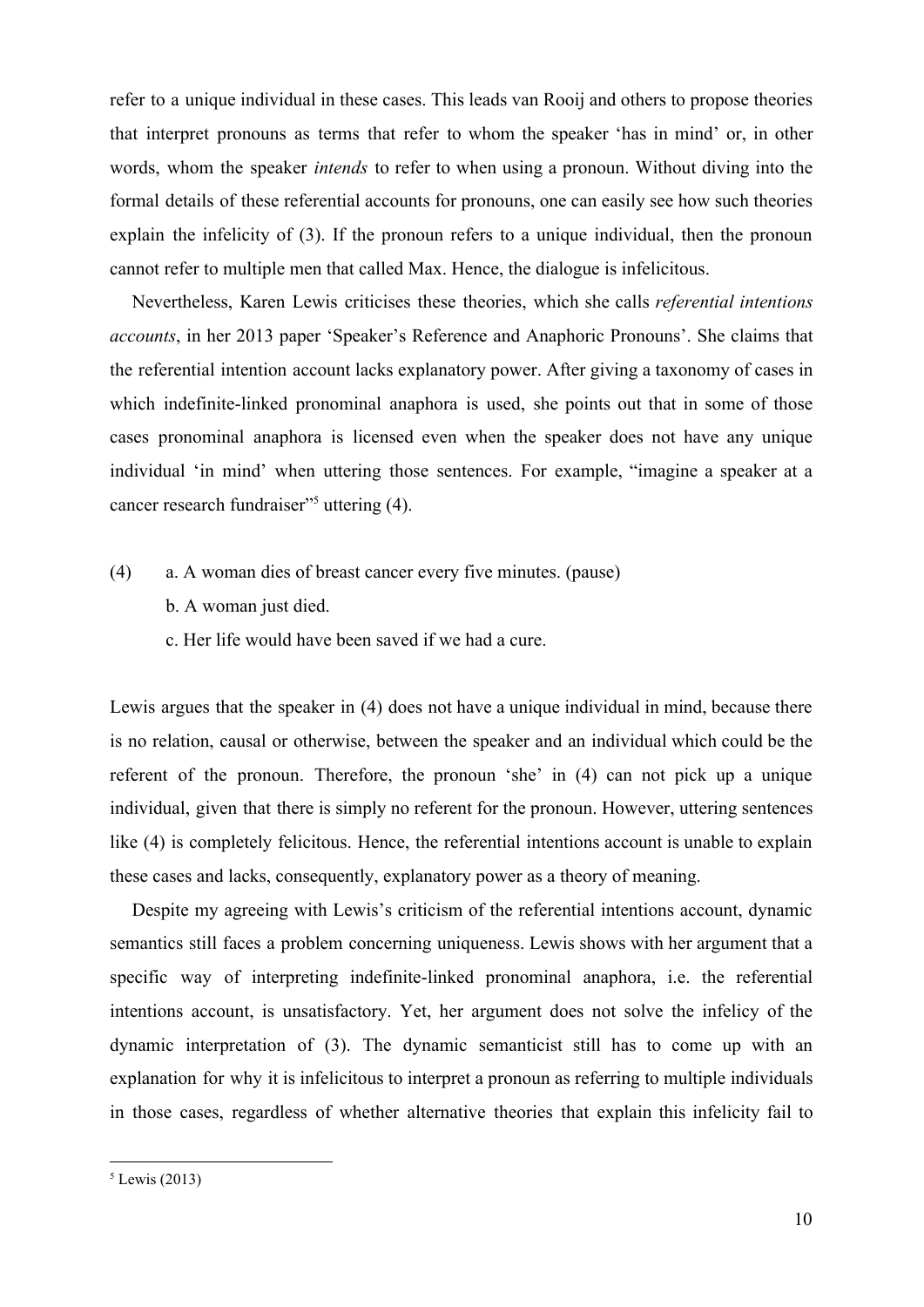refer to a unique individual in these cases. This leads van Rooij and others to propose theories that interpret pronouns as terms that refer to whom the speaker 'has in mind' or, in other words, whom the speaker *intends* to refer to when using a pronoun. Without diving into the formal details of these referential accounts for pronouns, one can easily see how such theories explain the infelicity of (3). If the pronoun refers to a unique individual, then the pronoun cannot refer to multiple men that called Max. Hence, the dialogue is infelicitous.

Nevertheless, Karen Lewis criticises these theories, which she calls *referential intentions accounts*, in her 2013 paper 'Speaker's Reference and Anaphoric Pronouns'. She claims that the referential intention account lacks explanatory power. After giving a taxonomy of cases in which indefinite-linked pronominal anaphora is used, she points out that in some of those cases pronominal anaphora is licensed even when the speaker does not have any unique individual 'in mind' when uttering those sentences. For example, "imagine a speaker at a cancer research fundraiser"[5] uttering (4).

(4) a. A woman dies of breast cancer every five minutes. (pause)
    b. A woman just died.
    c. Her life would have been saved if we had a cure.

Lewis argues that the speaker in (4) does not have a unique individual in mind, because there is no relation, causal or otherwise, between the speaker and an individual which could be the referent of the pronoun. Therefore, the pronoun 'she' in (4) can not pick up a unique individual, given that there is simply no referent for the pronoun. However, uttering sentences like (4) is completely felicitous. Hence, the referential intentions account is unable to explain these cases and lacks, consequently, explanatory power as a theory of meaning.

Despite my agreeing with Lewis's criticism of the referential intentions account, dynamic semantics still faces a problem concerning uniqueness. Lewis shows with her argument that a specific way of interpreting indefinite-linked pronominal anaphora, i.e. the referential intentions account, is unsatisfactory. Yet, her argument does not solve the infelicy of the dynamic interpretation of (3). The dynamic semanticist still has to come up with an explanation for why it is infelicitous to interpret a pronoun as referring to multiple individuals in those cases, regardless of whether alternative theories that explain this infelicity fail to

[5] Lewis (2013)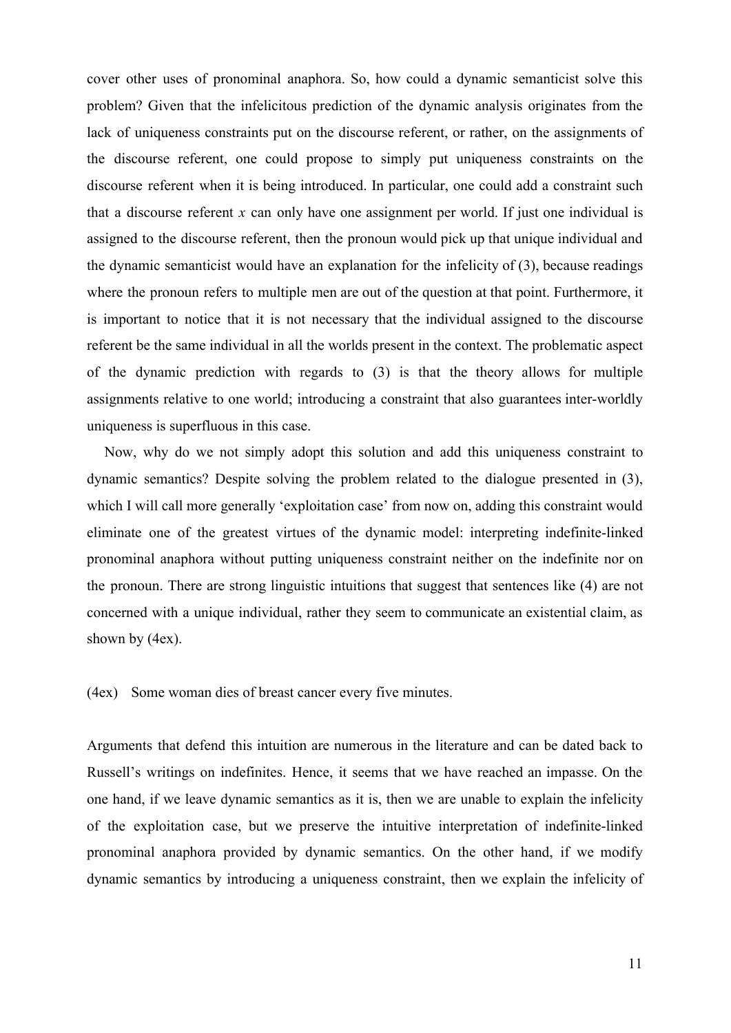cover other uses of pronominal anaphora. So, how could a dynamic semanticist solve this problem? Given that the infelicitous prediction of the dynamic analysis originates from the lack of uniqueness constraints put on the discourse referent, or rather, on the assignments of the discourse referent, one could propose to simply put uniqueness constraints on the discourse referent when it is being introduced. In particular, one could add a constraint such that a discourse referent *x* can only have one assignment per world. If just one individual is assigned to the discourse referent, then the pronoun would pick up that unique individual and the dynamic semanticist would have an explanation for the infelicity of (3), because readings where the pronoun refers to multiple men are out of the question at that point. Furthermore, it is important to notice that it is not necessary that the individual assigned to the discourse referent be the same individual in all the worlds present in the context. The problematic aspect of the dynamic prediction with regards to (3) is that the theory allows for multiple assignments relative to one world; introducing a constraint that also guarantees inter-worldly uniqueness is superfluous in this case.

Now, why do we not simply adopt this solution and add this uniqueness constraint to dynamic semantics? Despite solving the problem related to the dialogue presented in (3), which I will call more generally 'exploitation case' from now on, adding this constraint would eliminate one of the greatest virtues of the dynamic model: interpreting indefinite-linked pronominal anaphora without putting uniqueness constraint neither on the indefinite nor on the pronoun. There are strong linguistic intuitions that suggest that sentences like (4) are not concerned with a unique individual, rather they seem to communicate an existential claim, as shown by (4ex).

(4ex) Some woman dies of breast cancer every five minutes.

Arguments that defend this intuition are numerous in the literature and can be dated back to Russell's writings on indefinites. Hence, it seems that we have reached an impasse. On the one hand, if we leave dynamic semantics as it is, then we are unable to explain the infelicity of the exploitation case, but we preserve the intuitive interpretation of indefinite-linked pronominal anaphora provided by dynamic semantics. On the other hand, if we modify dynamic semantics by introducing a uniqueness constraint, then we explain the infelicity of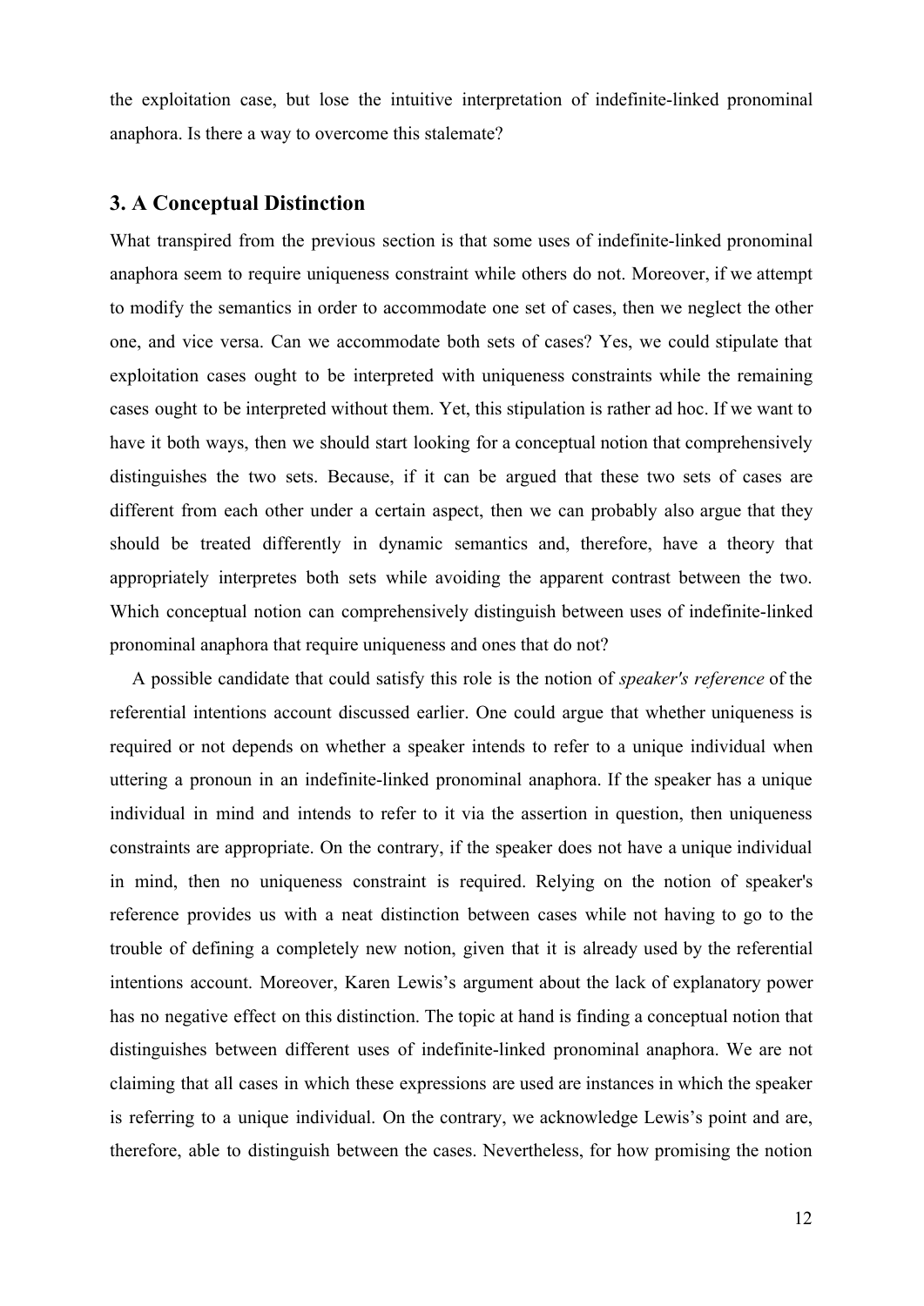the exploitation case, but lose the intuitive interpretation of indefinite-linked pronominal anaphora. Is there a way to overcome this stalemate?

## 3. A Conceptual Distinction

What transpired from the previous section is that some uses of indefinite-linked pronominal anaphora seem to require uniqueness constraint while others do not. Moreover, if we attempt to modify the semantics in order to accommodate one set of cases, then we neglect the other one, and vice versa. Can we accommodate both sets of cases? Yes, we could stipulate that exploitation cases ought to be interpreted with uniqueness constraints while the remaining cases ought to be interpreted without them. Yet, this stipulation is rather ad hoc. If we want to have it both ways, then we should start looking for a conceptual notion that comprehensively distinguishes the two sets. Because, if it can be argued that these two sets of cases are different from each other under a certain aspect, then we can probably also argue that they should be treated differently in dynamic semantics and, therefore, have a theory that appropriately interpretes both sets while avoiding the apparent contrast between the two. Which conceptual notion can comprehensively distinguish between uses of indefinite-linked pronominal anaphora that require uniqueness and ones that do not?

A possible candidate that could satisfy this role is the notion of *speaker's reference* of the referential intentions account discussed earlier. One could argue that whether uniqueness is required or not depends on whether a speaker intends to refer to a unique individual when uttering a pronoun in an indefinite-linked pronominal anaphora. If the speaker has a unique individual in mind and intends to refer to it via the assertion in question, then uniqueness constraints are appropriate. On the contrary, if the speaker does not have a unique individual in mind, then no uniqueness constraint is required. Relying on the notion of speaker's reference provides us with a neat distinction between cases while not having to go to the trouble of defining a completely new notion, given that it is already used by the referential intentions account. Moreover, Karen Lewis's argument about the lack of explanatory power has no negative effect on this distinction. The topic at hand is finding a conceptual notion that distinguishes between different uses of indefinite-linked pronominal anaphora. We are not claiming that all cases in which these expressions are used are instances in which the speaker is referring to a unique individual. On the contrary, we acknowledge Lewis's point and are, therefore, able to distinguish between the cases. Nevertheless, for how promising the notion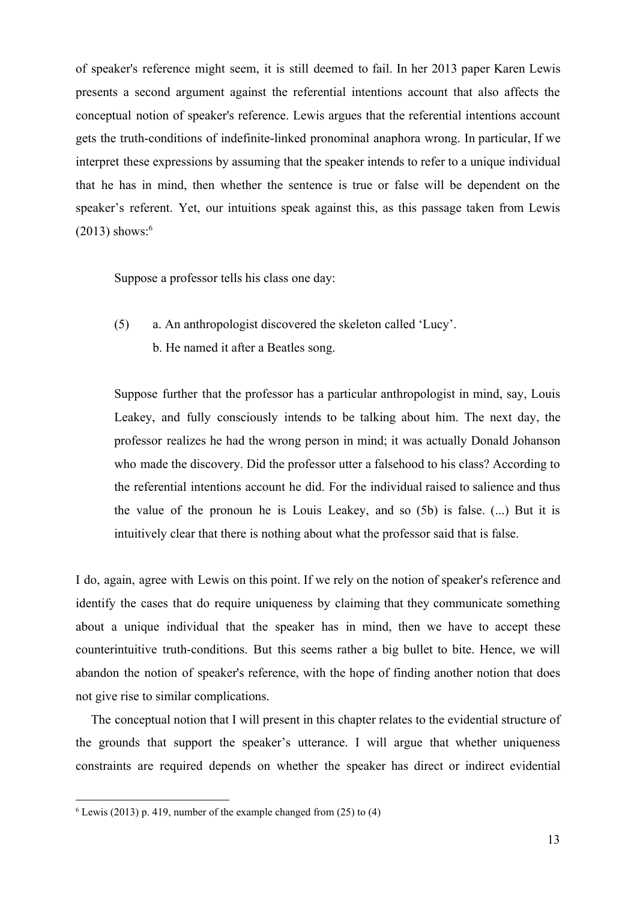of speaker's reference might seem, it is still deemed to fail. In her 2013 paper Karen Lewis presents a second argument against the referential intentions account that also affects the conceptual notion of speaker's reference. Lewis argues that the referential intentions account gets the truth-conditions of indefinite-linked pronominal anaphora wrong. In particular, If we interpret these expressions by assuming that the speaker intends to refer to a unique individual that he has in mind, then whether the sentence is true or false will be dependent on the speaker's referent. Yet, our intuitions speak against this, as this passage taken from Lewis (2013) shows:[6]

> Suppose a professor tells his class one day:
>
> (5) a. An anthropologist discovered the skeleton called 'Lucy'.
>     b. He named it after a Beatles song.
>
> Suppose further that the professor has a particular anthropologist in mind, say, Louis Leakey, and fully consciously intends to be talking about him. The next day, the professor realizes he had the wrong person in mind; it was actually Donald Johanson who made the discovery. Did the professor utter a falsehood to his class? According to the referential intentions account he did. For the individual raised to salience and thus the value of the pronoun he is Louis Leakey, and so (5b) is false. (...) But it is intuitively clear that there is nothing about what the professor said that is false.

I do, again, agree with Lewis on this point. If we rely on the notion of speaker's reference and identify the cases that do require uniqueness by claiming that they communicate something about a unique individual that the speaker has in mind, then we have to accept these counterintuitive truth-conditions. But this seems rather a big bullet to bite. Hence, we will abandon the notion of speaker's reference, with the hope of finding another notion that does not give rise to similar complications.

The conceptual notion that I will present in this chapter relates to the evidential structure of the grounds that support the speaker's utterance. I will argue that whether uniqueness constraints are required depends on whether the speaker has direct or indirect evidential

[6] Lewis (2013) p. 419, number of the example changed from (25) to (4)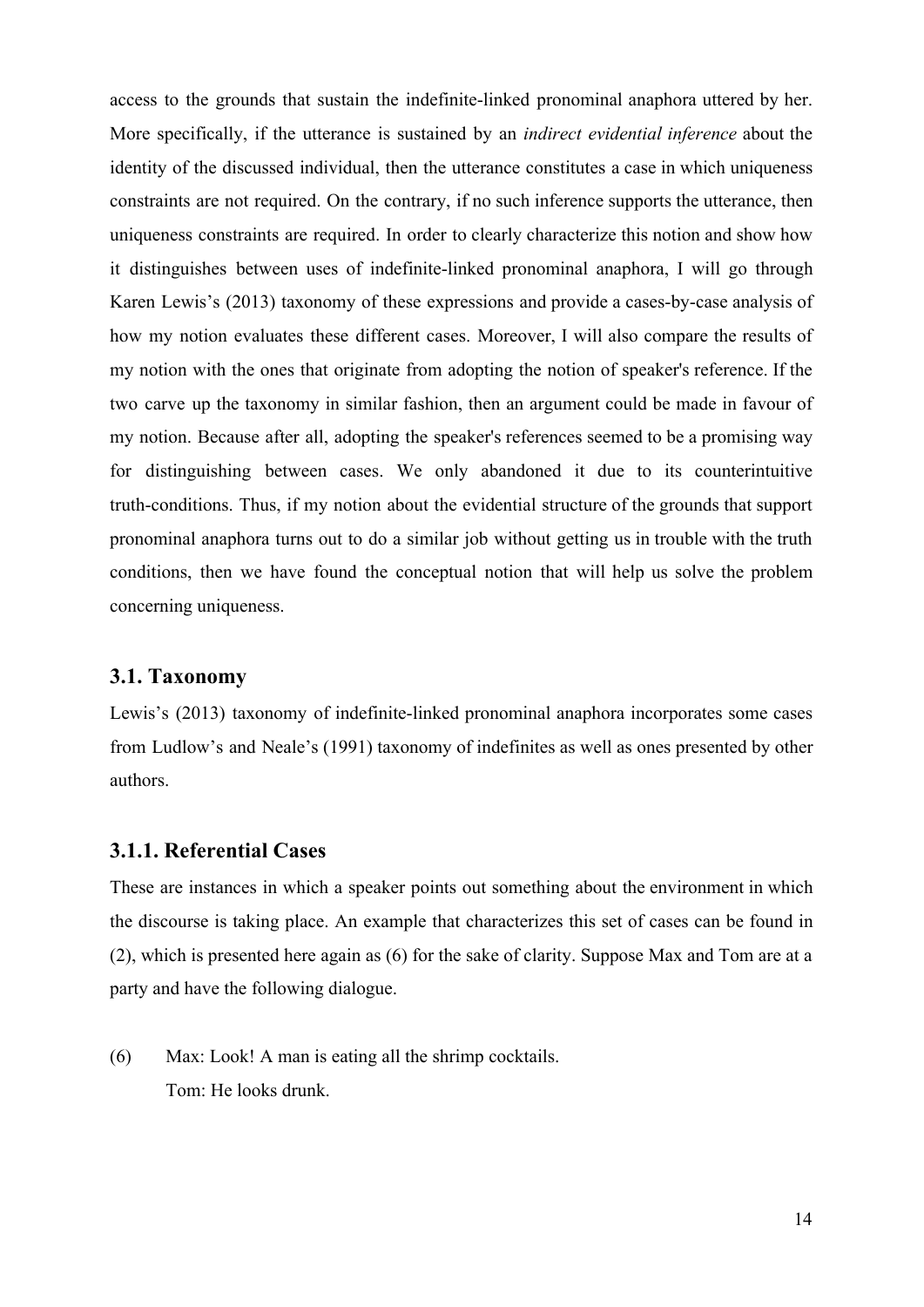access to the grounds that sustain the indefinite-linked pronominal anaphora uttered by her. More specifically, if the utterance is sustained by an *indirect evidential inference* about the identity of the discussed individual, then the utterance constitutes a case in which uniqueness constraints are not required. On the contrary, if no such inference supports the utterance, then uniqueness constraints are required. In order to clearly characterize this notion and show how it distinguishes between uses of indefinite-linked pronominal anaphora, I will go through Karen Lewis's (2013) taxonomy of these expressions and provide a cases-by-case analysis of how my notion evaluates these different cases. Moreover, I will also compare the results of my notion with the ones that originate from adopting the notion of speaker's reference. If the two carve up the taxonomy in similar fashion, then an argument could be made in favour of my notion. Because after all, adopting the speaker's references seemed to be a promising way for distinguishing between cases. We only abandoned it due to its counterintuitive truth-conditions. Thus, if my notion about the evidential structure of the grounds that support pronominal anaphora turns out to do a similar job without getting us in trouble with the truth conditions, then we have found the conceptual notion that will help us solve the problem concerning uniqueness.

### 3.1. Taxonomy

Lewis's (2013) taxonomy of indefinite-linked pronominal anaphora incorporates some cases from Ludlow's and Neale's (1991) taxonomy of indefinites as well as ones presented by other authors.

#### 3.1.1. Referential Cases

These are instances in which a speaker points out something about the environment in which the discourse is taking place. An example that characterizes this set of cases can be found in (2), which is presented here again as (6) for the sake of clarity. Suppose Max and Tom are at a party and have the following dialogue.

(6) Max: Look! A man is eating all the shrimp cocktails.
Tom: He looks drunk.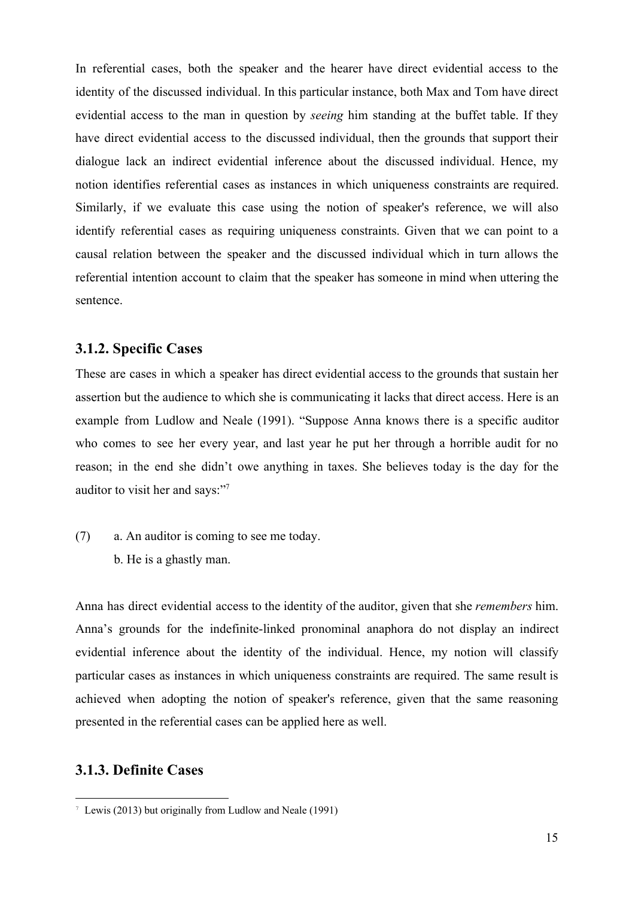In referential cases, both the speaker and the hearer have direct evidential access to the identity of the discussed individual. In this particular instance, both Max and Tom have direct evidential access to the man in question by *seeing* him standing at the buffet table. If they have direct evidential access to the discussed individual, then the grounds that support their dialogue lack an indirect evidential inference about the discussed individual. Hence, my notion identifies referential cases as instances in which uniqueness constraints are required. Similarly, if we evaluate this case using the notion of speaker's reference, we will also identify referential cases as requiring uniqueness constraints. Given that we can point to a causal relation between the speaker and the discussed individual which in turn allows the referential intention account to claim that the speaker has someone in mind when uttering the sentence.

### 3.1.2. Specific Cases

These are cases in which a speaker has direct evidential access to the grounds that sustain her assertion but the audience to which she is communicating it lacks that direct access. Here is an example from Ludlow and Neale (1991). "Suppose Anna knows there is a specific auditor who comes to see her every year, and last year he put her through a horrible audit for no reason; in the end she didn't owe anything in taxes. She believes today is the day for the auditor to visit her and says:"[7]

(7) a. An auditor is coming to see me today.
 b. He is a ghastly man.

Anna has direct evidential access to the identity of the auditor, given that she *remembers* him. Anna's grounds for the indefinite-linked pronominal anaphora do not display an indirect evidential inference about the identity of the individual. Hence, my notion will classify particular cases as instances in which uniqueness constraints are required. The same result is achieved when adopting the notion of speaker's reference, given that the same reasoning presented in the referential cases can be applied here as well.

### 3.1.3. Definite Cases

[7] Lewis (2013) but originally from Ludlow and Neale (1991)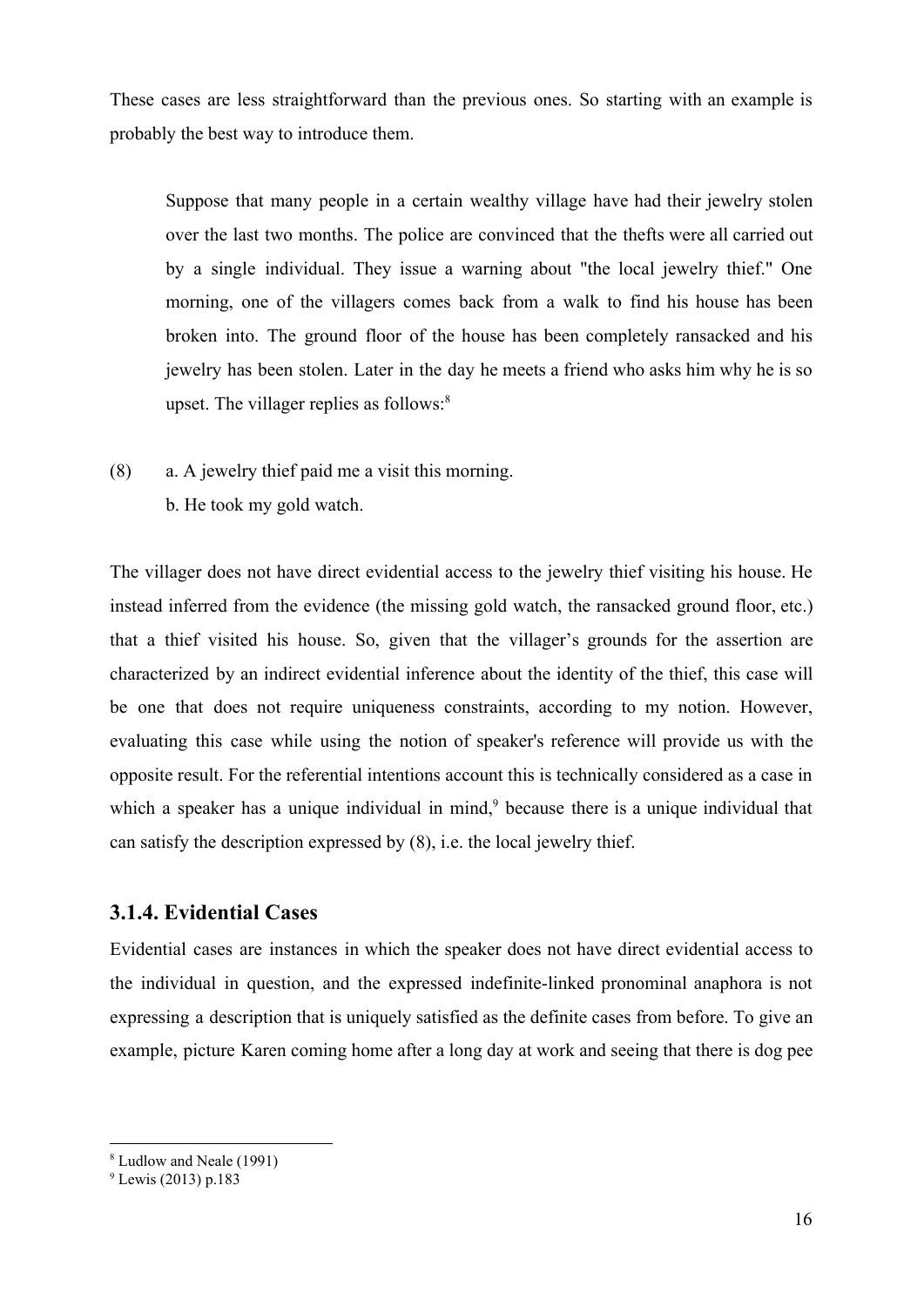These cases are less straightforward than the previous ones. So starting with an example is probably the best way to introduce them.

> Suppose that many people in a certain wealthy village have had their jewelry stolen over the last two months. The police are convinced that the thefts were all carried out by a single individual. They issue a warning about "the local jewelry thief." One morning, one of the villagers comes back from a walk to find his house has been broken into. The ground floor of the house has been completely ransacked and his jewelry has been stolen. Later in the day he meets a friend who asks him why he is so upset. The villager replies as follows:[8]

(8) a. A jewelry thief paid me a visit this morning.
   b. He took my gold watch.

The villager does not have direct evidential access to the jewelry thief visiting his house. He instead inferred from the evidence (the missing gold watch, the ransacked ground floor, etc.) that a thief visited his house. So, given that the villager's grounds for the assertion are characterized by an indirect evidential inference about the identity of the thief, this case will be one that does not require uniqueness constraints, according to my notion. However, evaluating this case while using the notion of speaker's reference will provide us with the opposite result. For the referential intentions account this is technically considered as a case in which a speaker has a unique individual in mind,[9] because there is a unique individual that can satisfy the description expressed by (8), i.e. the local jewelry thief.

### 3.1.4. Evidential Cases

Evidential cases are instances in which the speaker does not have direct evidential access to the individual in question, and the expressed indefinite-linked pronominal anaphora is not expressing a description that is uniquely satisfied as the definite cases from before. To give an example, picture Karen coming home after a long day at work and seeing that there is dog pee

---

[8] Ludlow and Neale (1991)

[9] Lewis (2013) p.183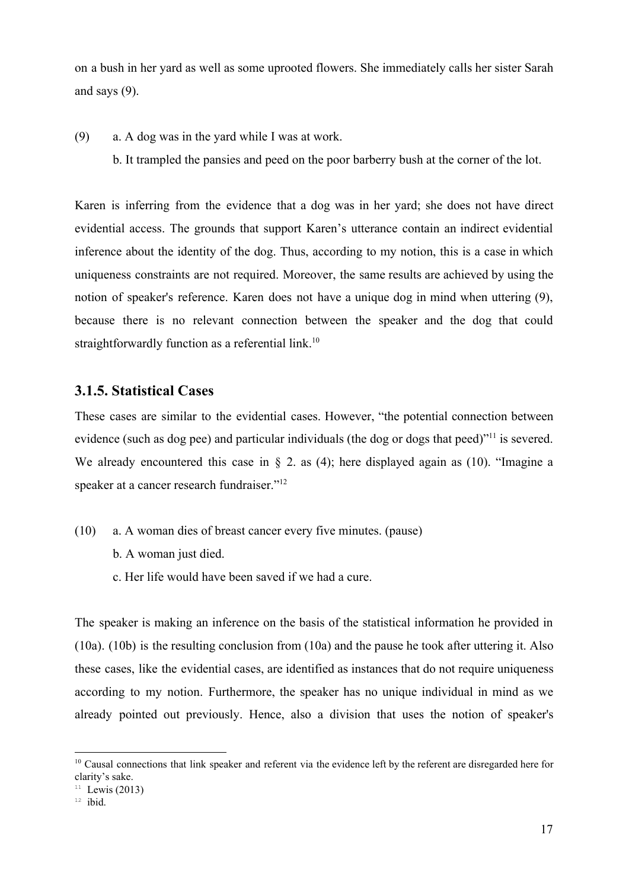on a bush in her yard as well as some uprooted flowers. She immediately calls her sister Sarah and says (9).

(9) a. A dog was in the yard while I was at work.

b. It trampled the pansies and peed on the poor barberry bush at the corner of the lot.

Karen is inferring from the evidence that a dog was in her yard; she does not have direct evidential access. The grounds that support Karen's utterance contain an indirect evidential inference about the identity of the dog. Thus, according to my notion, this is a case in which uniqueness constraints are not required. Moreover, the same results are achieved by using the notion of speaker's reference. Karen does not have a unique dog in mind when uttering (9), because there is no relevant connection between the speaker and the dog that could straightforwardly function as a referential link.[10]

### 3.1.5. Statistical Cases

These cases are similar to the evidential cases. However, "the potential connection between evidence (such as dog pee) and particular individuals (the dog or dogs that peed)"[11] is severed. We already encountered this case in § 2. as (4); here displayed again as (10). "Imagine a speaker at a cancer research fundraiser."[12]

(10) a. A woman dies of breast cancer every five minutes. (pause)

b. A woman just died.

c. Her life would have been saved if we had a cure.

The speaker is making an inference on the basis of the statistical information he provided in (10a). (10b) is the resulting conclusion from (10a) and the pause he took after uttering it. Also these cases, like the evidential cases, are identified as instances that do not require uniqueness according to my notion. Furthermore, the speaker has no unique individual in mind as we already pointed out previously. Hence, also a division that uses the notion of speaker's

---

[10] Causal connections that link speaker and referent via the evidence left by the referent are disregarded here for clarity's sake.

[11] Lewis (2013)

[12] ibid.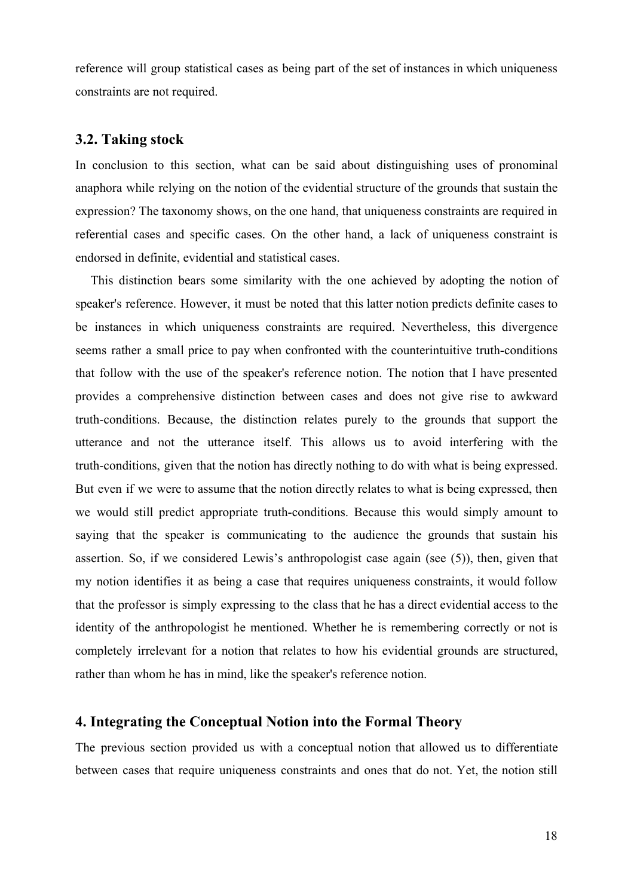reference will group statistical cases as being part of the set of instances in which uniqueness constraints are not required.

### 3.2. Taking stock

In conclusion to this section, what can be said about distinguishing uses of pronominal anaphora while relying on the notion of the evidential structure of the grounds that sustain the expression? The taxonomy shows, on the one hand, that uniqueness constraints are required in referential cases and specific cases. On the other hand, a lack of uniqueness constraint is endorsed in definite, evidential and statistical cases.

This distinction bears some similarity with the one achieved by adopting the notion of speaker's reference. However, it must be noted that this latter notion predicts definite cases to be instances in which uniqueness constraints are required. Nevertheless, this divergence seems rather a small price to pay when confronted with the counterintuitive truth-conditions that follow with the use of the speaker's reference notion. The notion that I have presented provides a comprehensive distinction between cases and does not give rise to awkward truth-conditions. Because, the distinction relates purely to the grounds that support the utterance and not the utterance itself. This allows us to avoid interfering with the truth-conditions, given that the notion has directly nothing to do with what is being expressed. But even if we were to assume that the notion directly relates to what is being expressed, then we would still predict appropriate truth-conditions. Because this would simply amount to saying that the speaker is communicating to the audience the grounds that sustain his assertion. So, if we considered Lewis's anthropologist case again (see (5)), then, given that my notion identifies it as being a case that requires uniqueness constraints, it would follow that the professor is simply expressing to the class that he has a direct evidential access to the identity of the anthropologist he mentioned. Whether he is remembering correctly or not is completely irrelevant for a notion that relates to how his evidential grounds are structured, rather than whom he has in mind, like the speaker's reference notion.

## 4. Integrating the Conceptual Notion into the Formal Theory

The previous section provided us with a conceptual notion that allowed us to differentiate between cases that require uniqueness constraints and ones that do not. Yet, the notion still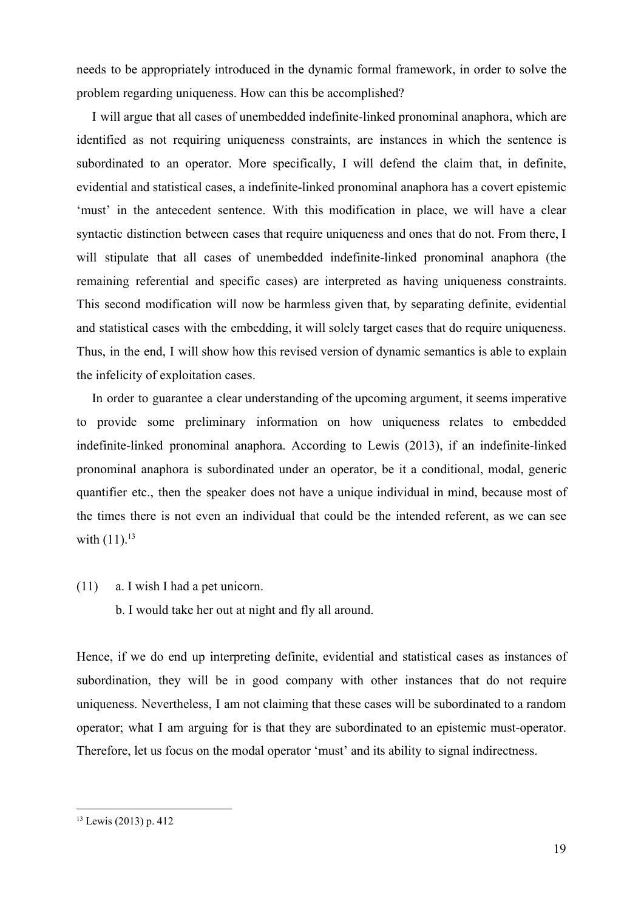needs to be appropriately introduced in the dynamic formal framework, in order to solve the problem regarding uniqueness. How can this be accomplished?

I will argue that all cases of unembedded indefinite-linked pronominal anaphora, which are identified as not requiring uniqueness constraints, are instances in which the sentence is subordinated to an operator. More specifically, I will defend the claim that, in definite, evidential and statistical cases, a indefinite-linked pronominal anaphora has a covert epistemic 'must' in the antecedent sentence. With this modification in place, we will have a clear syntactic distinction between cases that require uniqueness and ones that do not. From there, I will stipulate that all cases of unembedded indefinite-linked pronominal anaphora (the remaining referential and specific cases) are interpreted as having uniqueness constraints. This second modification will now be harmless given that, by separating definite, evidential and statistical cases with the embedding, it will solely target cases that do require uniqueness. Thus, in the end, I will show how this revised version of dynamic semantics is able to explain the infelicity of exploitation cases.

In order to guarantee a clear understanding of the upcoming argument, it seems imperative to provide some preliminary information on how uniqueness relates to embedded indefinite-linked pronominal anaphora. According to Lewis (2013), if an indefinite-linked pronominal anaphora is subordinated under an operator, be it a conditional, modal, generic quantifier etc., then the speaker does not have a unique individual in mind, because most of the times there is not even an individual that could be the intended referent, as we can see with (11).[13]

(11) a. I wish I had a pet unicorn.
     b. I would take her out at night and fly all around.

Hence, if we do end up interpreting definite, evidential and statistical cases as instances of subordination, they will be in good company with other instances that do not require uniqueness. Nevertheless, I am not claiming that these cases will be subordinated to a random operator; what I am arguing for is that they are subordinated to an epistemic must-operator. Therefore, let us focus on the modal operator 'must' and its ability to signal indirectness.

[13] Lewis (2013) p. 412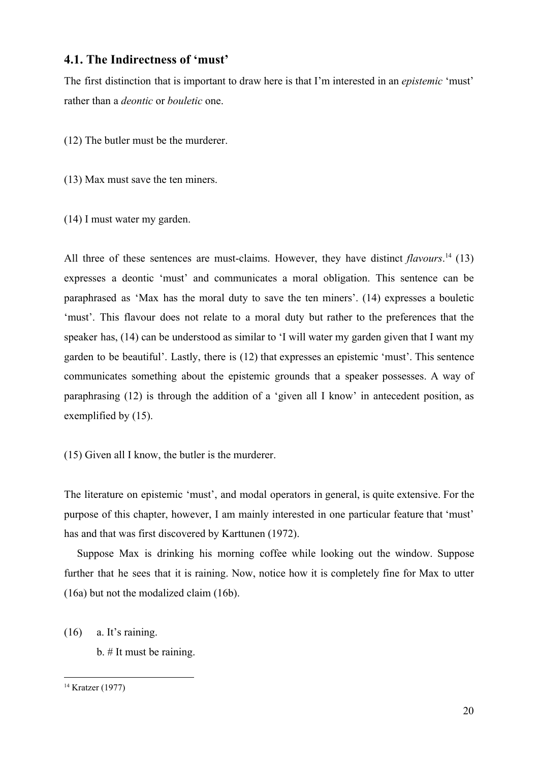### 4.1. The Indirectness of 'must'

The first distinction that is important to draw here is that I'm interested in an *epistemic* 'must' rather than a *deontic* or *bouletic* one.

(12) The butler must be the murderer.

(13) Max must save the ten miners.

(14) I must water my garden.

All three of these sentences are must-claims. However, they have distinct *flavours*.[14] (13) expresses a deontic 'must' and communicates a moral obligation. This sentence can be paraphrased as 'Max has the moral duty to save the ten miners'. (14) expresses a bouletic 'must'. This flavour does not relate to a moral duty but rather to the preferences that the speaker has, (14) can be understood as similar to 'I will water my garden given that I want my garden to be beautiful'. Lastly, there is (12) that expresses an epistemic 'must'. This sentence communicates something about the epistemic grounds that a speaker possesses. A way of paraphrasing (12) is through the addition of a 'given all I know' in antecedent position, as exemplified by (15).

(15) Given all I know, the butler is the murderer.

The literature on epistemic 'must', and modal operators in general, is quite extensive. For the purpose of this chapter, however, I am mainly interested in one particular feature that 'must' has and that was first discovered by Karttunen (1972).

Suppose Max is drinking his morning coffee while looking out the window. Suppose further that he sees that it is raining. Now, notice how it is completely fine for Max to utter (16a) but not the modalized claim (16b).

(16) a. It's raining.
b. # It must be raining.

[14] Kratzer (1977)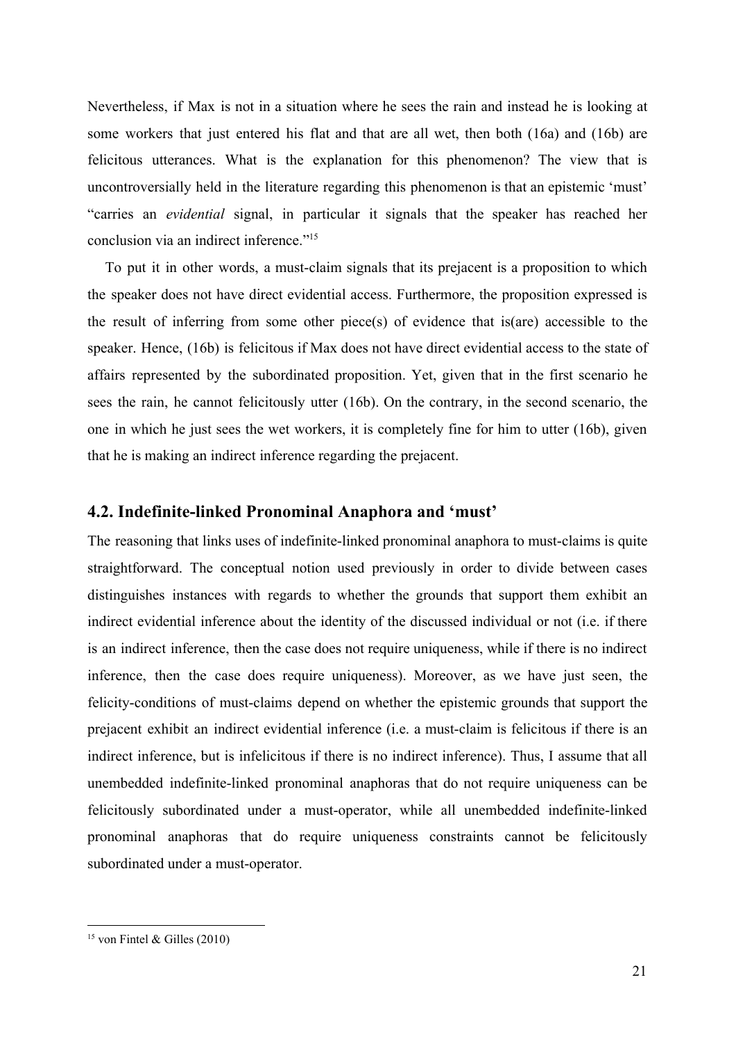Nevertheless, if Max is not in a situation where he sees the rain and instead he is looking at some workers that just entered his flat and that are all wet, then both (16a) and (16b) are felicitous utterances. What is the explanation for this phenomenon? The view that is uncontroversially held in the literature regarding this phenomenon is that an epistemic 'must' "carries an *evidential* signal, in particular it signals that the speaker has reached her conclusion via an indirect inference."[15]

To put it in other words, a must-claim signals that its prejacent is a proposition to which the speaker does not have direct evidential access. Furthermore, the proposition expressed is the result of inferring from some other piece(s) of evidence that is(are) accessible to the speaker. Hence, (16b) is felicitous if Max does not have direct evidential access to the state of affairs represented by the subordinated proposition. Yet, given that in the first scenario he sees the rain, he cannot felicitously utter (16b). On the contrary, in the second scenario, the one in which he just sees the wet workers, it is completely fine for him to utter (16b), given that he is making an indirect inference regarding the prejacent.

## 4.2. Indefinite-linked Pronominal Anaphora and 'must'

The reasoning that links uses of indefinite-linked pronominal anaphora to must-claims is quite straightforward. The conceptual notion used previously in order to divide between cases distinguishes instances with regards to whether the grounds that support them exhibit an indirect evidential inference about the identity of the discussed individual or not (i.e. if there is an indirect inference, then the case does not require uniqueness, while if there is no indirect inference, then the case does require uniqueness). Moreover, as we have just seen, the felicity-conditions of must-claims depend on whether the epistemic grounds that support the prejacent exhibit an indirect evidential inference (i.e. a must-claim is felicitous if there is an indirect inference, but is infelicitous if there is no indirect inference). Thus, I assume that all unembedded indefinite-linked pronominal anaphoras that do not require uniqueness can be felicitously subordinated under a must-operator, while all unembedded indefinite-linked pronominal anaphoras that do require uniqueness constraints cannot be felicitously subordinated under a must-operator.

[15] von Fintel & Gilles (2010)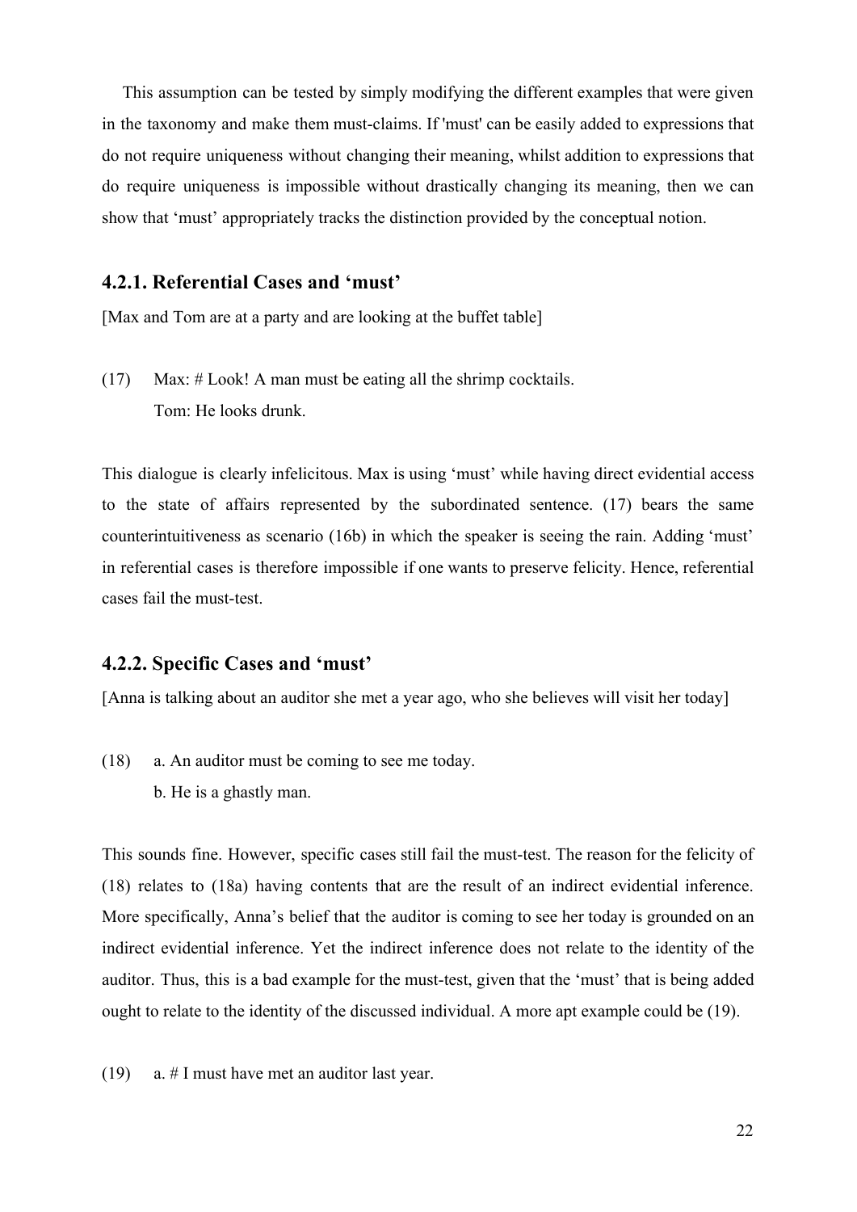This assumption can be tested by simply modifying the different examples that were given in the taxonomy and make them must-claims. If 'must' can be easily added to expressions that do not require uniqueness without changing their meaning, whilst addition to expressions that do require uniqueness is impossible without drastically changing its meaning, then we can show that 'must' appropriately tracks the distinction provided by the conceptual notion.

### 4.2.1. Referential Cases and 'must'

[Max and Tom are at a party and are looking at the buffet table]

(17) Max: # Look! A man must be eating all the shrimp cocktails.
Tom: He looks drunk.

This dialogue is clearly infelicitous. Max is using 'must' while having direct evidential access to the state of affairs represented by the subordinated sentence. (17) bears the same counterintuitiveness as scenario (16b) in which the speaker is seeing the rain. Adding 'must' in referential cases is therefore impossible if one wants to preserve felicity. Hence, referential cases fail the must-test.

### 4.2.2. Specific Cases and 'must'

[Anna is talking about an auditor she met a year ago, who she believes will visit her today]

(18) a. An auditor must be coming to see me today.
b. He is a ghastly man.

This sounds fine. However, specific cases still fail the must-test. The reason for the felicity of (18) relates to (18a) having contents that are the result of an indirect evidential inference. More specifically, Anna's belief that the auditor is coming to see her today is grounded on an indirect evidential inference. Yet the indirect inference does not relate to the identity of the auditor. Thus, this is a bad example for the must-test, given that the 'must' that is being added ought to relate to the identity of the discussed individual. A more apt example could be (19).

(19) a. # I must have met an auditor last year.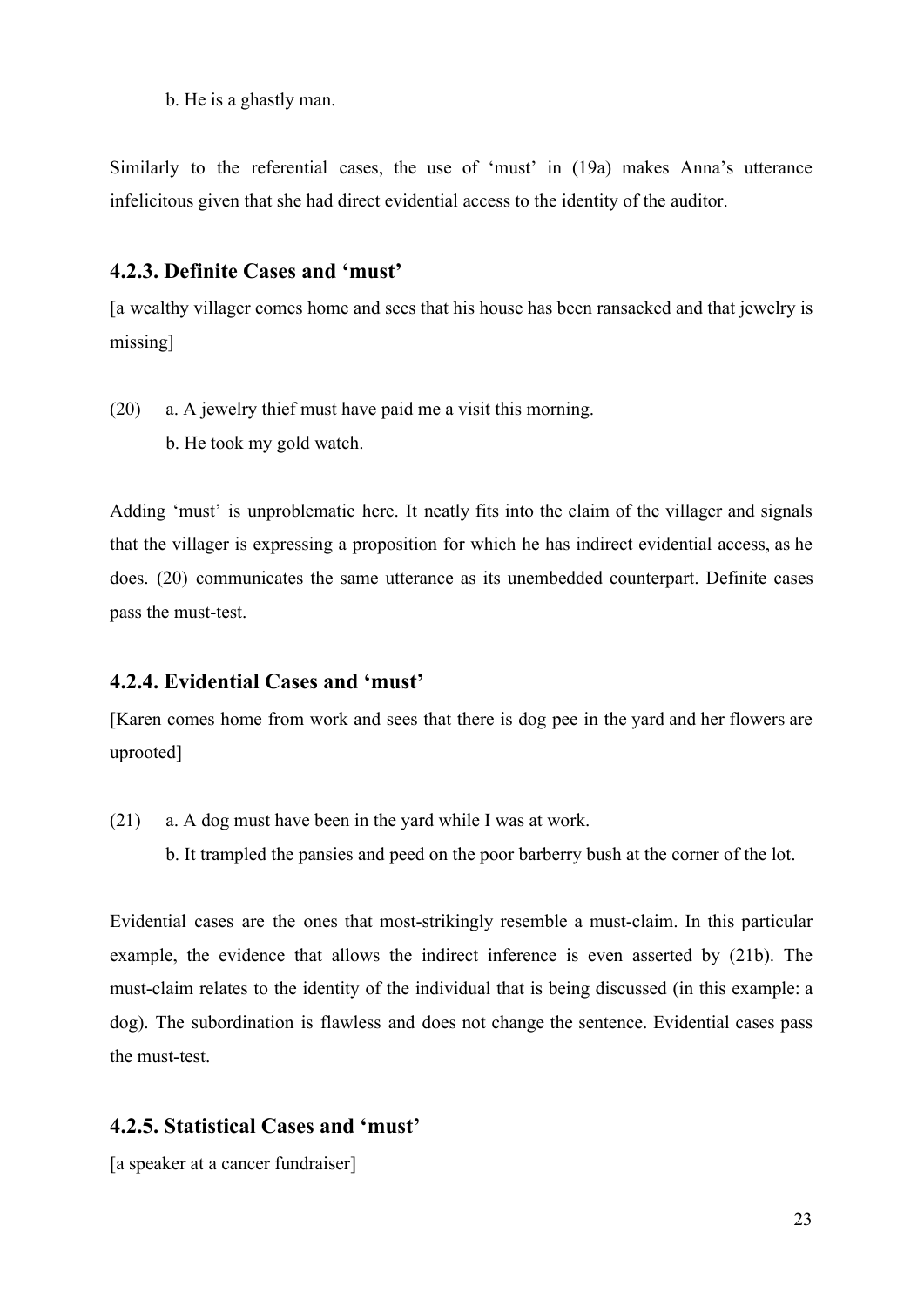b. He is a ghastly man.

Similarly to the referential cases, the use of 'must' in (19a) makes Anna's utterance infelicitous given that she had direct evidential access to the identity of the auditor.

### 4.2.3. Definite Cases and 'must'

[a wealthy villager comes home and sees that his house has been ransacked and that jewelry is missing]

(20) a. A jewelry thief must have paid me a visit this morning.
b. He took my gold watch.

Adding 'must' is unproblematic here. It neatly fits into the claim of the villager and signals that the villager is expressing a proposition for which he has indirect evidential access, as he does. (20) communicates the same utterance as its unembedded counterpart. Definite cases pass the must-test.

### 4.2.4. Evidential Cases and 'must'

[Karen comes home from work and sees that there is dog pee in the yard and her flowers are uprooted]

(21) a. A dog must have been in the yard while I was at work.
b. It trampled the pansies and peed on the poor barberry bush at the corner of the lot.

Evidential cases are the ones that most-strikingly resemble a must-claim. In this particular example, the evidence that allows the indirect inference is even asserted by (21b). The must-claim relates to the identity of the individual that is being discussed (in this example: a dog). The subordination is flawless and does not change the sentence. Evidential cases pass the must-test.

### 4.2.5. Statistical Cases and 'must'

[a speaker at a cancer fundraiser]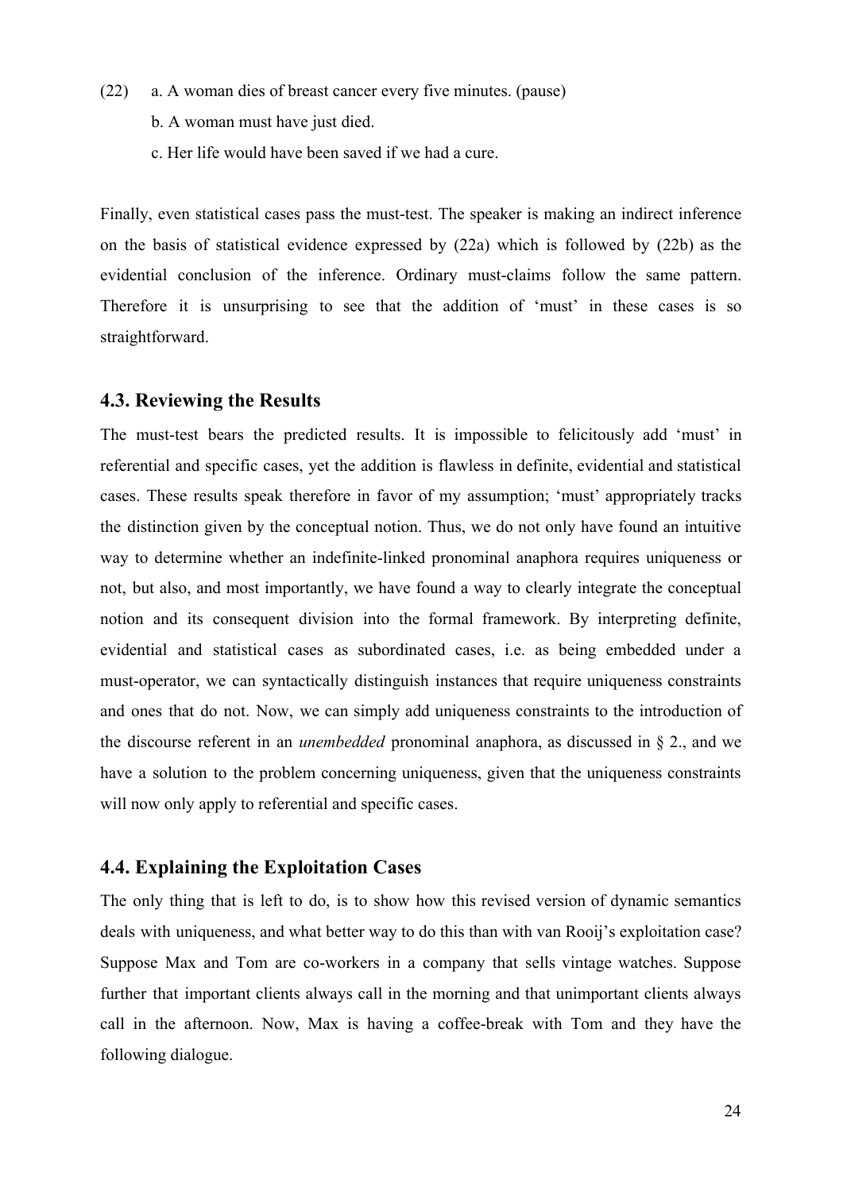(22) a. A woman dies of breast cancer every five minutes. (pause)

b. A woman must have just died.

c. Her life would have been saved if we had a cure.

Finally, even statistical cases pass the must-test. The speaker is making an indirect inference on the basis of statistical evidence expressed by (22a) which is followed by (22b) as the evidential conclusion of the inference. Ordinary must-claims follow the same pattern. Therefore it is unsurprising to see that the addition of 'must' in these cases is so straightforward.

### 4.3. Reviewing the Results

The must-test bears the predicted results. It is impossible to felicitously add 'must' in referential and specific cases, yet the addition is flawless in definite, evidential and statistical cases. These results speak therefore in favor of my assumption; 'must' appropriately tracks the distinction given by the conceptual notion. Thus, we do not only have found an intuitive way to determine whether an indefinite-linked pronominal anaphora requires uniqueness or not, but also, and most importantly, we have found a way to clearly integrate the conceptual notion and its consequent division into the formal framework. By interpreting definite, evidential and statistical cases as subordinated cases, i.e. as being embedded under a must-operator, we can syntactically distinguish instances that require uniqueness constraints and ones that do not. Now, we can simply add uniqueness constraints to the introduction of the discourse referent in an *unembedded* pronominal anaphora, as discussed in § 2., and we have a solution to the problem concerning uniqueness, given that the uniqueness constraints will now only apply to referential and specific cases.

### 4.4. Explaining the Exploitation Cases

The only thing that is left to do, is to show how this revised version of dynamic semantics deals with uniqueness, and what better way to do this than with van Rooij's exploitation case? Suppose Max and Tom are co-workers in a company that sells vintage watches. Suppose further that important clients always call in the morning and that unimportant clients always call in the afternoon. Now, Max is having a coffee-break with Tom and they have the following dialogue.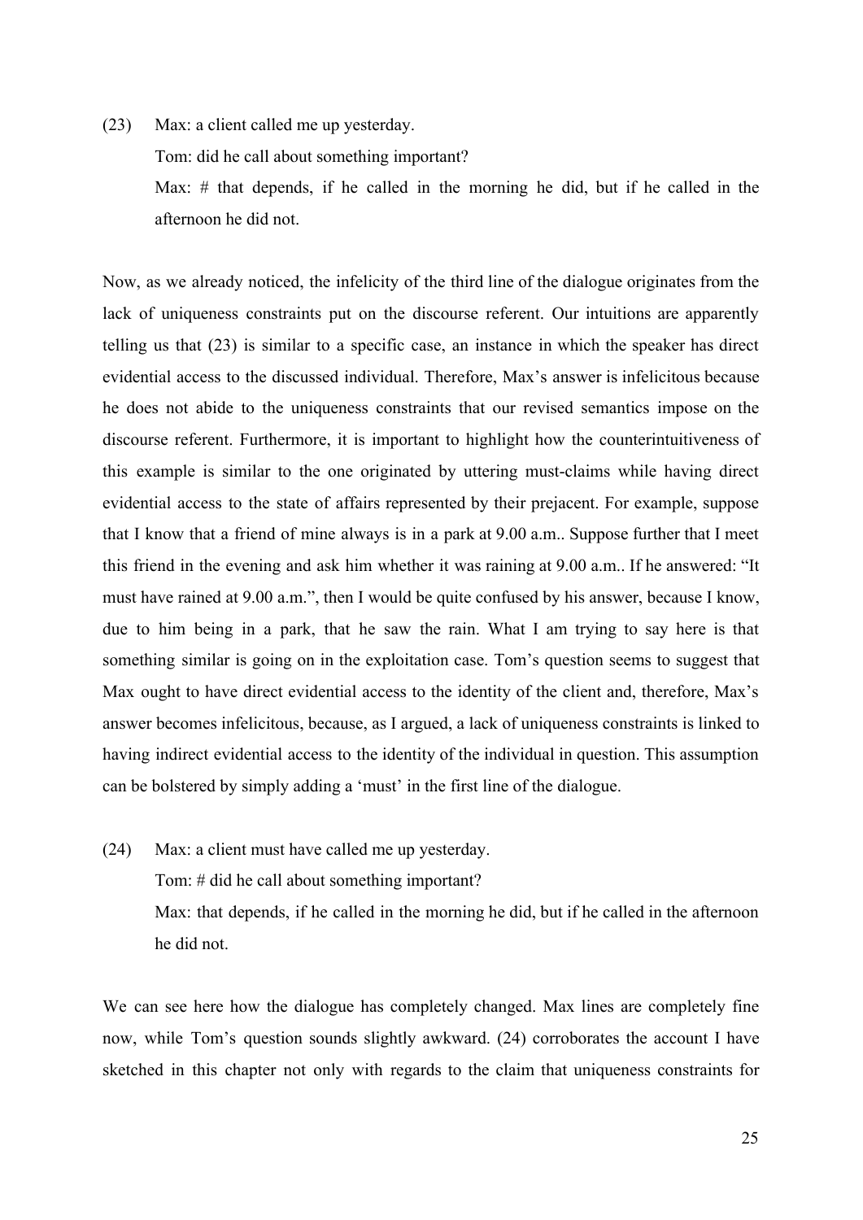(23) Max: a client called me up yesterday.

Tom: did he call about something important?

Max: # that depends, if he called in the morning he did, but if he called in the afternoon he did not.

Now, as we already noticed, the infelicity of the third line of the dialogue originates from the lack of uniqueness constraints put on the discourse referent. Our intuitions are apparently telling us that (23) is similar to a specific case, an instance in which the speaker has direct evidential access to the discussed individual. Therefore, Max's answer is infelicitous because he does not abide to the uniqueness constraints that our revised semantics impose on the discourse referent. Furthermore, it is important to highlight how the counterintuitiveness of this example is similar to the one originated by uttering must-claims while having direct evidential access to the state of affairs represented by their prejacent. For example, suppose that I know that a friend of mine always is in a park at 9.00 a.m.. Suppose further that I meet this friend in the evening and ask him whether it was raining at 9.00 a.m.. If he answered: "It must have rained at 9.00 a.m.", then I would be quite confused by his answer, because I know, due to him being in a park, that he saw the rain. What I am trying to say here is that something similar is going on in the exploitation case. Tom's question seems to suggest that Max ought to have direct evidential access to the identity of the client and, therefore, Max's answer becomes infelicitous, because, as I argued, a lack of uniqueness constraints is linked to having indirect evidential access to the identity of the individual in question. This assumption can be bolstered by simply adding a 'must' in the first line of the dialogue.

(24) Max: a client must have called me up yesterday.

Tom: # did he call about something important?

Max: that depends, if he called in the morning he did, but if he called in the afternoon he did not.

We can see here how the dialogue has completely changed. Max lines are completely fine now, while Tom's question sounds slightly awkward. (24) corroborates the account I have sketched in this chapter not only with regards to the claim that uniqueness constraints for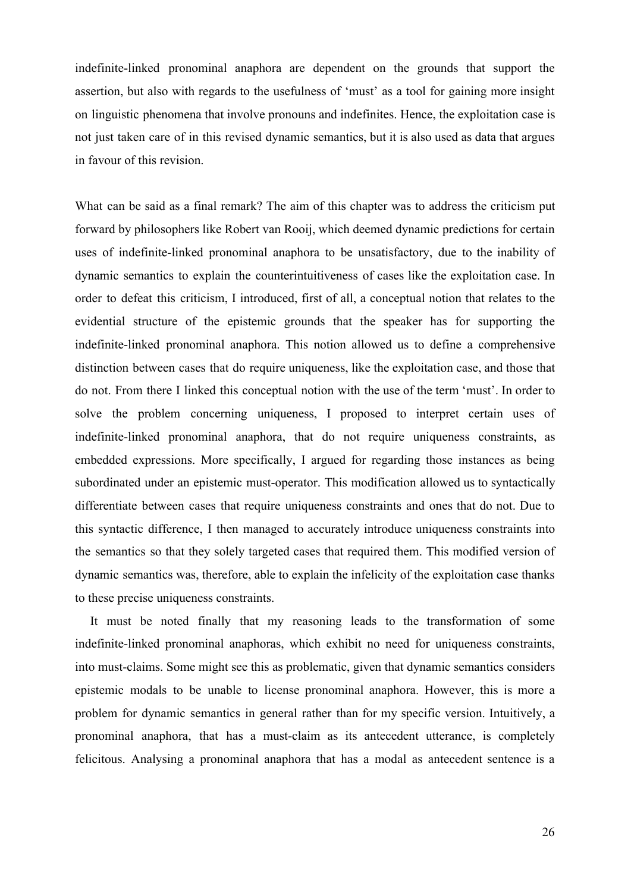indefinite-linked pronominal anaphora are dependent on the grounds that support the assertion, but also with regards to the usefulness of 'must' as a tool for gaining more insight on linguistic phenomena that involve pronouns and indefinites. Hence, the exploitation case is not just taken care of in this revised dynamic semantics, but it is also used as data that argues in favour of this revision.

What can be said as a final remark? The aim of this chapter was to address the criticism put forward by philosophers like Robert van Rooij, which deemed dynamic predictions for certain uses of indefinite-linked pronominal anaphora to be unsatisfactory, due to the inability of dynamic semantics to explain the counterintuitiveness of cases like the exploitation case. In order to defeat this criticism, I introduced, first of all, a conceptual notion that relates to the evidential structure of the epistemic grounds that the speaker has for supporting the indefinite-linked pronominal anaphora. This notion allowed us to define a comprehensive distinction between cases that do require uniqueness, like the exploitation case, and those that do not. From there I linked this conceptual notion with the use of the term 'must'. In order to solve the problem concerning uniqueness, I proposed to interpret certain uses of indefinite-linked pronominal anaphora, that do not require uniqueness constraints, as embedded expressions. More specifically, I argued for regarding those instances as being subordinated under an epistemic must-operator. This modification allowed us to syntactically differentiate between cases that require uniqueness constraints and ones that do not. Due to this syntactic difference, I then managed to accurately introduce uniqueness constraints into the semantics so that they solely targeted cases that required them. This modified version of dynamic semantics was, therefore, able to explain the infelicity of the exploitation case thanks to these precise uniqueness constraints.

It must be noted finally that my reasoning leads to the transformation of some indefinite-linked pronominal anaphoras, which exhibit no need for uniqueness constraints, into must-claims. Some might see this as problematic, given that dynamic semantics considers epistemic modals to be unable to license pronominal anaphora. However, this is more a problem for dynamic semantics in general rather than for my specific version. Intuitively, a pronominal anaphora, that has a must-claim as its antecedent utterance, is completely felicitous. Analysing a pronominal anaphora that has a modal as antecedent sentence is a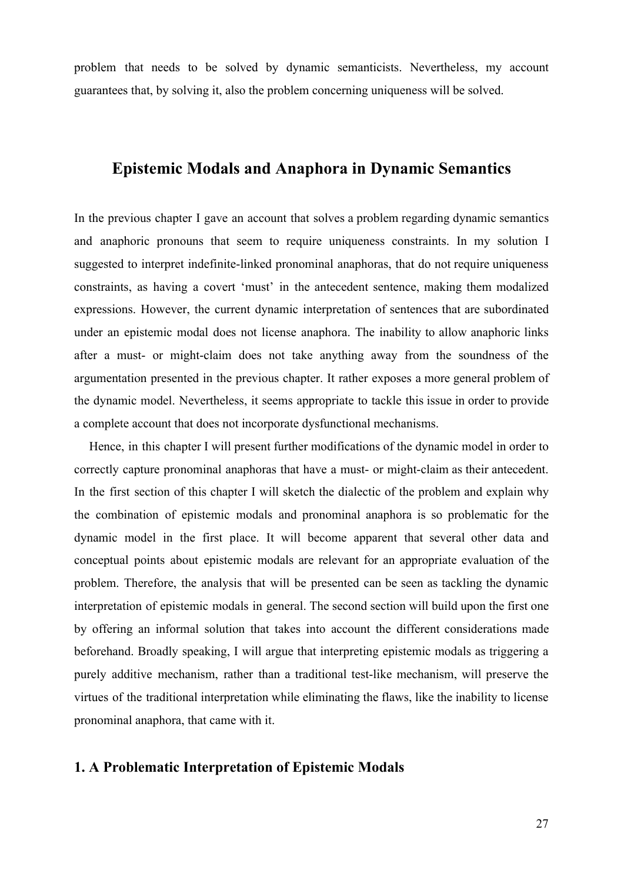problem that needs to be solved by dynamic semanticists. Nevertheless, my account guarantees that, by solving it, also the problem concerning uniqueness will be solved.

## Epistemic Modals and Anaphora in Dynamic Semantics

In the previous chapter I gave an account that solves a problem regarding dynamic semantics and anaphoric pronouns that seem to require uniqueness constraints. In my solution I suggested to interpret indefinite-linked pronominal anaphoras, that do not require uniqueness constraints, as having a covert 'must' in the antecedent sentence, making them modalized expressions. However, the current dynamic interpretation of sentences that are subordinated under an epistemic modal does not license anaphora. The inability to allow anaphoric links after a must- or might-claim does not take anything away from the soundness of the argumentation presented in the previous chapter. It rather exposes a more general problem of the dynamic model. Nevertheless, it seems appropriate to tackle this issue in order to provide a complete account that does not incorporate dysfunctional mechanisms.

Hence, in this chapter I will present further modifications of the dynamic model in order to correctly capture pronominal anaphoras that have a must- or might-claim as their antecedent. In the first section of this chapter I will sketch the dialectic of the problem and explain why the combination of epistemic modals and pronominal anaphora is so problematic for the dynamic model in the first place. It will become apparent that several other data and conceptual points about epistemic modals are relevant for an appropriate evaluation of the problem. Therefore, the analysis that will be presented can be seen as tackling the dynamic interpretation of epistemic modals in general. The second section will build upon the first one by offering an informal solution that takes into account the different considerations made beforehand. Broadly speaking, I will argue that interpreting epistemic modals as triggering a purely additive mechanism, rather than a traditional test-like mechanism, will preserve the virtues of the traditional interpretation while eliminating the flaws, like the inability to license pronominal anaphora, that came with it.

### 1. A Problematic Interpretation of Epistemic Modals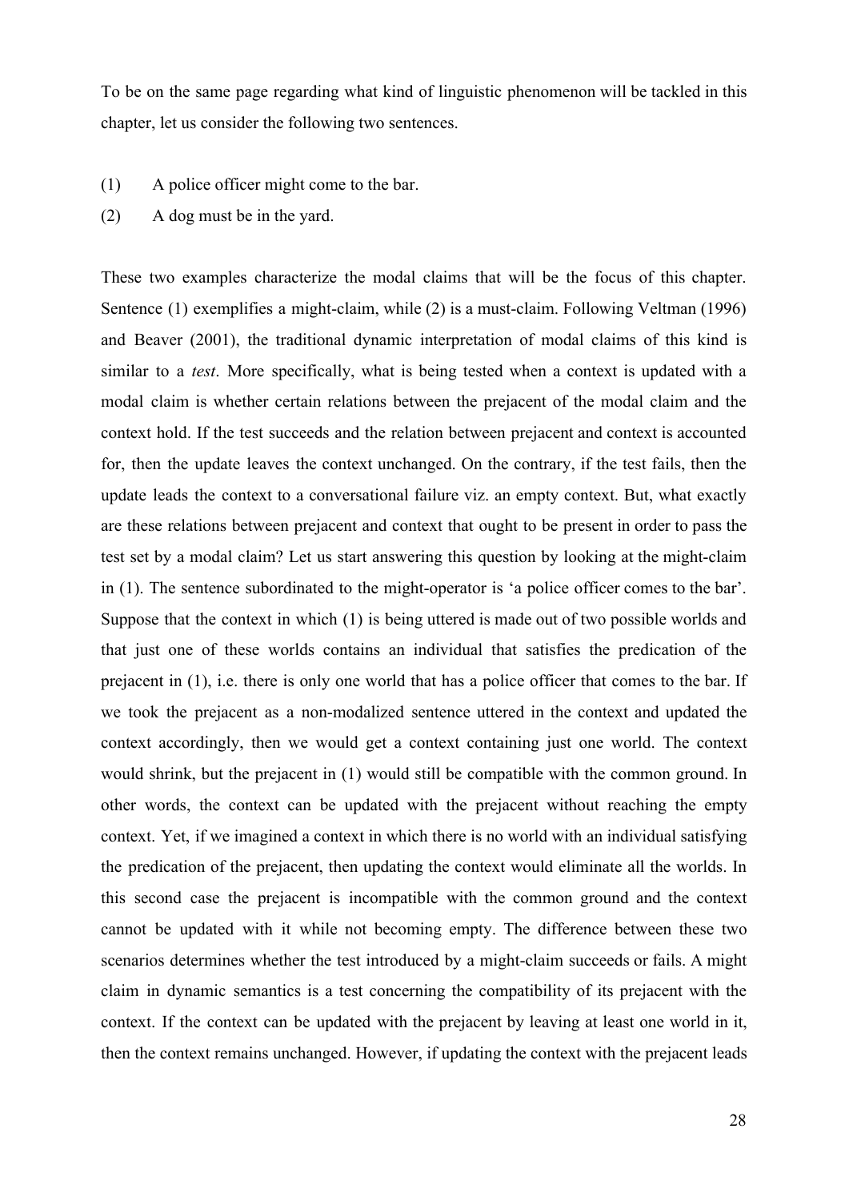To be on the same page regarding what kind of linguistic phenomenon will be tackled in this chapter, let us consider the following two sentences.

(1) A police officer might come to the bar.

(2) A dog must be in the yard.

These two examples characterize the modal claims that will be the focus of this chapter. Sentence (1) exemplifies a might-claim, while (2) is a must-claim. Following Veltman (1996) and Beaver (2001), the traditional dynamic interpretation of modal claims of this kind is similar to a *test*. More specifically, what is being tested when a context is updated with a modal claim is whether certain relations between the prejacent of the modal claim and the context hold. If the test succeeds and the relation between prejacent and context is accounted for, then the update leaves the context unchanged. On the contrary, if the test fails, then the update leads the context to a conversational failure viz. an empty context. But, what exactly are these relations between prejacent and context that ought to be present in order to pass the test set by a modal claim? Let us start answering this question by looking at the might-claim in (1). The sentence subordinated to the might-operator is 'a police officer comes to the bar'. Suppose that the context in which (1) is being uttered is made out of two possible worlds and that just one of these worlds contains an individual that satisfies the predication of the prejacent in (1), i.e. there is only one world that has a police officer that comes to the bar. If we took the prejacent as a non-modalized sentence uttered in the context and updated the context accordingly, then we would get a context containing just one world. The context would shrink, but the prejacent in (1) would still be compatible with the common ground. In other words, the context can be updated with the prejacent without reaching the empty context. Yet, if we imagined a context in which there is no world with an individual satisfying the predication of the prejacent, then updating the context would eliminate all the worlds. In this second case the prejacent is incompatible with the common ground and the context cannot be updated with it while not becoming empty. The difference between these two scenarios determines whether the test introduced by a might-claim succeeds or fails. A might claim in dynamic semantics is a test concerning the compatibility of its prejacent with the context. If the context can be updated with the prejacent by leaving at least one world in it, then the context remains unchanged. However, if updating the context with the prejacent leads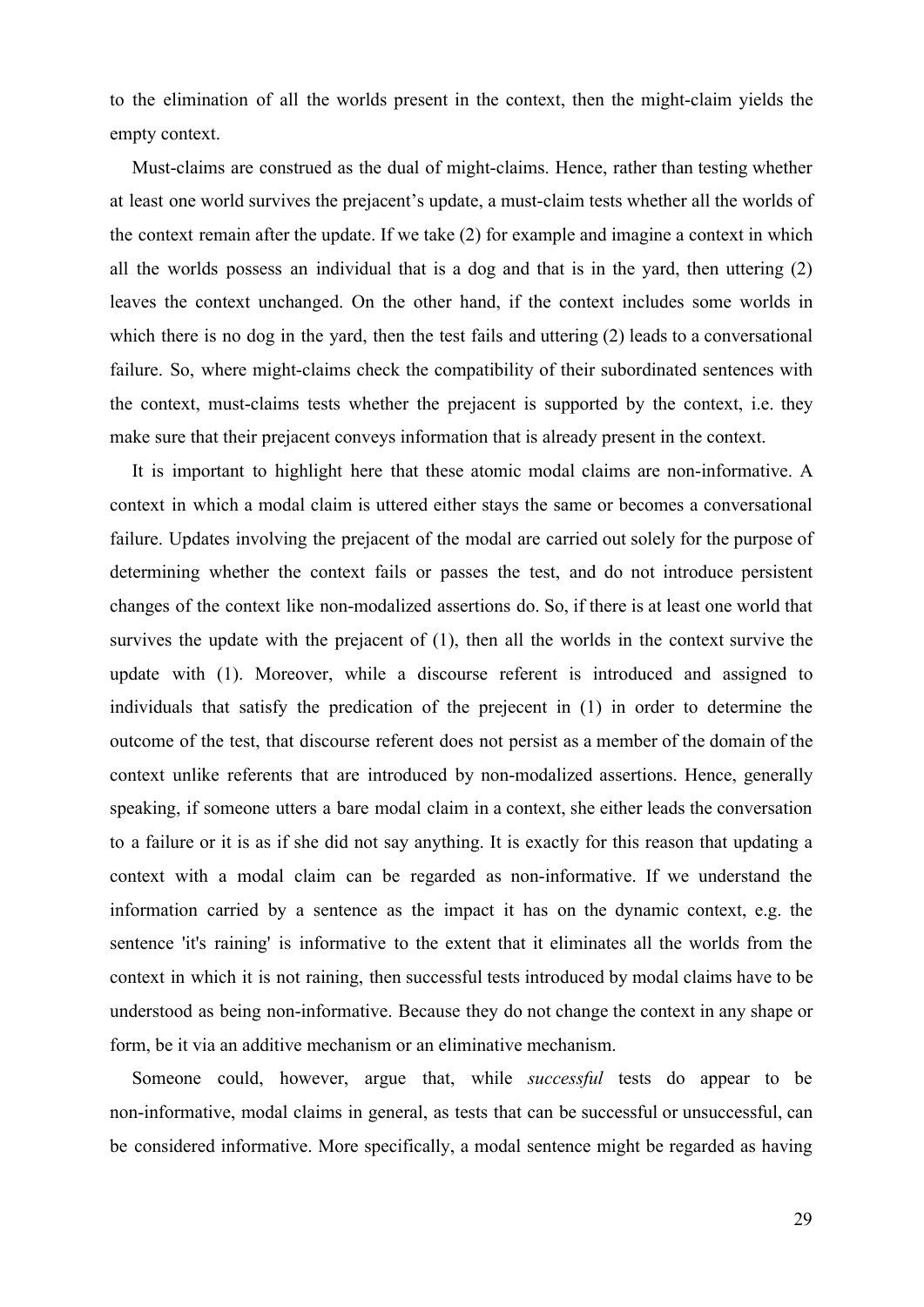to the elimination of all the worlds present in the context, then the might-claim yields the empty context.

Must-claims are construed as the dual of might-claims. Hence, rather than testing whether at least one world survives the prejacent's update, a must-claim tests whether all the worlds of the context remain after the update. If we take (2) for example and imagine a context in which all the worlds possess an individual that is a dog and that is in the yard, then uttering (2) leaves the context unchanged. On the other hand, if the context includes some worlds in which there is no dog in the yard, then the test fails and uttering (2) leads to a conversational failure. So, where might-claims check the compatibility of their subordinated sentences with the context, must-claims tests whether the prejacent is supported by the context, i.e. they make sure that their prejacent conveys information that is already present in the context.

It is important to highlight here that these atomic modal claims are non-informative. A context in which a modal claim is uttered either stays the same or becomes a conversational failure. Updates involving the prejacent of the modal are carried out solely for the purpose of determining whether the context fails or passes the test, and do not introduce persistent changes of the context like non-modalized assertions do. So, if there is at least one world that survives the update with the prejacent of (1), then all the worlds in the context survive the update with (1). Moreover, while a discourse referent is introduced and assigned to individuals that satisfy the predication of the prejecent in (1) in order to determine the outcome of the test, that discourse referent does not persist as a member of the domain of the context unlike referents that are introduced by non-modalized assertions. Hence, generally speaking, if someone utters a bare modal claim in a context, she either leads the conversation to a failure or it is as if she did not say anything. It is exactly for this reason that updating a context with a modal claim can be regarded as non-informative. If we understand the information carried by a sentence as the impact it has on the dynamic context, e.g. the sentence 'it's raining' is informative to the extent that it eliminates all the worlds from the context in which it is not raining, then successful tests introduced by modal claims have to be understood as being non-informative. Because they do not change the context in any shape or form, be it via an additive mechanism or an eliminative mechanism.

Someone could, however, argue that, while *successful* tests do appear to be non-informative, modal claims in general, as tests that can be successful or unsuccessful, can be considered informative. More specifically, a modal sentence might be regarded as having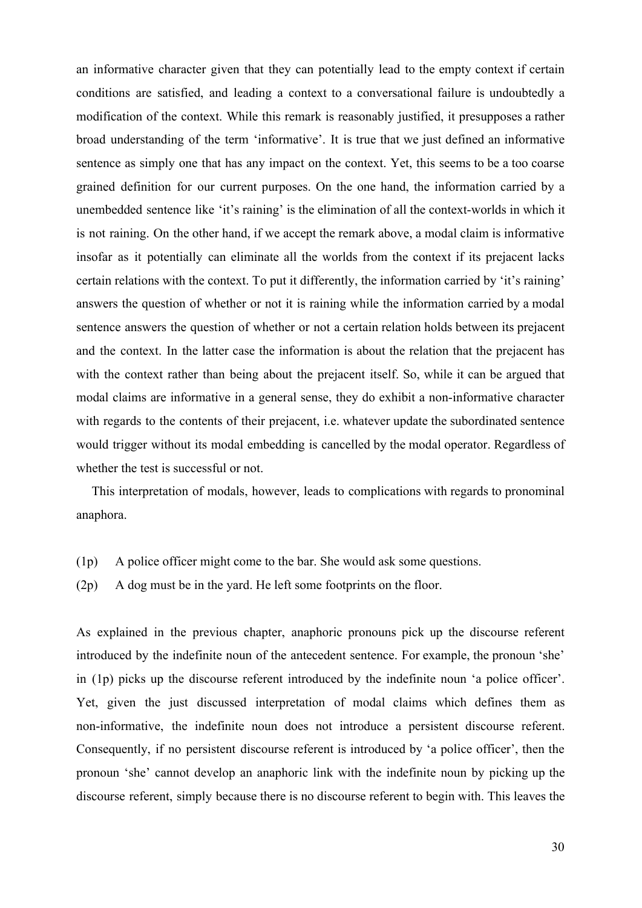an informative character given that they can potentially lead to the empty context if certain conditions are satisfied, and leading a context to a conversational failure is undoubtedly a modification of the context. While this remark is reasonably justified, it presupposes a rather broad understanding of the term 'informative'. It is true that we just defined an informative sentence as simply one that has any impact on the context. Yet, this seems to be a too coarse grained definition for our current purposes. On the one hand, the information carried by a unembedded sentence like 'it's raining' is the elimination of all the context-worlds in which it is not raining. On the other hand, if we accept the remark above, a modal claim is informative insofar as it potentially can eliminate all the worlds from the context if its prejacent lacks certain relations with the context. To put it differently, the information carried by 'it's raining' answers the question of whether or not it is raining while the information carried by a modal sentence answers the question of whether or not a certain relation holds between its prejacent and the context. In the latter case the information is about the relation that the prejacent has with the context rather than being about the prejacent itself. So, while it can be argued that modal claims are informative in a general sense, they do exhibit a non-informative character with regards to the contents of their prejacent, i.e. whatever update the subordinated sentence would trigger without its modal embedding is cancelled by the modal operator. Regardless of whether the test is successful or not.

This interpretation of modals, however, leads to complications with regards to pronominal anaphora.

(1p) A police officer might come to the bar. She would ask some questions.

(2p) A dog must be in the yard. He left some footprints on the floor.

As explained in the previous chapter, anaphoric pronouns pick up the discourse referent introduced by the indefinite noun of the antecedent sentence. For example, the pronoun 'she' in (1p) picks up the discourse referent introduced by the indefinite noun 'a police officer'. Yet, given the just discussed interpretation of modal claims which defines them as non-informative, the indefinite noun does not introduce a persistent discourse referent. Consequently, if no persistent discourse referent is introduced by 'a police officer', then the pronoun 'she' cannot develop an anaphoric link with the indefinite noun by picking up the discourse referent, simply because there is no discourse referent to begin with. This leaves the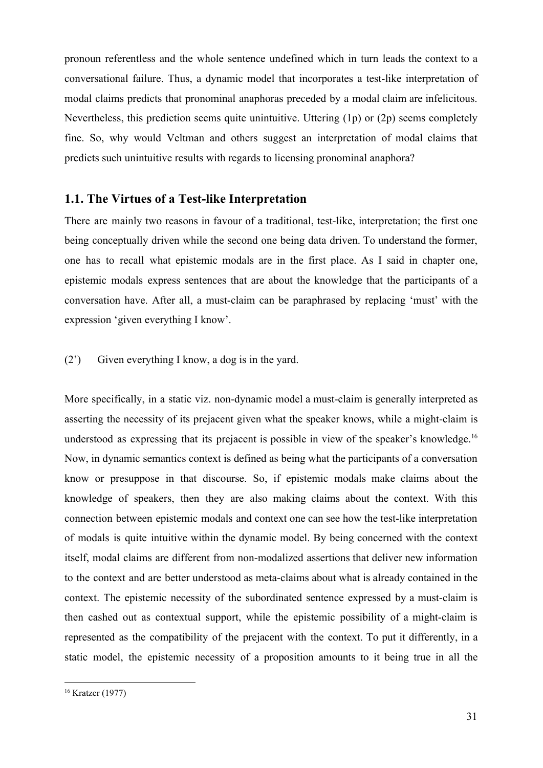pronoun referentless and the whole sentence undefined which in turn leads the context to a conversational failure. Thus, a dynamic model that incorporates a test-like interpretation of modal claims predicts that pronominal anaphoras preceded by a modal claim are infelicitous. Nevertheless, this prediction seems quite unintuitive. Uttering (1p) or (2p) seems completely fine. So, why would Veltman and others suggest an interpretation of modal claims that predicts such unintuitive results with regards to licensing pronominal anaphora?

### 1.1. The Virtues of a Test-like Interpretation

There are mainly two reasons in favour of a traditional, test-like, interpretation; the first one being conceptually driven while the second one being data driven. To understand the former, one has to recall what epistemic modals are in the first place. As I said in chapter one, epistemic modals express sentences that are about the knowledge that the participants of a conversation have. After all, a must-claim can be paraphrased by replacing 'must' with the expression 'given everything I know'.

(2') Given everything I know, a dog is in the yard.

More specifically, in a static viz. non-dynamic model a must-claim is generally interpreted as asserting the necessity of its prejacent given what the speaker knows, while a might-claim is understood as expressing that its prejacent is possible in view of the speaker's knowledge.[16] Now, in dynamic semantics context is defined as being what the participants of a conversation know or presuppose in that discourse. So, if epistemic modals make claims about the knowledge of speakers, then they are also making claims about the context. With this connection between epistemic modals and context one can see how the test-like interpretation of modals is quite intuitive within the dynamic model. By being concerned with the context itself, modal claims are different from non-modalized assertions that deliver new information to the context and are better understood as meta-claims about what is already contained in the context. The epistemic necessity of the subordinated sentence expressed by a must-claim is then cashed out as contextual support, while the epistemic possibility of a might-claim is represented as the compatibility of the prejacent with the context. To put it differently, in a static model, the epistemic necessity of a proposition amounts to it being true in all the

[16] Kratzer (1977)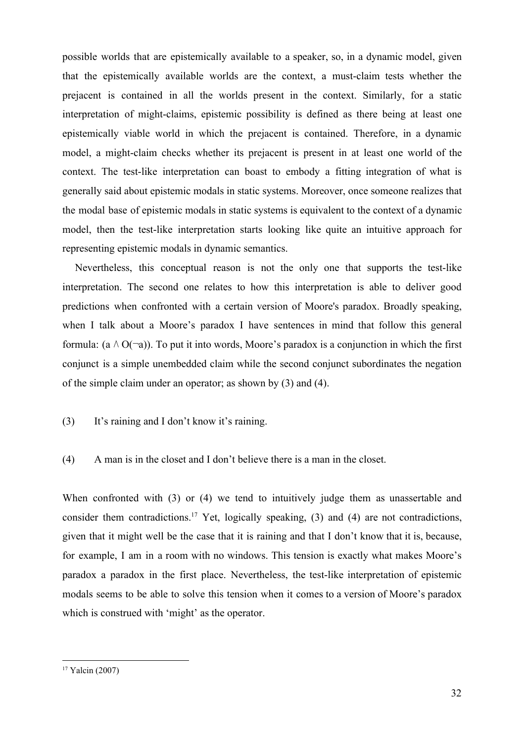possible worlds that are epistemically available to a speaker, so, in a dynamic model, given that the epistemically available worlds are the context, a must-claim tests whether the prejacent is contained in all the worlds present in the context. Similarly, for a static interpretation of might-claims, epistemic possibility is defined as there being at least one epistemically viable world in which the prejacent is contained. Therefore, in a dynamic model, a might-claim checks whether its prejacent is present in at least one world of the context. The test-like interpretation can boast to embody a fitting integration of what is generally said about epistemic modals in static systems. Moreover, once someone realizes that the modal base of epistemic modals in static systems is equivalent to the context of a dynamic model, then the test-like interpretation starts looking like quite an intuitive approach for representing epistemic modals in dynamic semantics.

Nevertheless, this conceptual reason is not the only one that supports the test-like interpretation. The second one relates to how this interpretation is able to deliver good predictions when confronted with a certain version of Moore's paradox. Broadly speaking, when I talk about a Moore's paradox I have sentences in mind that follow this general formula: $(a \wedge O(\neg a))$. To put it into words, Moore's paradox is a conjunction in which the first conjunct is a simple unembedded claim while the second conjunct subordinates the negation of the simple claim under an operator; as shown by (3) and (4).

(3) It's raining and I don't know it's raining.

(4) A man is in the closet and I don't believe there is a man in the closet.

When confronted with (3) or (4) we tend to intuitively judge them as unassertable and consider them contradictions.[17] Yet, logically speaking, (3) and (4) are not contradictions, given that it might well be the case that it is raining and that I don't know that it is, because, for example, I am in a room with no windows. This tension is exactly what makes Moore's paradox a paradox in the first place. Nevertheless, the test-like interpretation of epistemic modals seems to be able to solve this tension when it comes to a version of Moore's paradox which is construed with 'might' as the operator.

[17] Yalcin (2007)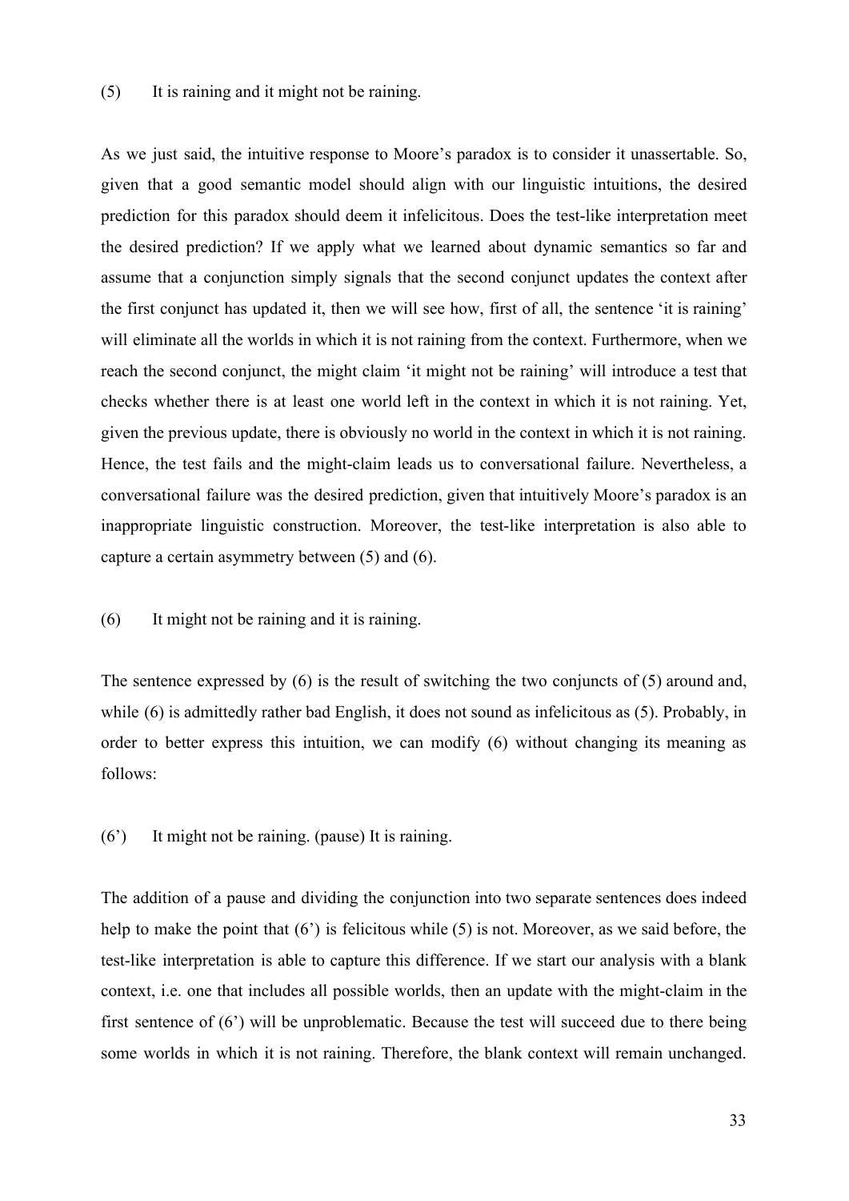(5) It is raining and it might not be raining.

As we just said, the intuitive response to Moore's paradox is to consider it unassertable. So, given that a good semantic model should align with our linguistic intuitions, the desired prediction for this paradox should deem it infelicitous. Does the test-like interpretation meet the desired prediction? If we apply what we learned about dynamic semantics so far and assume that a conjunction simply signals that the second conjunct updates the context after the first conjunct has updated it, then we will see how, first of all, the sentence 'it is raining' will eliminate all the worlds in which it is not raining from the context. Furthermore, when we reach the second conjunct, the might claim 'it might not be raining' will introduce a test that checks whether there is at least one world left in the context in which it is not raining. Yet, given the previous update, there is obviously no world in the context in which it is not raining. Hence, the test fails and the might-claim leads us to conversational failure. Nevertheless, a conversational failure was the desired prediction, given that intuitively Moore's paradox is an inappropriate linguistic construction. Moreover, the test-like interpretation is also able to capture a certain asymmetry between (5) and (6).

(6) It might not be raining and it is raining.

The sentence expressed by (6) is the result of switching the two conjuncts of (5) around and, while (6) is admittedly rather bad English, it does not sound as infelicitous as (5). Probably, in order to better express this intuition, we can modify (6) without changing its meaning as follows:

(6') It might not be raining. (pause) It is raining.

The addition of a pause and dividing the conjunction into two separate sentences does indeed help to make the point that (6') is felicitous while (5) is not. Moreover, as we said before, the test-like interpretation is able to capture this difference. If we start our analysis with a blank context, i.e. one that includes all possible worlds, then an update with the might-claim in the first sentence of (6') will be unproblematic. Because the test will succeed due to there being some worlds in which it is not raining. Therefore, the blank context will remain unchanged.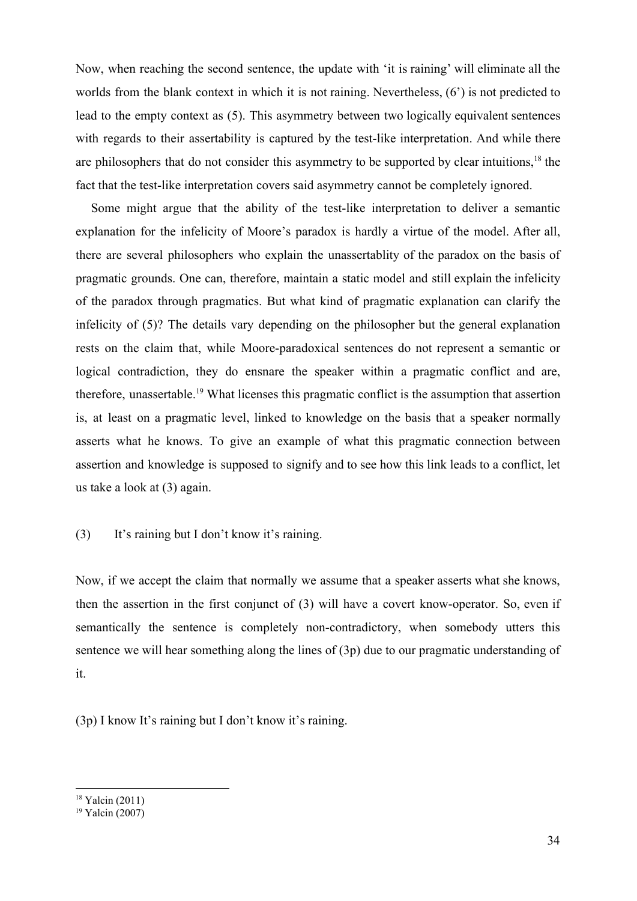Now, when reaching the second sentence, the update with 'it is raining' will eliminate all the worlds from the blank context in which it is not raining. Nevertheless, (6') is not predicted to lead to the empty context as (5). This asymmetry between two logically equivalent sentences with regards to their assertability is captured by the test-like interpretation. And while there are philosophers that do not consider this asymmetry to be supported by clear intuitions,[18] the fact that the test-like interpretation covers said asymmetry cannot be completely ignored.

Some might argue that the ability of the test-like interpretation to deliver a semantic explanation for the infelicity of Moore's paradox is hardly a virtue of the model. After all, there are several philosophers who explain the unassertablity of the paradox on the basis of pragmatic grounds. One can, therefore, maintain a static model and still explain the infelicity of the paradox through pragmatics. But what kind of pragmatic explanation can clarify the infelicity of (5)? The details vary depending on the philosopher but the general explanation rests on the claim that, while Moore-paradoxical sentences do not represent a semantic or logical contradiction, they do ensnare the speaker within a pragmatic conflict and are, therefore, unassertable.[19] What licenses this pragmatic conflict is the assumption that assertion is, at least on a pragmatic level, linked to knowledge on the basis that a speaker normally asserts what he knows. To give an example of what this pragmatic connection between assertion and knowledge is supposed to signify and to see how this link leads to a conflict, let us take a look at (3) again.

(3) It's raining but I don't know it's raining.

Now, if we accept the claim that normally we assume that a speaker asserts what she knows, then the assertion in the first conjunct of (3) will have a covert know-operator. So, even if semantically the sentence is completely non-contradictory, when somebody utters this sentence we will hear something along the lines of (3p) due to our pragmatic understanding of it.

(3p) I know It's raining but I don't know it's raining.

---

[18] Yalcin (2011)

[19] Yalcin (2007)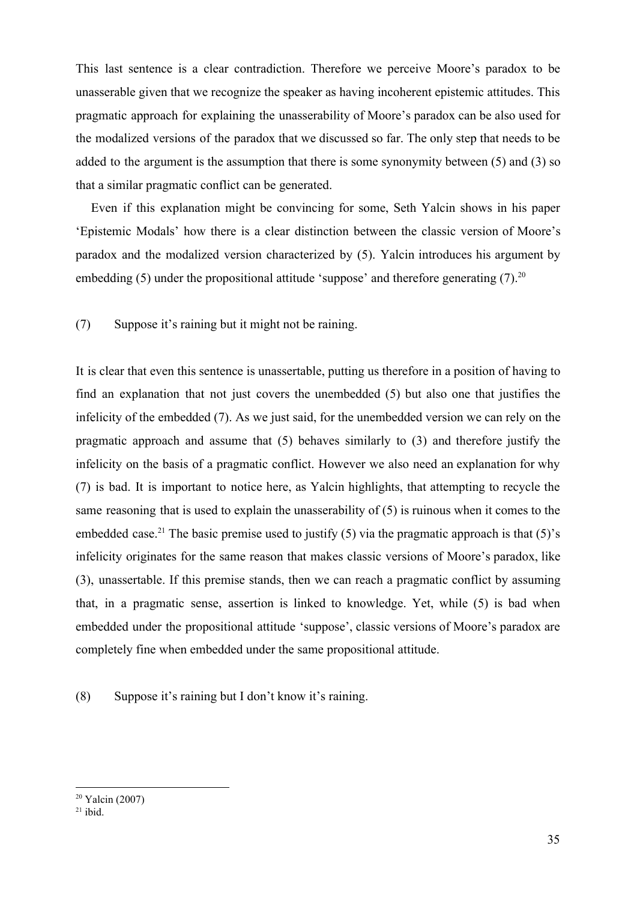This last sentence is a clear contradiction. Therefore we perceive Moore's paradox to be unasserable given that we recognize the speaker as having incoherent epistemic attitudes. This pragmatic approach for explaining the unasserability of Moore's paradox can be also used for the modalized versions of the paradox that we discussed so far. The only step that needs to be added to the argument is the assumption that there is some synonymity between (5) and (3) so that a similar pragmatic conflict can be generated.

Even if this explanation might be convincing for some, Seth Yalcin shows in his paper 'Epistemic Modals' how there is a clear distinction between the classic version of Moore's paradox and the modalized version characterized by (5). Yalcin introduces his argument by embedding (5) under the propositional attitude 'suppose' and therefore generating (7).[20]

(7) Suppose it's raining but it might not be raining.

It is clear that even this sentence is unassertable, putting us therefore in a position of having to find an explanation that not just covers the unembedded (5) but also one that justifies the infelicity of the embedded (7). As we just said, for the unembedded version we can rely on the pragmatic approach and assume that (5) behaves similarly to (3) and therefore justify the infelicity on the basis of a pragmatic conflict. However we also need an explanation for why (7) is bad. It is important to notice here, as Yalcin highlights, that attempting to recycle the same reasoning that is used to explain the unasserability of (5) is ruinous when it comes to the embedded case.[21] The basic premise used to justify (5) via the pragmatic approach is that (5)'s infelicity originates for the same reason that makes classic versions of Moore's paradox, like (3), unassertable. If this premise stands, then we can reach a pragmatic conflict by assuming that, in a pragmatic sense, assertion is linked to knowledge. Yet, while (5) is bad when embedded under the propositional attitude 'suppose', classic versions of Moore's paradox are completely fine when embedded under the same propositional attitude.

(8) Suppose it's raining but I don't know it's raining.

---

[20] Yalcin (2007)

[21] ibid.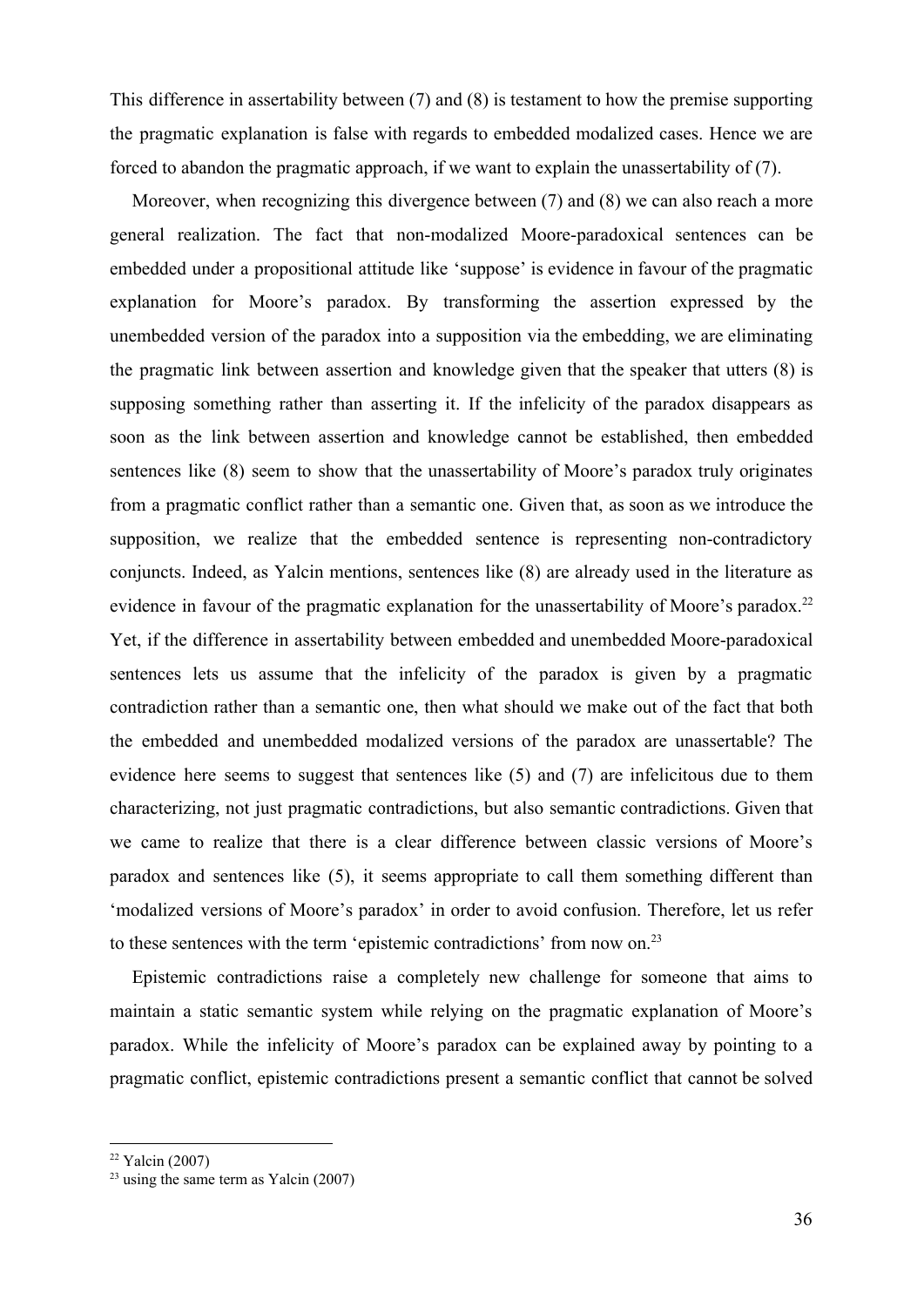This difference in assertability between (7) and (8) is testament to how the premise supporting the pragmatic explanation is false with regards to embedded modalized cases. Hence we are forced to abandon the pragmatic approach, if we want to explain the unassertability of (7).

Moreover, when recognizing this divergence between (7) and (8) we can also reach a more general realization. The fact that non-modalized Moore-paradoxical sentences can be embedded under a propositional attitude like 'suppose' is evidence in favour of the pragmatic explanation for Moore's paradox. By transforming the assertion expressed by the unembedded version of the paradox into a supposition via the embedding, we are eliminating the pragmatic link between assertion and knowledge given that the speaker that utters (8) is supposing something rather than asserting it. If the infelicity of the paradox disappears as soon as the link between assertion and knowledge cannot be established, then embedded sentences like (8) seem to show that the unassertability of Moore's paradox truly originates from a pragmatic conflict rather than a semantic one. Given that, as soon as we introduce the supposition, we realize that the embedded sentence is representing non-contradictory conjuncts. Indeed, as Yalcin mentions, sentences like (8) are already used in the literature as evidence in favour of the pragmatic explanation for the unassertability of Moore's paradox.[22] Yet, if the difference in assertability between embedded and unembedded Moore-paradoxical sentences lets us assume that the infelicity of the paradox is given by a pragmatic contradiction rather than a semantic one, then what should we make out of the fact that both the embedded and unembedded modalized versions of the paradox are unassertable? The evidence here seems to suggest that sentences like (5) and (7) are infelicitous due to them characterizing, not just pragmatic contradictions, but also semantic contradictions. Given that we came to realize that there is a clear difference between classic versions of Moore's paradox and sentences like (5), it seems appropriate to call them something different than 'modalized versions of Moore's paradox' in order to avoid confusion. Therefore, let us refer to these sentences with the term 'epistemic contradictions' from now on.[23]

Epistemic contradictions raise a completely new challenge for someone that aims to maintain a static semantic system while relying on the pragmatic explanation of Moore's paradox. While the infelicity of Moore's paradox can be explained away by pointing to a pragmatic conflict, epistemic contradictions present a semantic conflict that cannot be solved

[22] Yalcin (2007)

[23] using the same term as Yalcin (2007)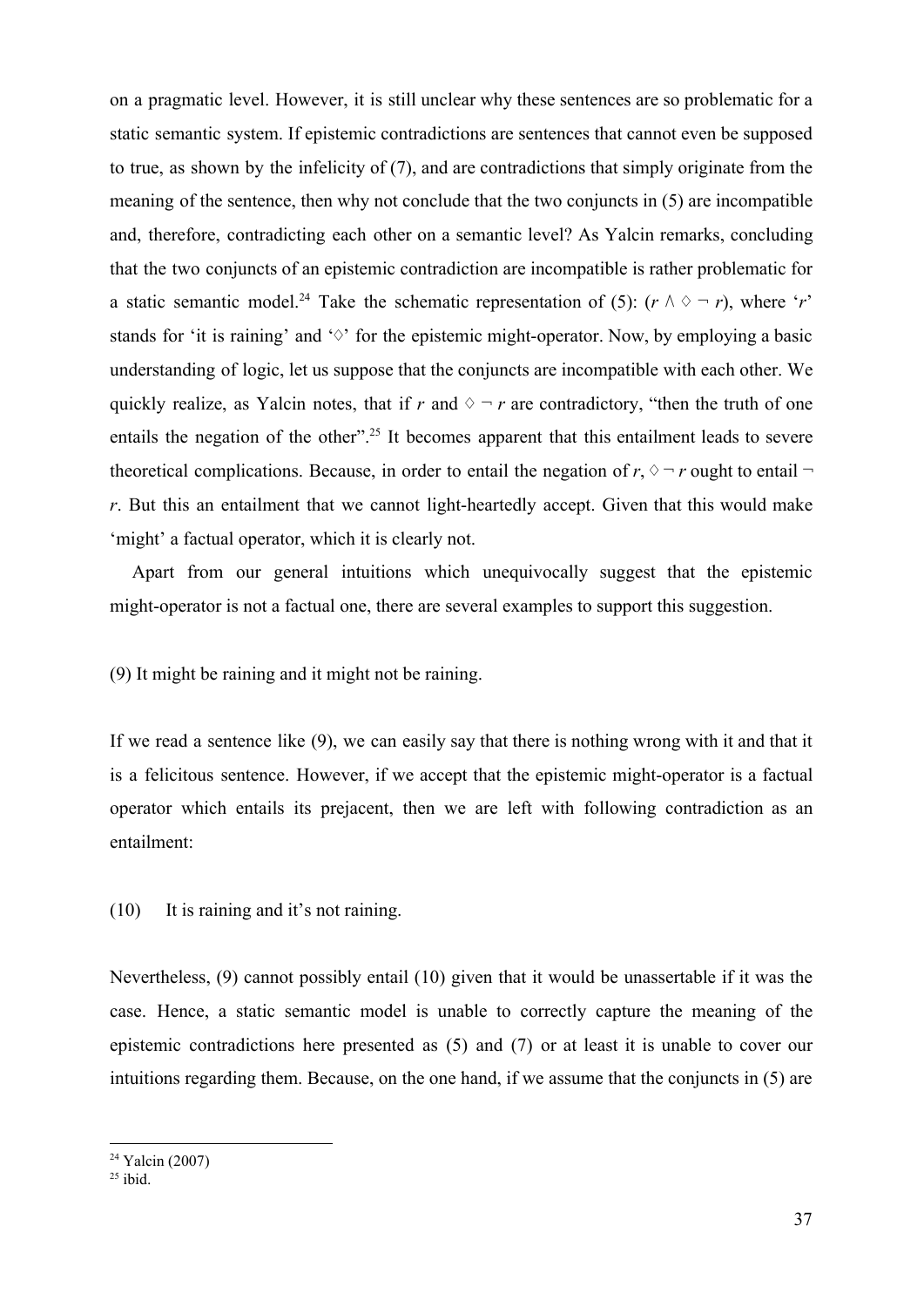on a pragmatic level. However, it is still unclear why these sentences are so problematic for a static semantic system. If epistemic contradictions are sentences that cannot even be supposed to true, as shown by the infelicity of (7), and are contradictions that simply originate from the meaning of the sentence, then why not conclude that the two conjuncts in (5) are incompatible and, therefore, contradicting each other on a semantic level? As Yalcin remarks, concluding that the two conjuncts of an epistemic contradiction are incompatible is rather problematic for a static semantic model.[24] Take the schematic representation of (5): ($r \wedge \diamond \neg r$), where '$r$' stands for 'it is raining' and '$\diamond$' for the epistemic might-operator. Now, by employing a basic understanding of logic, let us suppose that the conjuncts are incompatible with each other. We quickly realize, as Yalcin notes, that if $r$ and $\diamond \neg r$ are contradictory, "then the truth of one entails the negation of the other".[25] It becomes apparent that this entailment leads to severe theoretical complications. Because, in order to entail the negation of $r$, $\diamond \neg r$ ought to entail $\neg r$. But this an entailment that we cannot light-heartedly accept. Given that this would make 'might' a factual operator, which it is clearly not.

Apart from our general intuitions which unequivocally suggest that the epistemic might-operator is not a factual one, there are several examples to support this suggestion.

(9) It might be raining and it might not be raining.

If we read a sentence like (9), we can easily say that there is nothing wrong with it and that it is a felicitous sentence. However, if we accept that the epistemic might-operator is a factual operator which entails its prejacent, then we are left with following contradiction as an entailment:

(10) It is raining and it's not raining.

Nevertheless, (9) cannot possibly entail (10) given that it would be unassertable if it was the case. Hence, a static semantic model is unable to correctly capture the meaning of the epistemic contradictions here presented as (5) and (7) or at least it is unable to cover our intuitions regarding them. Because, on the one hand, if we assume that the conjuncts in (5) are

[24] Yalcin (2007)

[25] ibid.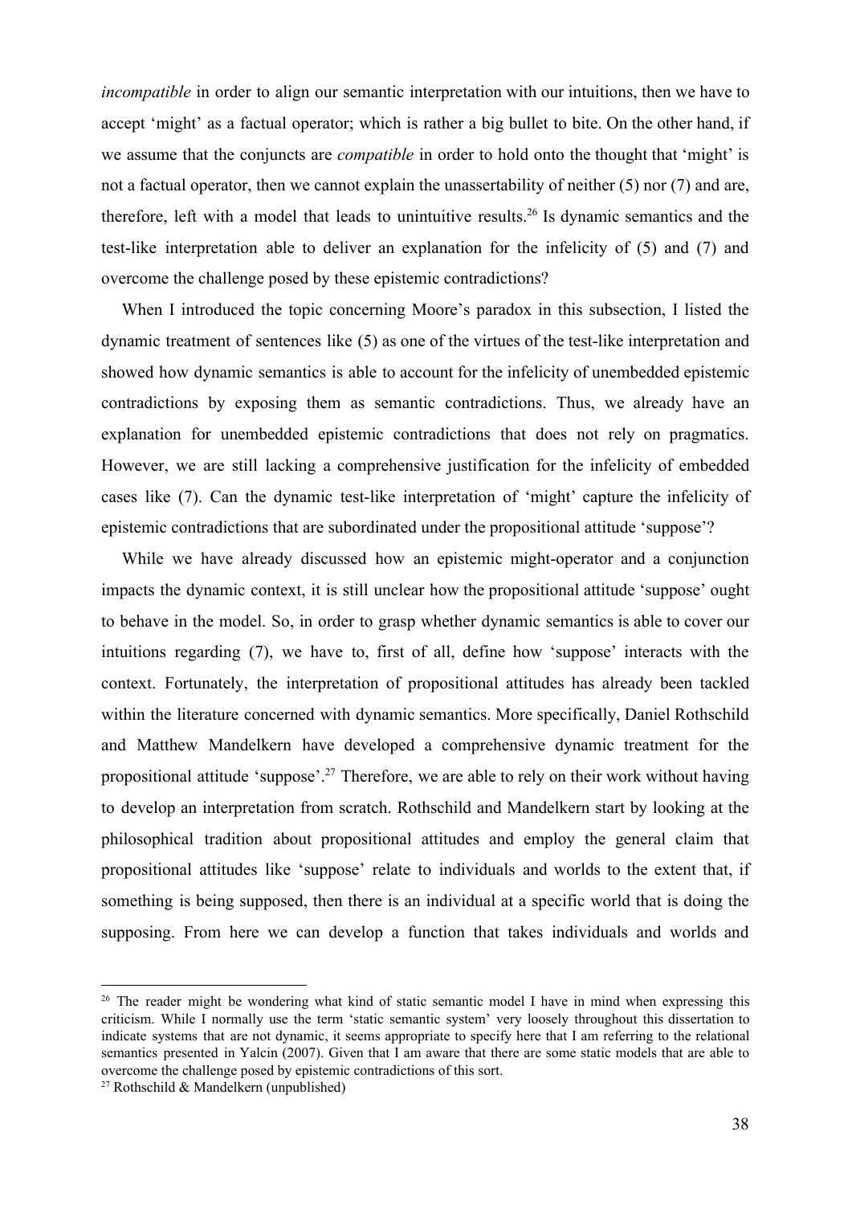*incompatible* in order to align our semantic interpretation with our intuitions, then we have to accept 'might' as a factual operator; which is rather a big bullet to bite. On the other hand, if we assume that the conjuncts are *compatible* in order to hold onto the thought that 'might' is not a factual operator, then we cannot explain the unassertability of neither (5) nor (7) and are, therefore, left with a model that leads to unintuitive results.[26] Is dynamic semantics and the test-like interpretation able to deliver an explanation for the infelicity of (5) and (7) and overcome the challenge posed by these epistemic contradictions?

When I introduced the topic concerning Moore's paradox in this subsection, I listed the dynamic treatment of sentences like (5) as one of the virtues of the test-like interpretation and showed how dynamic semantics is able to account for the infelicity of unembedded epistemic contradictions by exposing them as semantic contradictions. Thus, we already have an explanation for unembedded epistemic contradictions that does not rely on pragmatics. However, we are still lacking a comprehensive justification for the infelicity of embedded cases like (7). Can the dynamic test-like interpretation of 'might' capture the infelicity of epistemic contradictions that are subordinated under the propositional attitude 'suppose'?

While we have already discussed how an epistemic might-operator and a conjunction impacts the dynamic context, it is still unclear how the propositional attitude 'suppose' ought to behave in the model. So, in order to grasp whether dynamic semantics is able to cover our intuitions regarding (7), we have to, first of all, define how 'suppose' interacts with the context. Fortunately, the interpretation of propositional attitudes has already been tackled within the literature concerned with dynamic semantics. More specifically, Daniel Rothschild and Matthew Mandelkern have developed a comprehensive dynamic treatment for the propositional attitude 'suppose'.[27] Therefore, we are able to rely on their work without having to develop an interpretation from scratch. Rothschild and Mandelkern start by looking at the philosophical tradition about propositional attitudes and employ the general claim that propositional attitudes like 'suppose' relate to individuals and worlds to the extent that, if something is being supposed, then there is an individual at a specific world that is doing the supposing. From here we can develop a function that takes individuals and worlds and

---

[26] The reader might be wondering what kind of static semantic model I have in mind when expressing this criticism. While I normally use the term 'static semantic system' very loosely throughout this dissertation to indicate systems that are not dynamic, it seems appropriate to specify here that I am referring to the relational semantics presented in Yalcin (2007). Given that I am aware that there are some static models that are able to overcome the challenge posed by epistemic contradictions of this sort.

[27] Rothschild & Mandelkern (unpublished)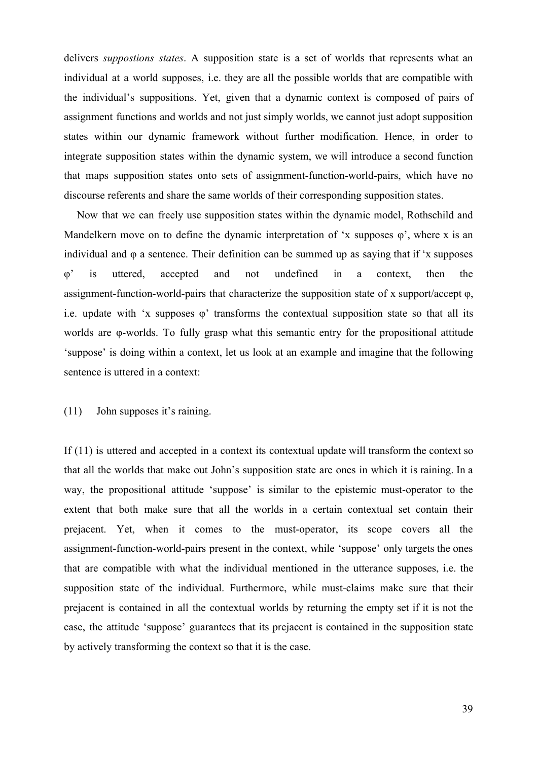delivers *suppostions states*. A supposition state is a set of worlds that represents what an individual at a world supposes, i.e. they are all the possible worlds that are compatible with the individual's suppositions. Yet, given that a dynamic context is composed of pairs of assignment functions and worlds and not just simply worlds, we cannot just adopt supposition states within our dynamic framework without further modification. Hence, in order to integrate supposition states within the dynamic system, we will introduce a second function that maps supposition states onto sets of assignment-function-world-pairs, which have no discourse referents and share the same worlds of their corresponding supposition states.

Now that we can freely use supposition states within the dynamic model, Rothschild and Mandelkern move on to define the dynamic interpretation of 'x supposes φ', where x is an individual and φ a sentence. Their definition can be summed up as saying that if 'x supposes φ' is uttered, accepted and not undefined in a context, then the assignment-function-world-pairs that characterize the supposition state of x support/accept φ, i.e. update with 'x supposes φ' transforms the contextual supposition state so that all its worlds are φ-worlds. To fully grasp what this semantic entry for the propositional attitude 'suppose' is doing within a context, let us look at an example and imagine that the following sentence is uttered in a context:

(11) John supposes it's raining.

If (11) is uttered and accepted in a context its contextual update will transform the context so that all the worlds that make out John's supposition state are ones in which it is raining. In a way, the propositional attitude 'suppose' is similar to the epistemic must-operator to the extent that both make sure that all the worlds in a certain contextual set contain their prejacent. Yet, when it comes to the must-operator, its scope covers all the assignment-function-world-pairs present in the context, while 'suppose' only targets the ones that are compatible with what the individual mentioned in the utterance supposes, i.e. the supposition state of the individual. Furthermore, while must-claims make sure that their prejacent is contained in all the contextual worlds by returning the empty set if it is not the case, the attitude 'suppose' guarantees that its prejacent is contained in the supposition state by actively transforming the context so that it is the case.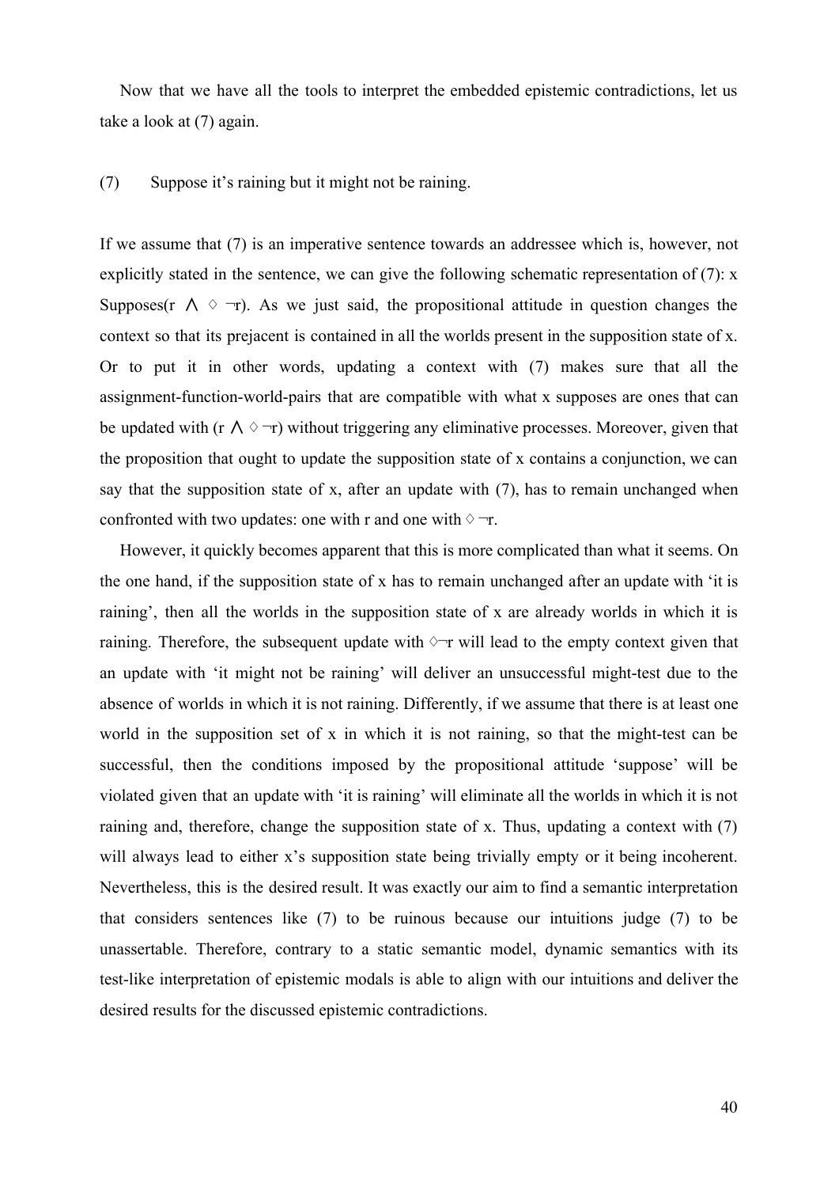Now that we have all the tools to interpret the embedded epistemic contradictions, let us take a look at (7) again.

(7) Suppose it's raining but it might not be raining.

If we assume that (7) is an imperative sentence towards an addressee which is, however, not explicitly stated in the sentence, we can give the following schematic representation of (7): x Supposes($r \wedge \Diamond \neg r$). As we just said, the propositional attitude in question changes the context so that its prejacent is contained in all the worlds present in the supposition state of x. Or to put it in other words, updating a context with (7) makes sure that all the assignment-function-world-pairs that are compatible with what x supposes are ones that can be updated with ($r \wedge \Diamond \neg r$) without triggering any eliminative processes. Moreover, given that the proposition that ought to update the supposition state of x contains a conjunction, we can say that the supposition state of x, after an update with (7), has to remain unchanged when confronted with two updates: one with r and one with $\Diamond \neg r$.

However, it quickly becomes apparent that this is more complicated than what it seems. On the one hand, if the supposition state of x has to remain unchanged after an update with 'it is raining', then all the worlds in the supposition state of x are already worlds in which it is raining. Therefore, the subsequent update with $\Diamond \neg r$ will lead to the empty context given that an update with 'it might not be raining' will deliver an unsuccessful might-test due to the absence of worlds in which it is not raining. Differently, if we assume that there is at least one world in the supposition set of x in which it is not raining, so that the might-test can be successful, then the conditions imposed by the propositional attitude 'suppose' will be violated given that an update with 'it is raining' will eliminate all the worlds in which it is not raining and, therefore, change the supposition state of x. Thus, updating a context with (7) will always lead to either x's supposition state being trivially empty or it being incoherent. Nevertheless, this is the desired result. It was exactly our aim to find a semantic interpretation that considers sentences like (7) to be ruinous because our intuitions judge (7) to be unassertable. Therefore, contrary to a static semantic model, dynamic semantics with its test-like interpretation of epistemic modals is able to align with our intuitions and deliver the desired results for the discussed epistemic contradictions.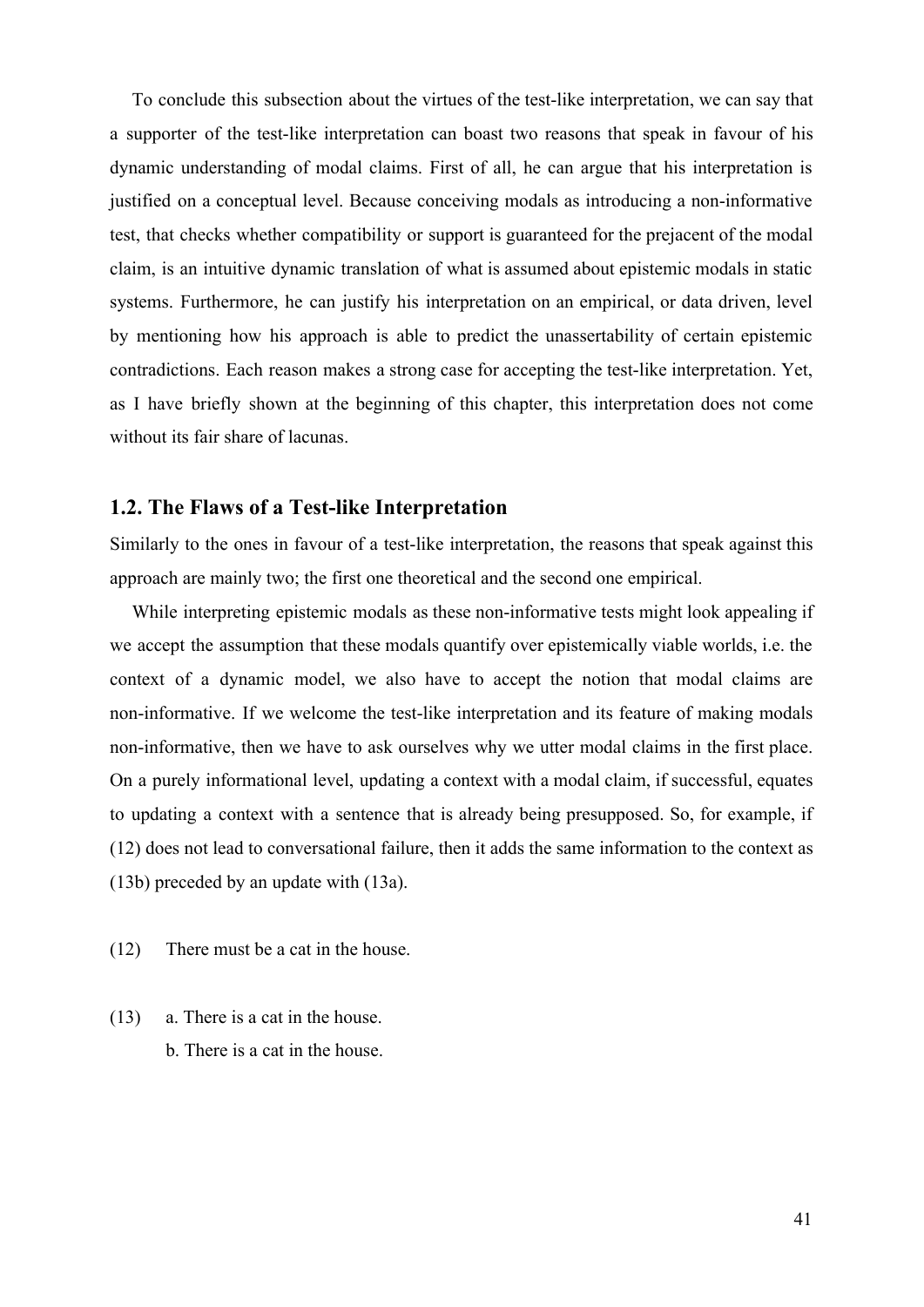To conclude this subsection about the virtues of the test-like interpretation, we can say that a supporter of the test-like interpretation can boast two reasons that speak in favour of his dynamic understanding of modal claims. First of all, he can argue that his interpretation is justified on a conceptual level. Because conceiving modals as introducing a non-informative test, that checks whether compatibility or support is guaranteed for the prejacent of the modal claim, is an intuitive dynamic translation of what is assumed about epistemic modals in static systems. Furthermore, he can justify his interpretation on an empirical, or data driven, level by mentioning how his approach is able to predict the unassertability of certain epistemic contradictions. Each reason makes a strong case for accepting the test-like interpretation. Yet, as I have briefly shown at the beginning of this chapter, this interpretation does not come without its fair share of lacunas.

## 1.2. The Flaws of a Test-like Interpretation

Similarly to the ones in favour of a test-like interpretation, the reasons that speak against this approach are mainly two; the first one theoretical and the second one empirical.

While interpreting epistemic modals as these non-informative tests might look appealing if we accept the assumption that these modals quantify over epistemically viable worlds, i.e. the context of a dynamic model, we also have to accept the notion that modal claims are non-informative. If we welcome the test-like interpretation and its feature of making modals non-informative, then we have to ask ourselves why we utter modal claims in the first place. On a purely informational level, updating a context with a modal claim, if successful, equates to updating a context with a sentence that is already being presupposed. So, for example, if (12) does not lead to conversational failure, then it adds the same information to the context as (13b) preceded by an update with (13a).

(12) There must be a cat in the house.

(13) a. There is a cat in the house.
b. There is a cat in the house.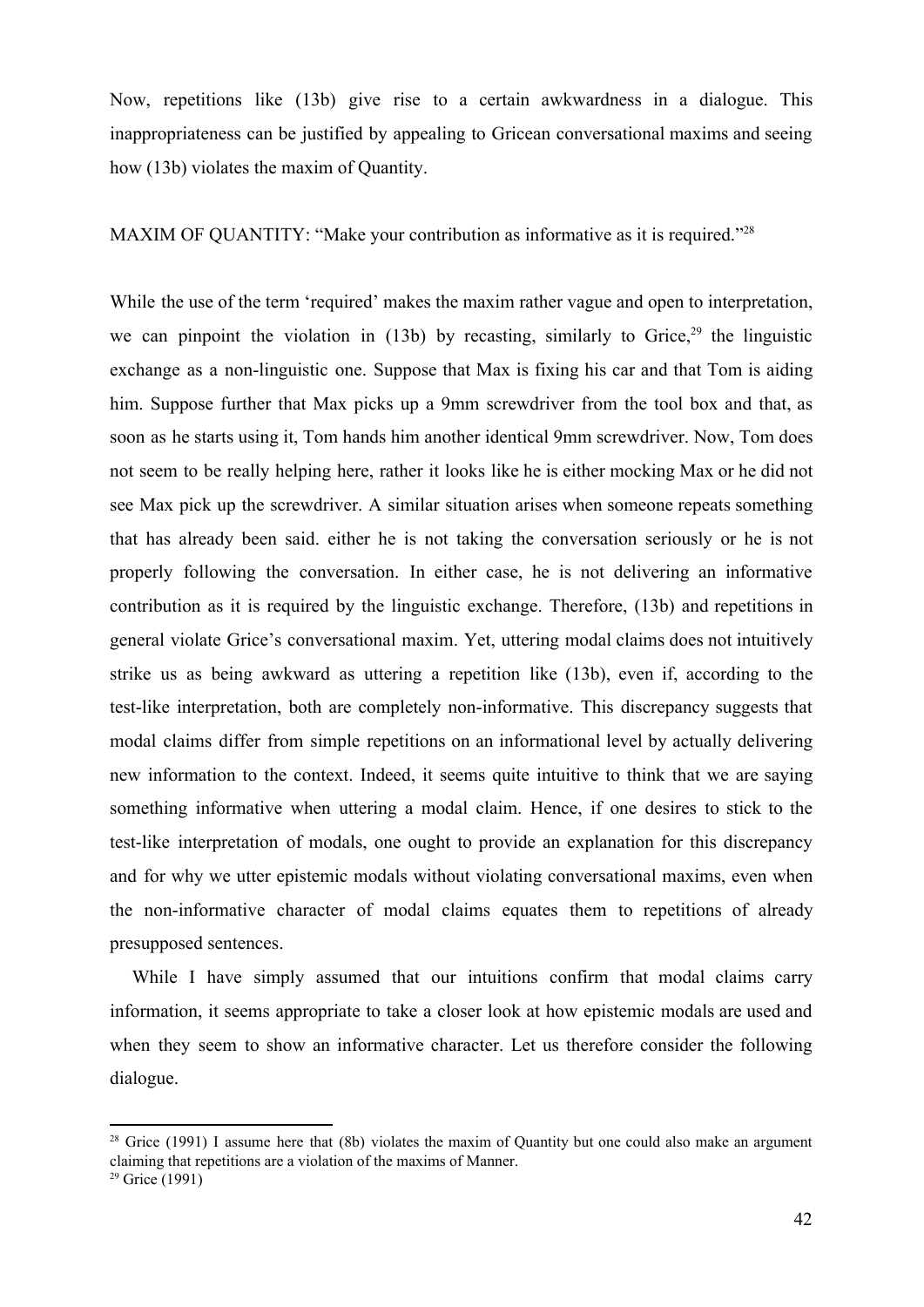Now, repetitions like (13b) give rise to a certain awkwardness in a dialogue. This inappropriateness can be justified by appealing to Gricean conversational maxims and seeing how (13b) violates the maxim of Quantity.

MAXIM OF QUANTITY: "Make your contribution as informative as it is required."[28]

While the use of the term 'required' makes the maxim rather vague and open to interpretation, we can pinpoint the violation in (13b) by recasting, similarly to Grice,[29] the linguistic exchange as a non-linguistic one. Suppose that Max is fixing his car and that Tom is aiding him. Suppose further that Max picks up a 9mm screwdriver from the tool box and that, as soon as he starts using it, Tom hands him another identical 9mm screwdriver. Now, Tom does not seem to be really helping here, rather it looks like he is either mocking Max or he did not see Max pick up the screwdriver. A similar situation arises when someone repeats something that has already been said. either he is not taking the conversation seriously or he is not properly following the conversation. In either case, he is not delivering an informative contribution as it is required by the linguistic exchange. Therefore, (13b) and repetitions in general violate Grice's conversational maxim. Yet, uttering modal claims does not intuitively strike us as being awkward as uttering a repetition like (13b), even if, according to the test-like interpretation, both are completely non-informative. This discrepancy suggests that modal claims differ from simple repetitions on an informational level by actually delivering new information to the context. Indeed, it seems quite intuitive to think that we are saying something informative when uttering a modal claim. Hence, if one desires to stick to the test-like interpretation of modals, one ought to provide an explanation for this discrepancy and for why we utter epistemic modals without violating conversational maxims, even when the non-informative character of modal claims equates them to repetitions of already presupposed sentences.

While I have simply assumed that our intuitions confirm that modal claims carry information, it seems appropriate to take a closer look at how epistemic modals are used and when they seem to show an informative character. Let us therefore consider the following dialogue.

---

[28] Grice (1991) I assume here that (8b) violates the maxim of Quantity but one could also make an argument claiming that repetitions are a violation of the maxims of Manner.

[29] Grice (1991)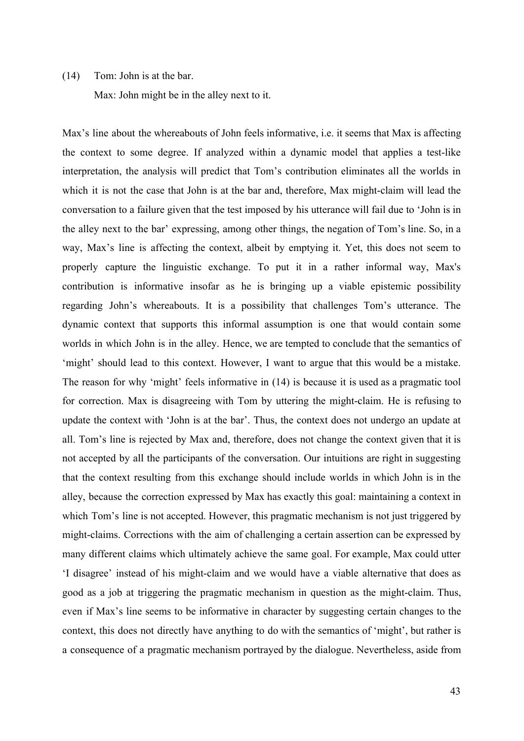(14) Tom: John is at the bar.
  Max: John might be in the alley next to it.

Max's line about the whereabouts of John feels informative, i.e. it seems that Max is affecting the context to some degree. If analyzed within a dynamic model that applies a test-like interpretation, the analysis will predict that Tom's contribution eliminates all the worlds in which it is not the case that John is at the bar and, therefore, Max might-claim will lead the conversation to a failure given that the test imposed by his utterance will fail due to 'John is in the alley next to the bar' expressing, among other things, the negation of Tom's line. So, in a way, Max's line is affecting the context, albeit by emptying it. Yet, this does not seem to properly capture the linguistic exchange. To put it in a rather informal way, Max's contribution is informative insofar as he is bringing up a viable epistemic possibility regarding John's whereabouts. It is a possibility that challenges Tom's utterance. The dynamic context that supports this informal assumption is one that would contain some worlds in which John is in the alley. Hence, we are tempted to conclude that the semantics of 'might' should lead to this context. However, I want to argue that this would be a mistake. The reason for why 'might' feels informative in (14) is because it is used as a pragmatic tool for correction. Max is disagreeing with Tom by uttering the might-claim. He is refusing to update the context with 'John is at the bar'. Thus, the context does not undergo an update at all. Tom's line is rejected by Max and, therefore, does not change the context given that it is not accepted by all the participants of the conversation. Our intuitions are right in suggesting that the context resulting from this exchange should include worlds in which John is in the alley, because the correction expressed by Max has exactly this goal: maintaining a context in which Tom's line is not accepted. However, this pragmatic mechanism is not just triggered by might-claims. Corrections with the aim of challenging a certain assertion can be expressed by many different claims which ultimately achieve the same goal. For example, Max could utter 'I disagree' instead of his might-claim and we would have a viable alternative that does as good as a job at triggering the pragmatic mechanism in question as the might-claim. Thus, even if Max's line seems to be informative in character by suggesting certain changes to the context, this does not directly have anything to do with the semantics of 'might', but rather is a consequence of a pragmatic mechanism portrayed by the dialogue. Nevertheless, aside from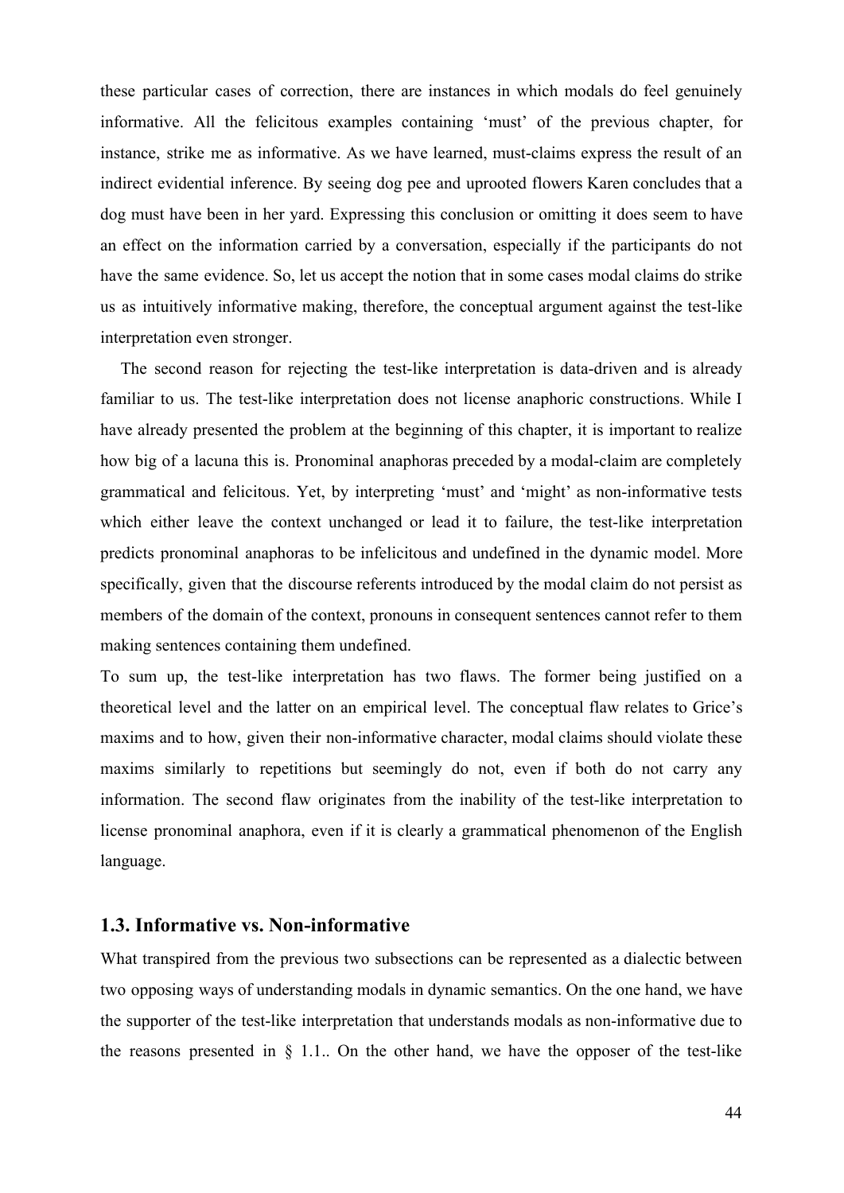these particular cases of correction, there are instances in which modals do feel genuinely informative. All the felicitous examples containing 'must' of the previous chapter, for instance, strike me as informative. As we have learned, must-claims express the result of an indirect evidential inference. By seeing dog pee and uprooted flowers Karen concludes that a dog must have been in her yard. Expressing this conclusion or omitting it does seem to have an effect on the information carried by a conversation, especially if the participants do not have the same evidence. So, let us accept the notion that in some cases modal claims do strike us as intuitively informative making, therefore, the conceptual argument against the test-like interpretation even stronger.

The second reason for rejecting the test-like interpretation is data-driven and is already familiar to us. The test-like interpretation does not license anaphoric constructions. While I have already presented the problem at the beginning of this chapter, it is important to realize how big of a lacuna this is. Pronominal anaphoras preceded by a modal-claim are completely grammatical and felicitous. Yet, by interpreting 'must' and 'might' as non-informative tests which either leave the context unchanged or lead it to failure, the test-like interpretation predicts pronominal anaphoras to be infelicitous and undefined in the dynamic model. More specifically, given that the discourse referents introduced by the modal claim do not persist as members of the domain of the context, pronouns in consequent sentences cannot refer to them making sentences containing them undefined.

To sum up, the test-like interpretation has two flaws. The former being justified on a theoretical level and the latter on an empirical level. The conceptual flaw relates to Grice's maxims and to how, given their non-informative character, modal claims should violate these maxims similarly to repetitions but seemingly do not, even if both do not carry any information. The second flaw originates from the inability of the test-like interpretation to license pronominal anaphora, even if it is clearly a grammatical phenomenon of the English language.

### 1.3. Informative vs. Non-informative

What transpired from the previous two subsections can be represented as a dialectic between two opposing ways of understanding modals in dynamic semantics. On the one hand, we have the supporter of the test-like interpretation that understands modals as non-informative due to the reasons presented in § 1.1.. On the other hand, we have the opposer of the test-like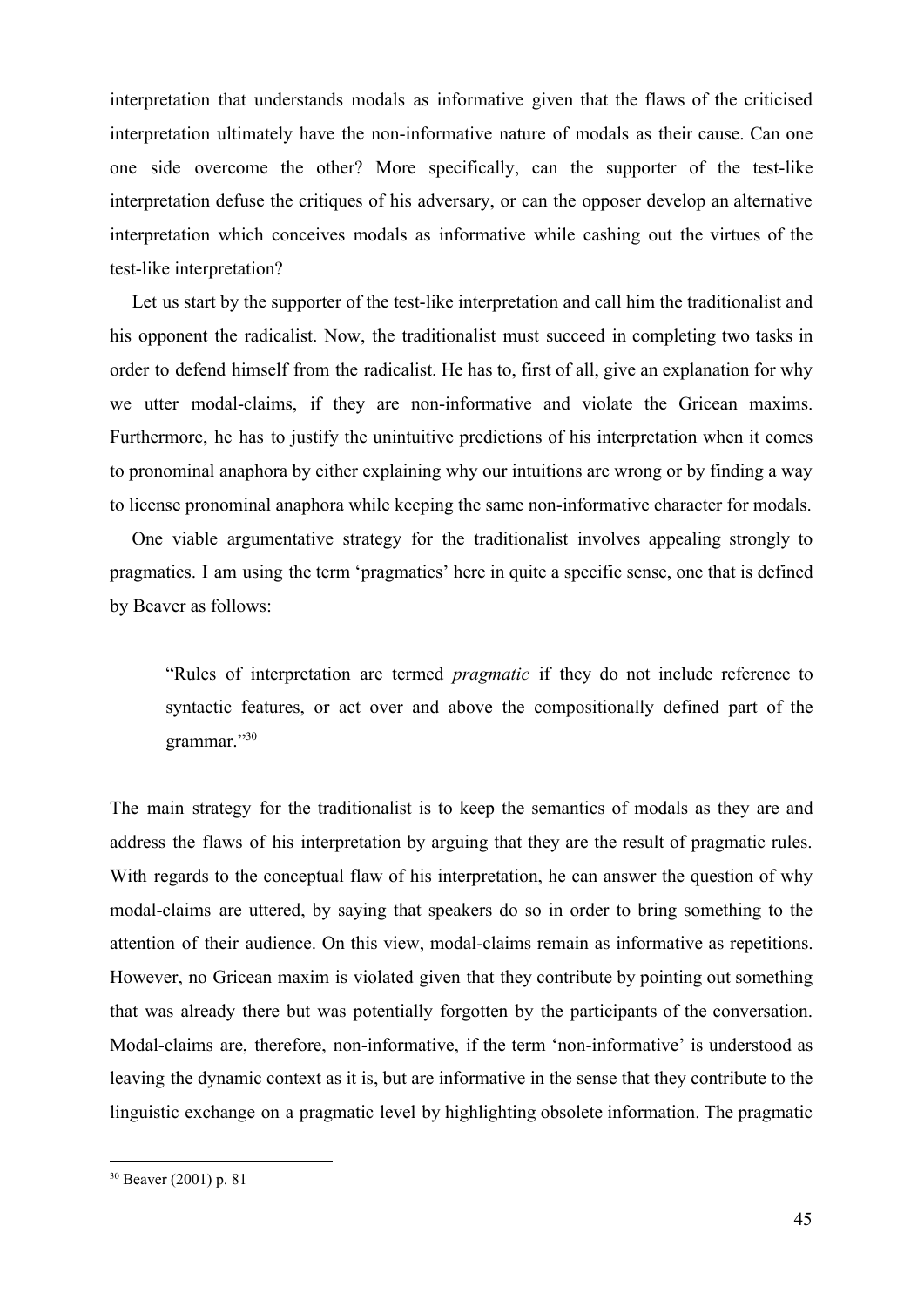interpretation that understands modals as informative given that the flaws of the criticised interpretation ultimately have the non-informative nature of modals as their cause. Can one one side overcome the other? More specifically, can the supporter of the test-like interpretation defuse the critiques of his adversary, or can the opposer develop an alternative interpretation which conceives modals as informative while cashing out the virtues of the test-like interpretation?

Let us start by the supporter of the test-like interpretation and call him the traditionalist and his opponent the radicalist. Now, the traditionalist must succeed in completing two tasks in order to defend himself from the radicalist. He has to, first of all, give an explanation for why we utter modal-claims, if they are non-informative and violate the Gricean maxims. Furthermore, he has to justify the unintuitive predictions of his interpretation when it comes to pronominal anaphora by either explaining why our intuitions are wrong or by finding a way to license pronominal anaphora while keeping the same non-informative character for modals.

One viable argumentative strategy for the traditionalist involves appealing strongly to pragmatics. I am using the term 'pragmatics' here in quite a specific sense, one that is defined by Beaver as follows:

> "Rules of interpretation are termed *pragmatic* if they do not include reference to syntactic features, or act over and above the compositionally defined part of the grammar."[30]

The main strategy for the traditionalist is to keep the semantics of modals as they are and address the flaws of his interpretation by arguing that they are the result of pragmatic rules. With regards to the conceptual flaw of his interpretation, he can answer the question of why modal-claims are uttered, by saying that speakers do so in order to bring something to the attention of their audience. On this view, modal-claims remain as informative as repetitions. However, no Gricean maxim is violated given that they contribute by pointing out something that was already there but was potentially forgotten by the participants of the conversation. Modal-claims are, therefore, non-informative, if the term 'non-informative' is understood as leaving the dynamic context as it is, but are informative in the sense that they contribute to the linguistic exchange on a pragmatic level by highlighting obsolete information. The pragmatic

---

[30] Beaver (2001) p. 81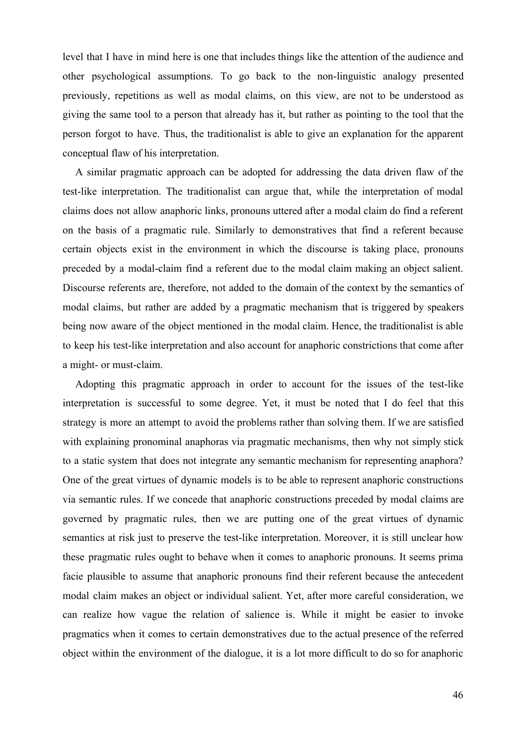level that I have in mind here is one that includes things like the attention of the audience and other psychological assumptions. To go back to the non-linguistic analogy presented previously, repetitions as well as modal claims, on this view, are not to be understood as giving the same tool to a person that already has it, but rather as pointing to the tool that the person forgot to have. Thus, the traditionalist is able to give an explanation for the apparent conceptual flaw of his interpretation.

A similar pragmatic approach can be adopted for addressing the data driven flaw of the test-like interpretation. The traditionalist can argue that, while the interpretation of modal claims does not allow anaphoric links, pronouns uttered after a modal claim do find a referent on the basis of a pragmatic rule. Similarly to demonstratives that find a referent because certain objects exist in the environment in which the discourse is taking place, pronouns preceded by a modal-claim find a referent due to the modal claim making an object salient. Discourse referents are, therefore, not added to the domain of the context by the semantics of modal claims, but rather are added by a pragmatic mechanism that is triggered by speakers being now aware of the object mentioned in the modal claim. Hence, the traditionalist is able to keep his test-like interpretation and also account for anaphoric constrictions that come after a might- or must-claim.

Adopting this pragmatic approach in order to account for the issues of the test-like interpretation is successful to some degree. Yet, it must be noted that I do feel that this strategy is more an attempt to avoid the problems rather than solving them. If we are satisfied with explaining pronominal anaphoras via pragmatic mechanisms, then why not simply stick to a static system that does not integrate any semantic mechanism for representing anaphora? One of the great virtues of dynamic models is to be able to represent anaphoric constructions via semantic rules. If we concede that anaphoric constructions preceded by modal claims are governed by pragmatic rules, then we are putting one of the great virtues of dynamic semantics at risk just to preserve the test-like interpretation. Moreover, it is still unclear how these pragmatic rules ought to behave when it comes to anaphoric pronouns. It seems prima facie plausible to assume that anaphoric pronouns find their referent because the antecedent modal claim makes an object or individual salient. Yet, after more careful consideration, we can realize how vague the relation of salience is. While it might be easier to invoke pragmatics when it comes to certain demonstratives due to the actual presence of the referred object within the environment of the dialogue, it is a lot more difficult to do so for anaphoric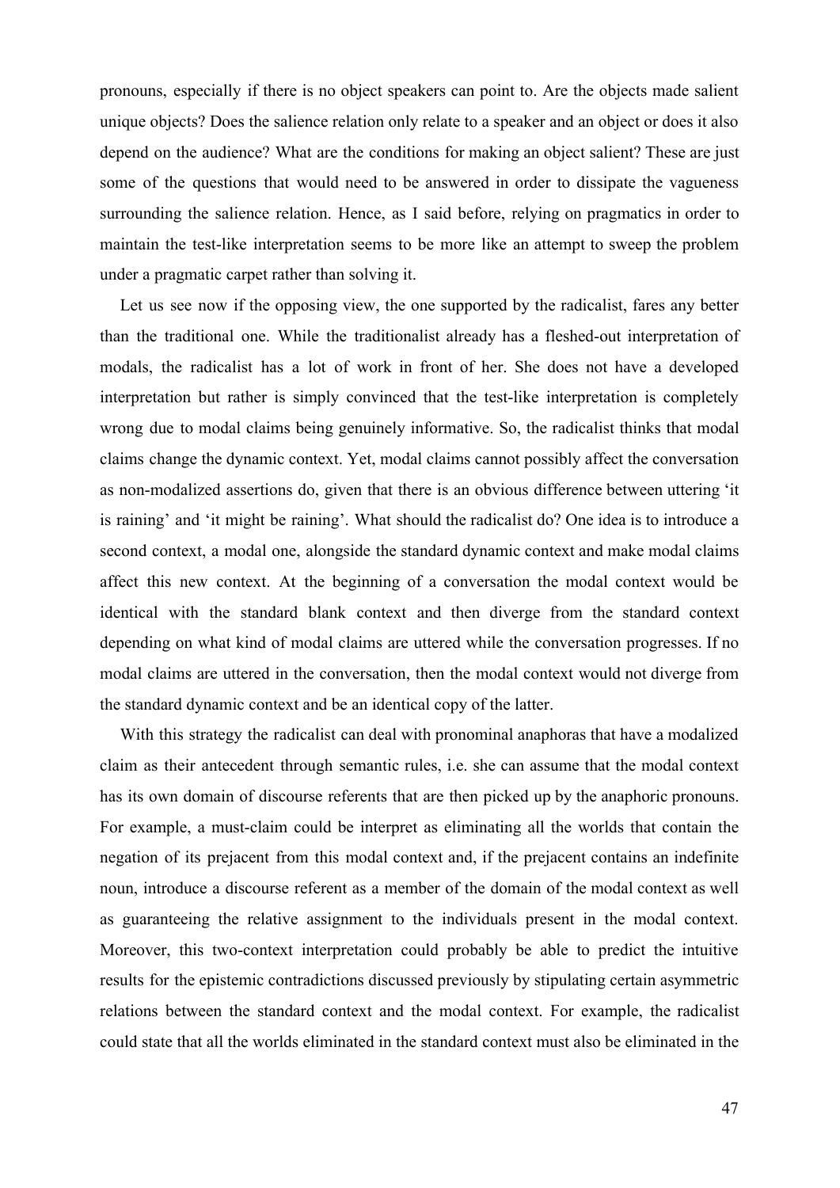pronouns, especially if there is no object speakers can point to. Are the objects made salient unique objects? Does the salience relation only relate to a speaker and an object or does it also depend on the audience? What are the conditions for making an object salient? These are just some of the questions that would need to be answered in order to dissipate the vagueness surrounding the salience relation. Hence, as I said before, relying on pragmatics in order to maintain the test-like interpretation seems to be more like an attempt to sweep the problem under a pragmatic carpet rather than solving it.

Let us see now if the opposing view, the one supported by the radicalist, fares any better than the traditional one. While the traditionalist already has a fleshed-out interpretation of modals, the radicalist has a lot of work in front of her. She does not have a developed interpretation but rather is simply convinced that the test-like interpretation is completely wrong due to modal claims being genuinely informative. So, the radicalist thinks that modal claims change the dynamic context. Yet, modal claims cannot possibly affect the conversation as non-modalized assertions do, given that there is an obvious difference between uttering 'it is raining' and 'it might be raining'. What should the radicalist do? One idea is to introduce a second context, a modal one, alongside the standard dynamic context and make modal claims affect this new context. At the beginning of a conversation the modal context would be identical with the standard blank context and then diverge from the standard context depending on what kind of modal claims are uttered while the conversation progresses. If no modal claims are uttered in the conversation, then the modal context would not diverge from the standard dynamic context and be an identical copy of the latter.

With this strategy the radicalist can deal with pronominal anaphoras that have a modalized claim as their antecedent through semantic rules, i.e. she can assume that the modal context has its own domain of discourse referents that are then picked up by the anaphoric pronouns. For example, a must-claim could be interpret as eliminating all the worlds that contain the negation of its prejacent from this modal context and, if the prejacent contains an indefinite noun, introduce a discourse referent as a member of the domain of the modal context as well as guaranteeing the relative assignment to the individuals present in the modal context. Moreover, this two-context interpretation could probably be able to predict the intuitive results for the epistemic contradictions discussed previously by stipulating certain asymmetric relations between the standard context and the modal context. For example, the radicalist could state that all the worlds eliminated in the standard context must also be eliminated in the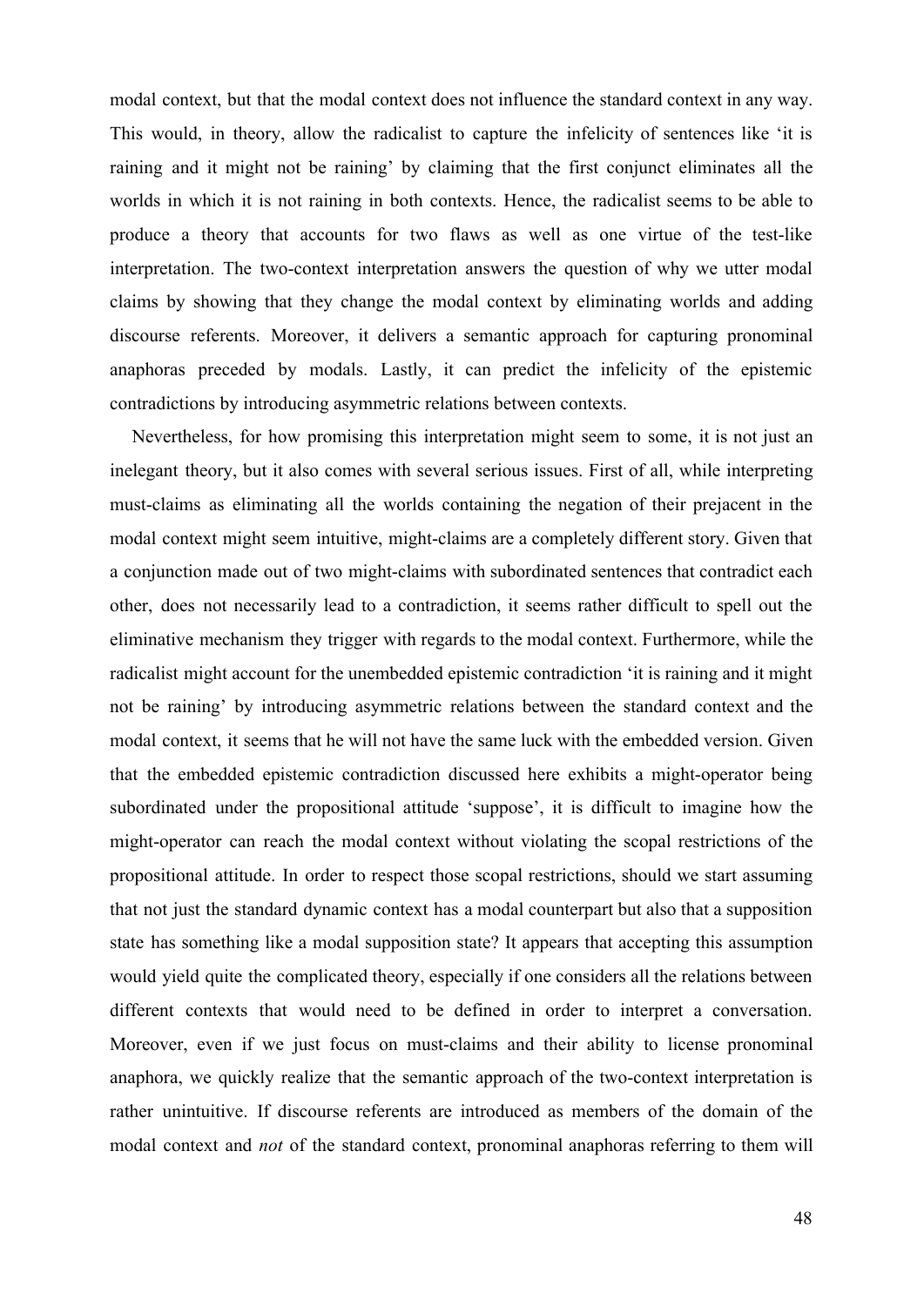modal context, but that the modal context does not influence the standard context in any way. This would, in theory, allow the radicalist to capture the infelicity of sentences like 'it is raining and it might not be raining' by claiming that the first conjunct eliminates all the worlds in which it is not raining in both contexts. Hence, the radicalist seems to be able to produce a theory that accounts for two flaws as well as one virtue of the test-like interpretation. The two-context interpretation answers the question of why we utter modal claims by showing that they change the modal context by eliminating worlds and adding discourse referents. Moreover, it delivers a semantic approach for capturing pronominal anaphoras preceded by modals. Lastly, it can predict the infelicity of the epistemic contradictions by introducing asymmetric relations between contexts.

Nevertheless, for how promising this interpretation might seem to some, it is not just an inelegant theory, but it also comes with several serious issues. First of all, while interpreting must-claims as eliminating all the worlds containing the negation of their prejacent in the modal context might seem intuitive, might-claims are a completely different story. Given that a conjunction made out of two might-claims with subordinated sentences that contradict each other, does not necessarily lead to a contradiction, it seems rather difficult to spell out the eliminative mechanism they trigger with regards to the modal context. Furthermore, while the radicalist might account for the unembedded epistemic contradiction 'it is raining and it might not be raining' by introducing asymmetric relations between the standard context and the modal context, it seems that he will not have the same luck with the embedded version. Given that the embedded epistemic contradiction discussed here exhibits a might-operator being subordinated under the propositional attitude 'suppose', it is difficult to imagine how the might-operator can reach the modal context without violating the scopal restrictions of the propositional attitude. In order to respect those scopal restrictions, should we start assuming that not just the standard dynamic context has a modal counterpart but also that a supposition state has something like a modal supposition state? It appears that accepting this assumption would yield quite the complicated theory, especially if one considers all the relations between different contexts that would need to be defined in order to interpret a conversation. Moreover, even if we just focus on must-claims and their ability to license pronominal anaphora, we quickly realize that the semantic approach of the two-context interpretation is rather unintuitive. If discourse referents are introduced as members of the domain of the modal context and *not* of the standard context, pronominal anaphoras referring to them will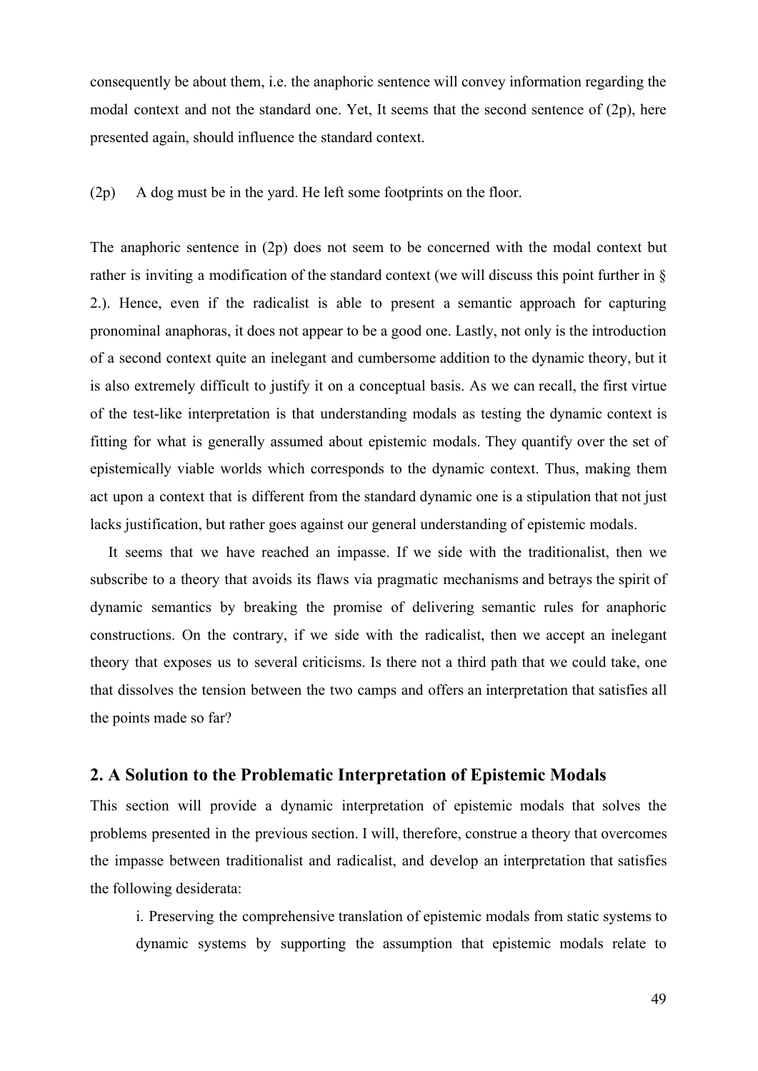consequently be about them, i.e. the anaphoric sentence will convey information regarding the modal context and not the standard one. Yet, It seems that the second sentence of (2p), here presented again, should influence the standard context.

(2p) A dog must be in the yard. He left some footprints on the floor.

The anaphoric sentence in (2p) does not seem to be concerned with the modal context but rather is inviting a modification of the standard context (we will discuss this point further in § 2.). Hence, even if the radicalist is able to present a semantic approach for capturing pronominal anaphoras, it does not appear to be a good one. Lastly, not only is the introduction of a second context quite an inelegant and cumbersome addition to the dynamic theory, but it is also extremely difficult to justify it on a conceptual basis. As we can recall, the first virtue of the test-like interpretation is that understanding modals as testing the dynamic context is fitting for what is generally assumed about epistemic modals. They quantify over the set of epistemically viable worlds which corresponds to the dynamic context. Thus, making them act upon a context that is different from the standard dynamic one is a stipulation that not just lacks justification, but rather goes against our general understanding of epistemic modals.

It seems that we have reached an impasse. If we side with the traditionalist, then we subscribe to a theory that avoids its flaws via pragmatic mechanisms and betrays the spirit of dynamic semantics by breaking the promise of delivering semantic rules for anaphoric constructions. On the contrary, if we side with the radicalist, then we accept an inelegant theory that exposes us to several criticisms. Is there not a third path that we could take, one that dissolves the tension between the two camps and offers an interpretation that satisfies all the points made so far?

## 2. A Solution to the Problematic Interpretation of Epistemic Modals

This section will provide a dynamic interpretation of epistemic modals that solves the problems presented in the previous section. I will, therefore, construe a theory that overcomes the impasse between traditionalist and radicalist, and develop an interpretation that satisfies the following desiderata:

i. Preserving the comprehensive translation of epistemic modals from static systems to dynamic systems by supporting the assumption that epistemic modals relate to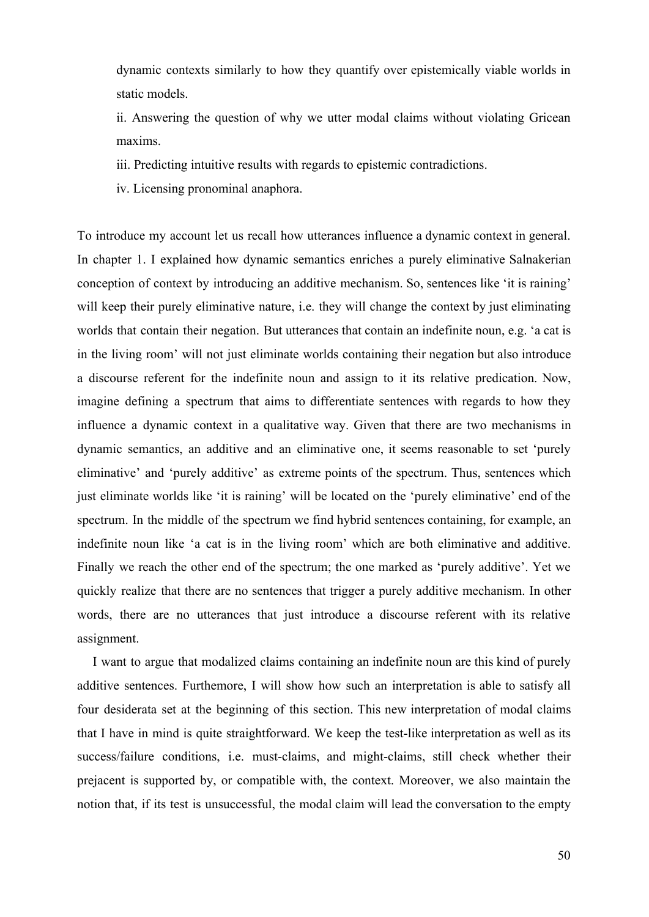dynamic contexts similarly to how they quantify over epistemically viable worlds in static models.

ii. Answering the question of why we utter modal claims without violating Gricean maxims.

iii. Predicting intuitive results with regards to epistemic contradictions.

iv. Licensing pronominal anaphora.

To introduce my account let us recall how utterances influence a dynamic context in general. In chapter 1. I explained how dynamic semantics enriches a purely eliminative Salnakerian conception of context by introducing an additive mechanism. So, sentences like 'it is raining' will keep their purely eliminative nature, i.e. they will change the context by just eliminating worlds that contain their negation. But utterances that contain an indefinite noun, e.g. 'a cat is in the living room' will not just eliminate worlds containing their negation but also introduce a discourse referent for the indefinite noun and assign to it its relative predication. Now, imagine defining a spectrum that aims to differentiate sentences with regards to how they influence a dynamic context in a qualitative way. Given that there are two mechanisms in dynamic semantics, an additive and an eliminative one, it seems reasonable to set 'purely eliminative' and 'purely additive' as extreme points of the spectrum. Thus, sentences which just eliminate worlds like 'it is raining' will be located on the 'purely eliminative' end of the spectrum. In the middle of the spectrum we find hybrid sentences containing, for example, an indefinite noun like 'a cat is in the living room' which are both eliminative and additive. Finally we reach the other end of the spectrum; the one marked as 'purely additive'. Yet we quickly realize that there are no sentences that trigger a purely additive mechanism. In other words, there are no utterances that just introduce a discourse referent with its relative assignment.

I want to argue that modalized claims containing an indefinite noun are this kind of purely additive sentences. Furthemore, I will show how such an interpretation is able to satisfy all four desiderata set at the beginning of this section. This new interpretation of modal claims that I have in mind is quite straightforward. We keep the test-like interpretation as well as its success/failure conditions, i.e. must-claims, and might-claims, still check whether their prejacent is supported by, or compatible with, the context. Moreover, we also maintain the notion that, if its test is unsuccessful, the modal claim will lead the conversation to the empty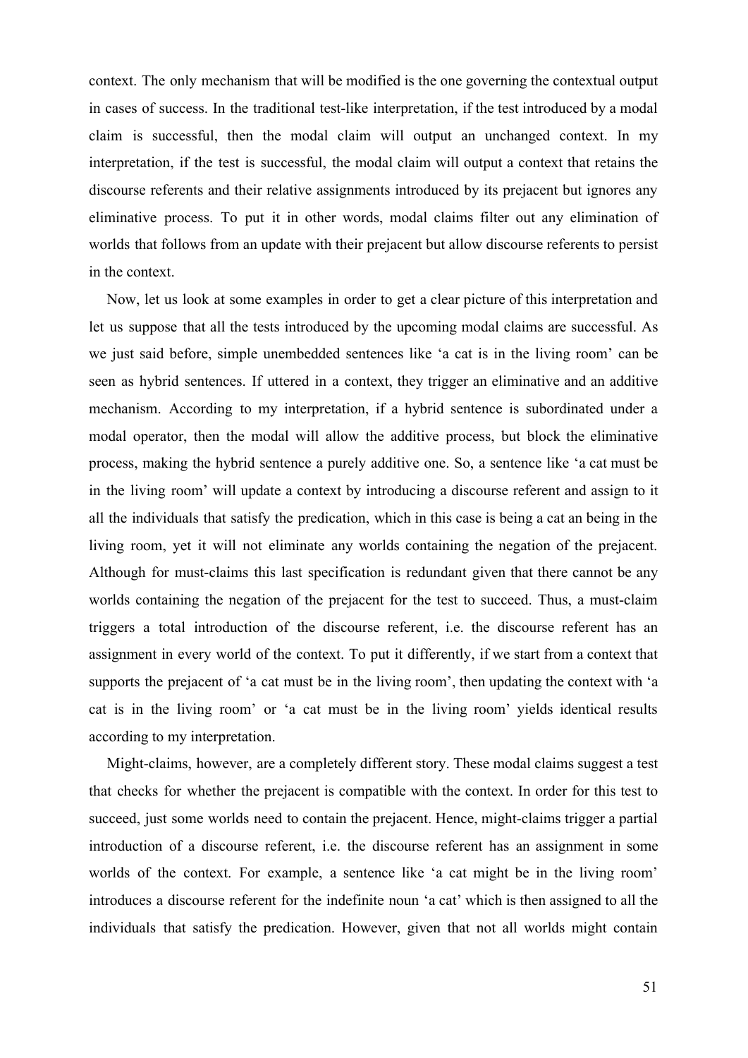context. The only mechanism that will be modified is the one governing the contextual output in cases of success. In the traditional test-like interpretation, if the test introduced by a modal claim is successful, then the modal claim will output an unchanged context. In my interpretation, if the test is successful, the modal claim will output a context that retains the discourse referents and their relative assignments introduced by its prejacent but ignores any eliminative process. To put it in other words, modal claims filter out any elimination of worlds that follows from an update with their prejacent but allow discourse referents to persist in the context.

Now, let us look at some examples in order to get a clear picture of this interpretation and let us suppose that all the tests introduced by the upcoming modal claims are successful. As we just said before, simple unembedded sentences like 'a cat is in the living room' can be seen as hybrid sentences. If uttered in a context, they trigger an eliminative and an additive mechanism. According to my interpretation, if a hybrid sentence is subordinated under a modal operator, then the modal will allow the additive process, but block the eliminative process, making the hybrid sentence a purely additive one. So, a sentence like 'a cat must be in the living room' will update a context by introducing a discourse referent and assign to it all the individuals that satisfy the predication, which in this case is being a cat an being in the living room, yet it will not eliminate any worlds containing the negation of the prejacent. Although for must-claims this last specification is redundant given that there cannot be any worlds containing the negation of the prejacent for the test to succeed. Thus, a must-claim triggers a total introduction of the discourse referent, i.e. the discourse referent has an assignment in every world of the context. To put it differently, if we start from a context that supports the prejacent of 'a cat must be in the living room', then updating the context with 'a cat is in the living room' or 'a cat must be in the living room' yields identical results according to my interpretation.

Might-claims, however, are a completely different story. These modal claims suggest a test that checks for whether the prejacent is compatible with the context. In order for this test to succeed, just some worlds need to contain the prejacent. Hence, might-claims trigger a partial introduction of a discourse referent, i.e. the discourse referent has an assignment in some worlds of the context. For example, a sentence like 'a cat might be in the living room' introduces a discourse referent for the indefinite noun 'a cat' which is then assigned to all the individuals that satisfy the predication. However, given that not all worlds might contain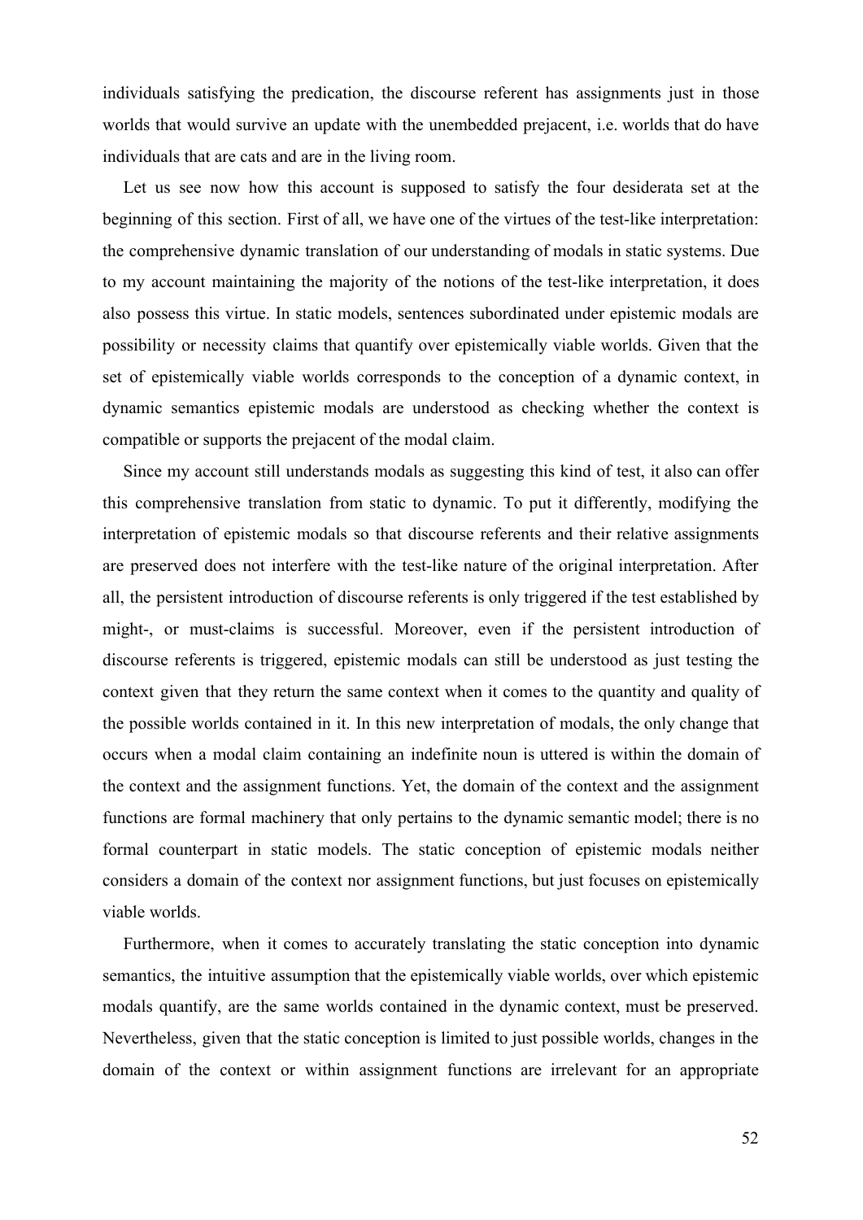individuals satisfying the predication, the discourse referent has assignments just in those worlds that would survive an update with the unembedded prejacent, i.e. worlds that do have individuals that are cats and are in the living room.

Let us see now how this account is supposed to satisfy the four desiderata set at the beginning of this section. First of all, we have one of the virtues of the test-like interpretation: the comprehensive dynamic translation of our understanding of modals in static systems. Due to my account maintaining the majority of the notions of the test-like interpretation, it does also possess this virtue. In static models, sentences subordinated under epistemic modals are possibility or necessity claims that quantify over epistemically viable worlds. Given that the set of epistemically viable worlds corresponds to the conception of a dynamic context, in dynamic semantics epistemic modals are understood as checking whether the context is compatible or supports the prejacent of the modal claim.

Since my account still understands modals as suggesting this kind of test, it also can offer this comprehensive translation from static to dynamic. To put it differently, modifying the interpretation of epistemic modals so that discourse referents and their relative assignments are preserved does not interfere with the test-like nature of the original interpretation. After all, the persistent introduction of discourse referents is only triggered if the test established by might-, or must-claims is successful. Moreover, even if the persistent introduction of discourse referents is triggered, epistemic modals can still be understood as just testing the context given that they return the same context when it comes to the quantity and quality of the possible worlds contained in it. In this new interpretation of modals, the only change that occurs when a modal claim containing an indefinite noun is uttered is within the domain of the context and the assignment functions. Yet, the domain of the context and the assignment functions are formal machinery that only pertains to the dynamic semantic model; there is no formal counterpart in static models. The static conception of epistemic modals neither considers a domain of the context nor assignment functions, but just focuses on epistemically viable worlds.

Furthermore, when it comes to accurately translating the static conception into dynamic semantics, the intuitive assumption that the epistemically viable worlds, over which epistemic modals quantify, are the same worlds contained in the dynamic context, must be preserved. Nevertheless, given that the static conception is limited to just possible worlds, changes in the domain of the context or within assignment functions are irrelevant for an appropriate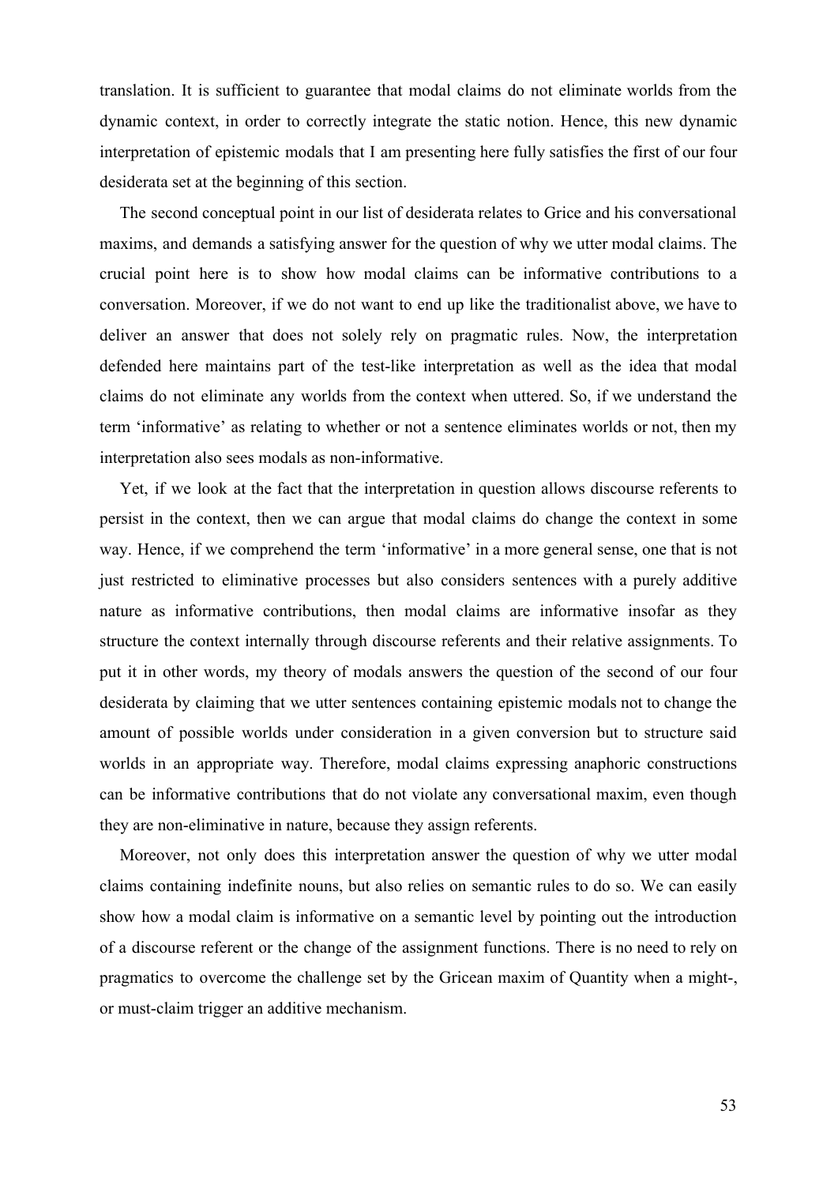translation. It is sufficient to guarantee that modal claims do not eliminate worlds from the dynamic context, in order to correctly integrate the static notion. Hence, this new dynamic interpretation of epistemic modals that I am presenting here fully satisfies the first of our four desiderata set at the beginning of this section.

The second conceptual point in our list of desiderata relates to Grice and his conversational maxims, and demands a satisfying answer for the question of why we utter modal claims. The crucial point here is to show how modal claims can be informative contributions to a conversation. Moreover, if we do not want to end up like the traditionalist above, we have to deliver an answer that does not solely rely on pragmatic rules. Now, the interpretation defended here maintains part of the test-like interpretation as well as the idea that modal claims do not eliminate any worlds from the context when uttered. So, if we understand the term 'informative' as relating to whether or not a sentence eliminates worlds or not, then my interpretation also sees modals as non-informative.

Yet, if we look at the fact that the interpretation in question allows discourse referents to persist in the context, then we can argue that modal claims do change the context in some way. Hence, if we comprehend the term 'informative' in a more general sense, one that is not just restricted to eliminative processes but also considers sentences with a purely additive nature as informative contributions, then modal claims are informative insofar as they structure the context internally through discourse referents and their relative assignments. To put it in other words, my theory of modals answers the question of the second of our four desiderata by claiming that we utter sentences containing epistemic modals not to change the amount of possible worlds under consideration in a given conversion but to structure said worlds in an appropriate way. Therefore, modal claims expressing anaphoric constructions can be informative contributions that do not violate any conversational maxim, even though they are non-eliminative in nature, because they assign referents.

Moreover, not only does this interpretation answer the question of why we utter modal claims containing indefinite nouns, but also relies on semantic rules to do so. We can easily show how a modal claim is informative on a semantic level by pointing out the introduction of a discourse referent or the change of the assignment functions. There is no need to rely on pragmatics to overcome the challenge set by the Gricean maxim of Quantity when a might-, or must-claim trigger an additive mechanism.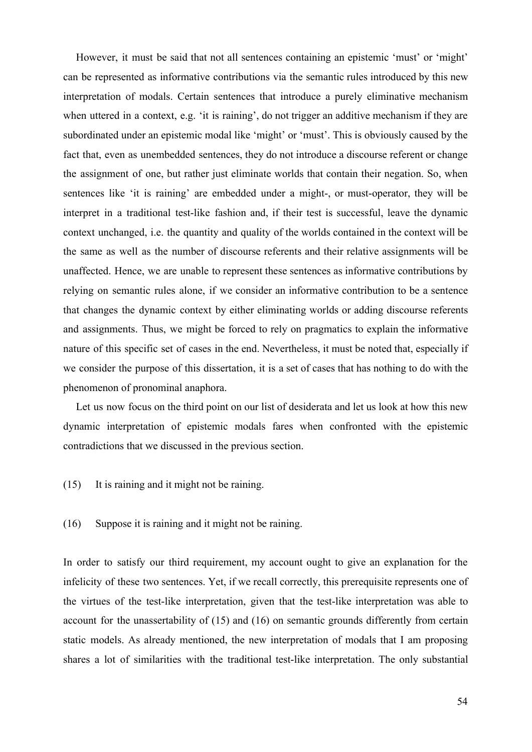However, it must be said that not all sentences containing an epistemic 'must' or 'might' can be represented as informative contributions via the semantic rules introduced by this new interpretation of modals. Certain sentences that introduce a purely eliminative mechanism when uttered in a context, e.g. 'it is raining', do not trigger an additive mechanism if they are subordinated under an epistemic modal like 'might' or 'must'. This is obviously caused by the fact that, even as unembedded sentences, they do not introduce a discourse referent or change the assignment of one, but rather just eliminate worlds that contain their negation. So, when sentences like 'it is raining' are embedded under a might-, or must-operator, they will be interpret in a traditional test-like fashion and, if their test is successful, leave the dynamic context unchanged, i.e. the quantity and quality of the worlds contained in the context will be the same as well as the number of discourse referents and their relative assignments will be unaffected. Hence, we are unable to represent these sentences as informative contributions by relying on semantic rules alone, if we consider an informative contribution to be a sentence that changes the dynamic context by either eliminating worlds or adding discourse referents and assignments. Thus, we might be forced to rely on pragmatics to explain the informative nature of this specific set of cases in the end. Nevertheless, it must be noted that, especially if we consider the purpose of this dissertation, it is a set of cases that has nothing to do with the phenomenon of pronominal anaphora.

Let us now focus on the third point on our list of desiderata and let us look at how this new dynamic interpretation of epistemic modals fares when confronted with the epistemic contradictions that we discussed in the previous section.

(15) It is raining and it might not be raining.

(16) Suppose it is raining and it might not be raining.

In order to satisfy our third requirement, my account ought to give an explanation for the infelicity of these two sentences. Yet, if we recall correctly, this prerequisite represents one of the virtues of the test-like interpretation, given that the test-like interpretation was able to account for the unassertability of (15) and (16) on semantic grounds differently from certain static models. As already mentioned, the new interpretation of modals that I am proposing shares a lot of similarities with the traditional test-like interpretation. The only substantial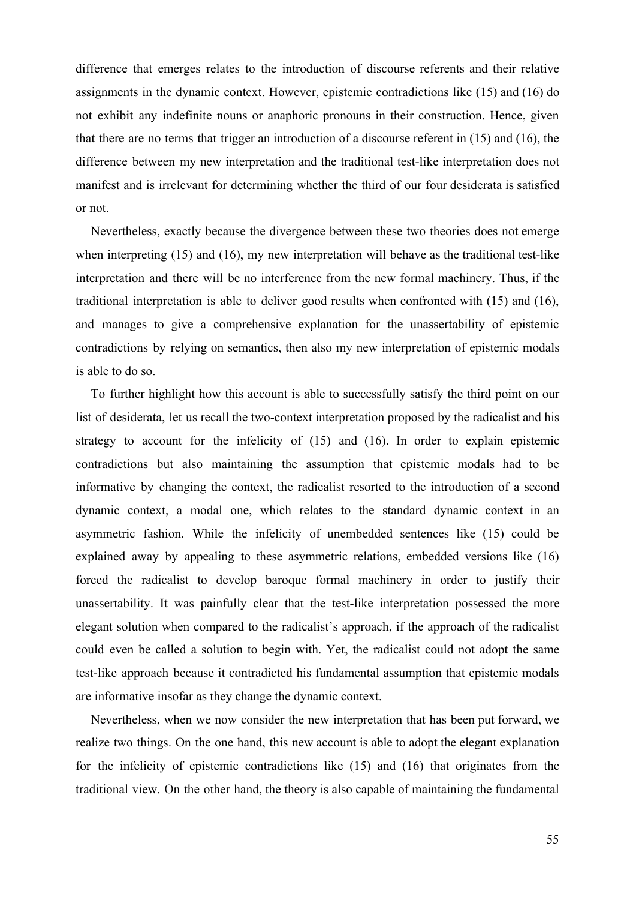difference that emerges relates to the introduction of discourse referents and their relative assignments in the dynamic context. However, epistemic contradictions like (15) and (16) do not exhibit any indefinite nouns or anaphoric pronouns in their construction. Hence, given that there are no terms that trigger an introduction of a discourse referent in (15) and (16), the difference between my new interpretation and the traditional test-like interpretation does not manifest and is irrelevant for determining whether the third of our four desiderata is satisfied or not.

Nevertheless, exactly because the divergence between these two theories does not emerge when interpreting (15) and (16), my new interpretation will behave as the traditional test-like interpretation and there will be no interference from the new formal machinery. Thus, if the traditional interpretation is able to deliver good results when confronted with (15) and (16), and manages to give a comprehensive explanation for the unassertability of epistemic contradictions by relying on semantics, then also my new interpretation of epistemic modals is able to do so.

To further highlight how this account is able to successfully satisfy the third point on our list of desiderata, let us recall the two-context interpretation proposed by the radicalist and his strategy to account for the infelicity of (15) and (16). In order to explain epistemic contradictions but also maintaining the assumption that epistemic modals had to be informative by changing the context, the radicalist resorted to the introduction of a second dynamic context, a modal one, which relates to the standard dynamic context in an asymmetric fashion. While the infelicity of unembedded sentences like (15) could be explained away by appealing to these asymmetric relations, embedded versions like (16) forced the radicalist to develop baroque formal machinery in order to justify their unassertability. It was painfully clear that the test-like interpretation possessed the more elegant solution when compared to the radicalist's approach, if the approach of the radicalist could even be called a solution to begin with. Yet, the radicalist could not adopt the same test-like approach because it contradicted his fundamental assumption that epistemic modals are informative insofar as they change the dynamic context.

Nevertheless, when we now consider the new interpretation that has been put forward, we realize two things. On the one hand, this new account is able to adopt the elegant explanation for the infelicity of epistemic contradictions like (15) and (16) that originates from the traditional view. On the other hand, the theory is also capable of maintaining the fundamental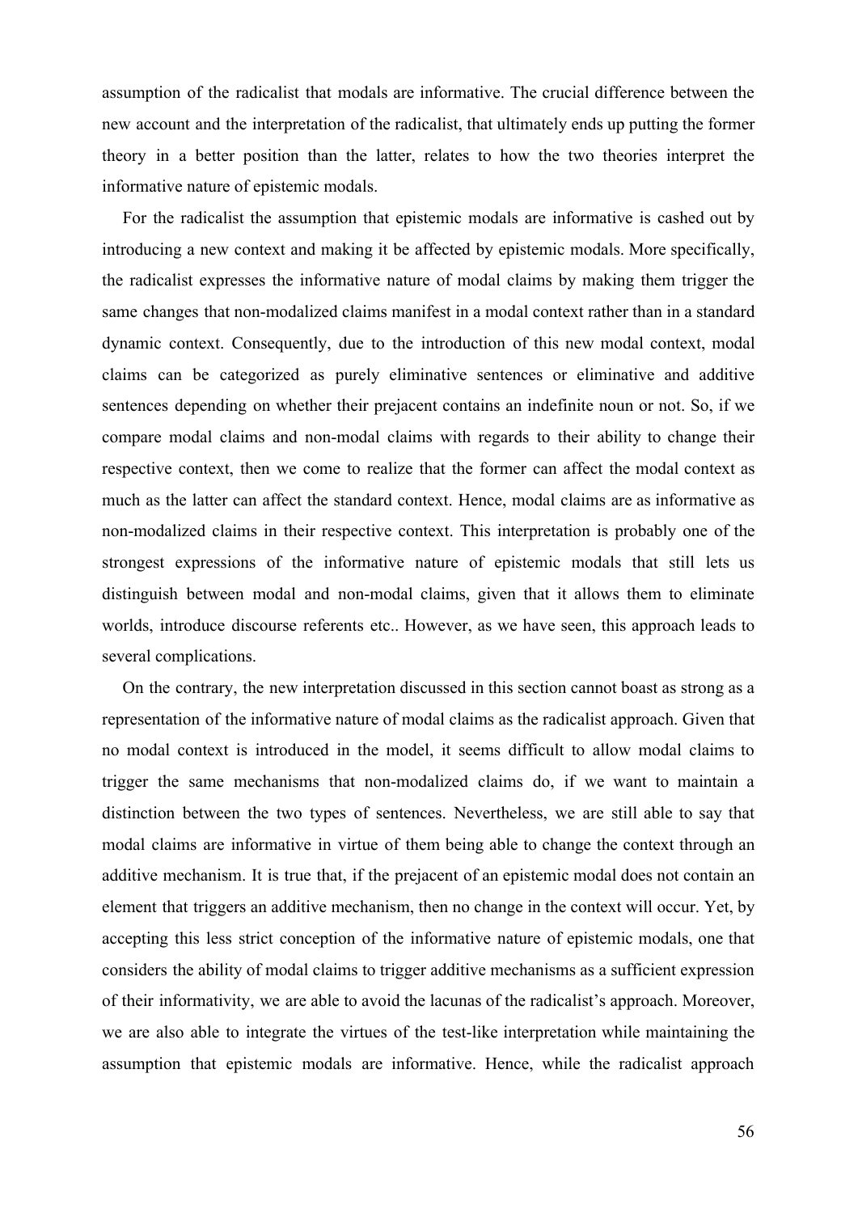assumption of the radicalist that modals are informative. The crucial difference between the new account and the interpretation of the radicalist, that ultimately ends up putting the former theory in a better position than the latter, relates to how the two theories interpret the informative nature of epistemic modals.

For the radicalist the assumption that epistemic modals are informative is cashed out by introducing a new context and making it be affected by epistemic modals. More specifically, the radicalist expresses the informative nature of modal claims by making them trigger the same changes that non-modalized claims manifest in a modal context rather than in a standard dynamic context. Consequently, due to the introduction of this new modal context, modal claims can be categorized as purely eliminative sentences or eliminative and additive sentences depending on whether their prejacent contains an indefinite noun or not. So, if we compare modal claims and non-modal claims with regards to their ability to change their respective context, then we come to realize that the former can affect the modal context as much as the latter can affect the standard context. Hence, modal claims are as informative as non-modalized claims in their respective context. This interpretation is probably one of the strongest expressions of the informative nature of epistemic modals that still lets us distinguish between modal and non-modal claims, given that it allows them to eliminate worlds, introduce discourse referents etc.. However, as we have seen, this approach leads to several complications.

On the contrary, the new interpretation discussed in this section cannot boast as strong as a representation of the informative nature of modal claims as the radicalist approach. Given that no modal context is introduced in the model, it seems difficult to allow modal claims to trigger the same mechanisms that non-modalized claims do, if we want to maintain a distinction between the two types of sentences. Nevertheless, we are still able to say that modal claims are informative in virtue of them being able to change the context through an additive mechanism. It is true that, if the prejacent of an epistemic modal does not contain an element that triggers an additive mechanism, then no change in the context will occur. Yet, by accepting this less strict conception of the informative nature of epistemic modals, one that considers the ability of modal claims to trigger additive mechanisms as a sufficient expression of their informativity, we are able to avoid the lacunas of the radicalist's approach. Moreover, we are also able to integrate the virtues of the test-like interpretation while maintaining the assumption that epistemic modals are informative. Hence, while the radicalist approach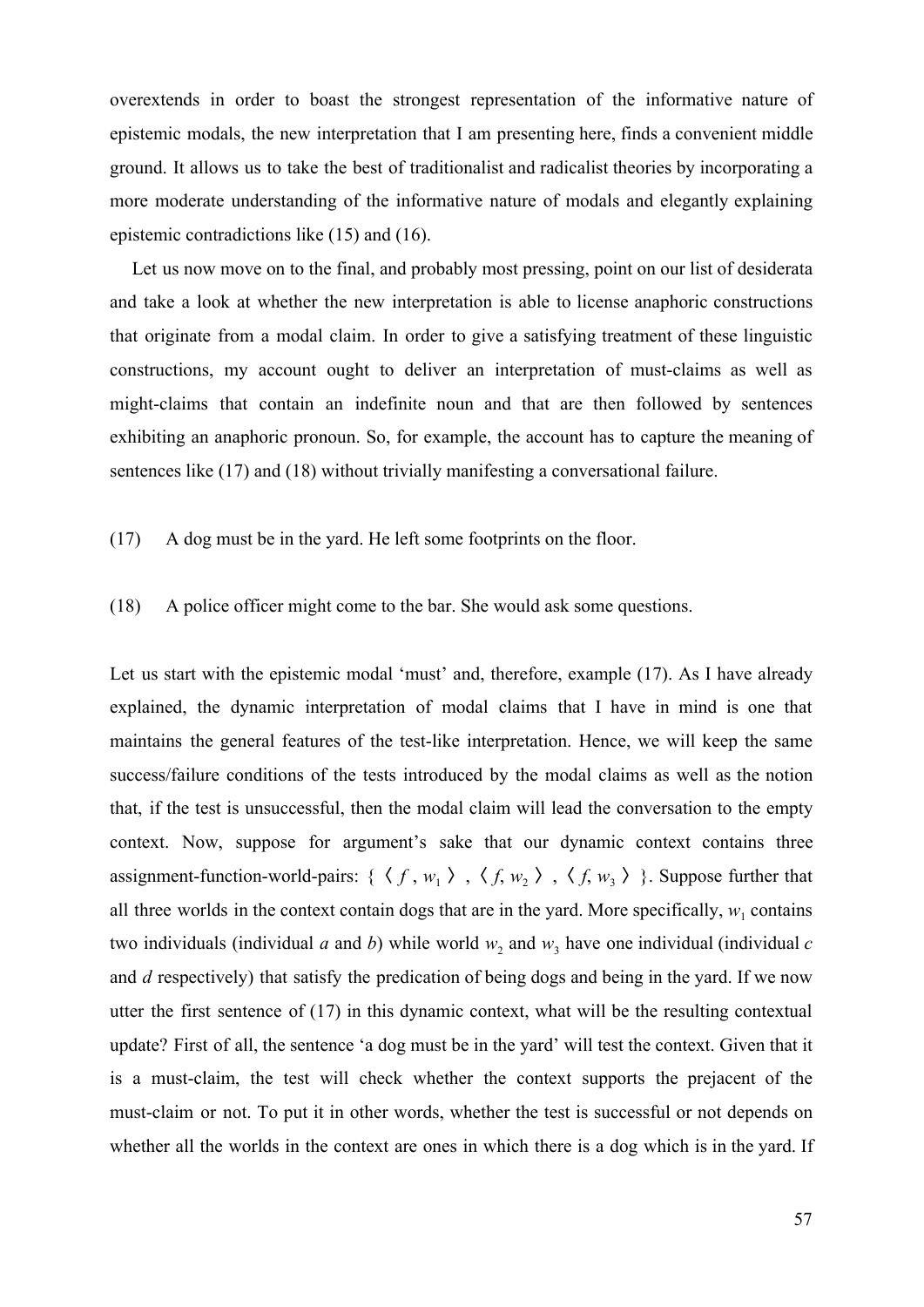overextends in order to boast the strongest representation of the informative nature of epistemic modals, the new interpretation that I am presenting here, finds a convenient middle ground. It allows us to take the best of traditionalist and radicalist theories by incorporating a more moderate understanding of the informative nature of modals and elegantly explaining epistemic contradictions like (15) and (16).

Let us now move on to the final, and probably most pressing, point on our list of desiderata and take a look at whether the new interpretation is able to license anaphoric constructions that originate from a modal claim. In order to give a satisfying treatment of these linguistic constructions, my account ought to deliver an interpretation of must-claims as well as might-claims that contain an indefinite noun and that are then followed by sentences exhibiting an anaphoric pronoun. So, for example, the account has to capture the meaning of sentences like (17) and (18) without trivially manifesting a conversational failure.

(17) A dog must be in the yard. He left some footprints on the floor.

(18) A police officer might come to the bar. She would ask some questions.

Let us start with the epistemic modal 'must' and, therefore, example (17). As I have already explained, the dynamic interpretation of modal claims that I have in mind is one that maintains the general features of the test-like interpretation. Hence, we will keep the same success/failure conditions of the tests introduced by the modal claims as well as the notion that, if the test is unsuccessful, then the modal claim will lead the conversation to the empty context. Now, suppose for argument's sake that our dynamic context contains three assignment-function-world-pairs: $\{\langle f, w_1\rangle, \langle f, w_2\rangle, \langle f, w_3\rangle\}$. Suppose further that all three worlds in the context contain dogs that are in the yard. More specifically, $w_1$ contains two individuals (individual *a* and *b*) while world $w_2$ and $w_3$ have one individual (individual *c* and *d* respectively) that satisfy the predication of being dogs and being in the yard. If we now utter the first sentence of (17) in this dynamic context, what will be the resulting contextual update? First of all, the sentence 'a dog must be in the yard' will test the context. Given that it is a must-claim, the test will check whether the context supports the prejacent of the must-claim or not. To put it in other words, whether the test is successful or not depends on whether all the worlds in the context are ones in which there is a dog which is in the yard. If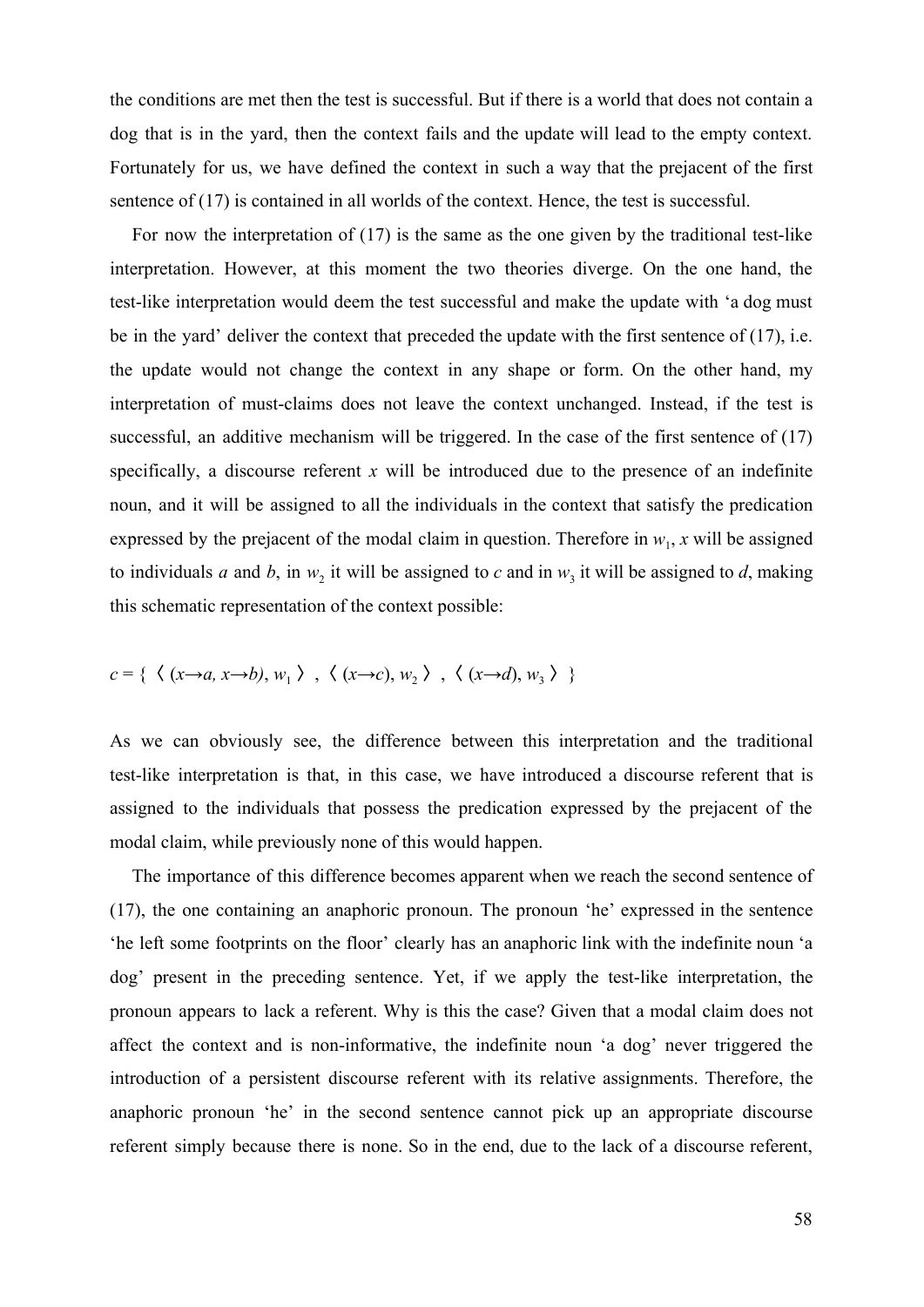the conditions are met then the test is successful. But if there is a world that does not contain a dog that is in the yard, then the context fails and the update will lead to the empty context. Fortunately for us, we have defined the context in such a way that the prejacent of the first sentence of (17) is contained in all worlds of the context. Hence, the test is successful.

For now the interpretation of (17) is the same as the one given by the traditional test-like interpretation. However, at this moment the two theories diverge. On the one hand, the test-like interpretation would deem the test successful and make the update with 'a dog must be in the yard' deliver the context that preceded the update with the first sentence of (17), i.e. the update would not change the context in any shape or form. On the other hand, my interpretation of must-claims does not leave the context unchanged. Instead, if the test is successful, an additive mechanism will be triggered. In the case of the first sentence of (17) specifically, a discourse referent $x$ will be introduced due to the presence of an indefinite noun, and it will be assigned to all the individuals in the context that satisfy the predication expressed by the prejacent of the modal claim in question. Therefore in $w_1$, $x$ will be assigned to individuals $a$ and $b$, in $w_2$ it will be assigned to $c$ and in $w_3$ it will be assigned to $d$, making this schematic representation of the context possible:

$$c = \{ \langle (x \rightarrow a, x \rightarrow b), w_1 \rangle , \langle (x \rightarrow c), w_2 \rangle , \langle (x \rightarrow d), w_3 \rangle \}$$

As we can obviously see, the difference between this interpretation and the traditional test-like interpretation is that, in this case, we have introduced a discourse referent that is assigned to the individuals that possess the predication expressed by the prejacent of the modal claim, while previously none of this would happen.

The importance of this difference becomes apparent when we reach the second sentence of (17), the one containing an anaphoric pronoun. The pronoun 'he' expressed in the sentence 'he left some footprints on the floor' clearly has an anaphoric link with the indefinite noun 'a dog' present in the preceding sentence. Yet, if we apply the test-like interpretation, the pronoun appears to lack a referent. Why is this the case? Given that a modal claim does not affect the context and is non-informative, the indefinite noun 'a dog' never triggered the introduction of a persistent discourse referent with its relative assignments. Therefore, the anaphoric pronoun 'he' in the second sentence cannot pick up an appropriate discourse referent simply because there is none. So in the end, due to the lack of a discourse referent,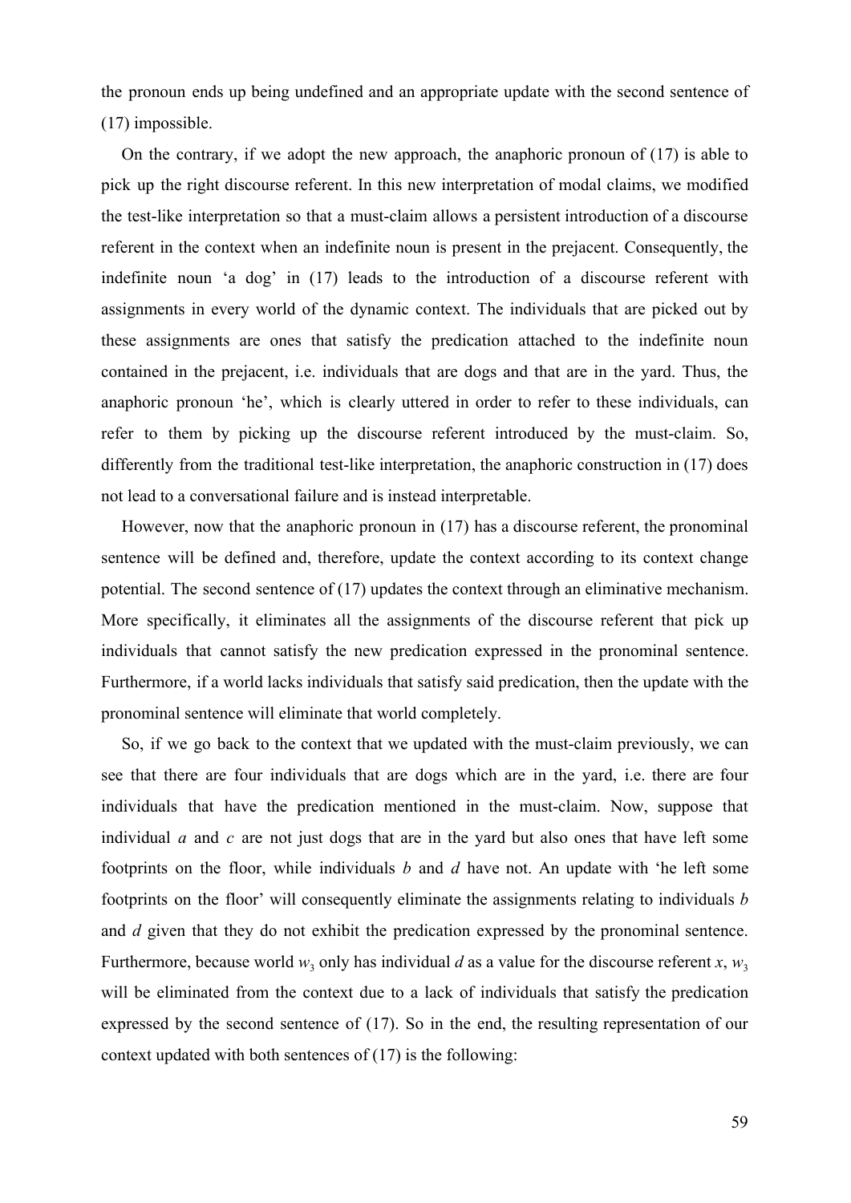the pronoun ends up being undefined and an appropriate update with the second sentence of (17) impossible.

On the contrary, if we adopt the new approach, the anaphoric pronoun of (17) is able to pick up the right discourse referent. In this new interpretation of modal claims, we modified the test-like interpretation so that a must-claim allows a persistent introduction of a discourse referent in the context when an indefinite noun is present in the prejacent. Consequently, the indefinite noun 'a dog' in (17) leads to the introduction of a discourse referent with assignments in every world of the dynamic context. The individuals that are picked out by these assignments are ones that satisfy the predication attached to the indefinite noun contained in the prejacent, i.e. individuals that are dogs and that are in the yard. Thus, the anaphoric pronoun 'he', which is clearly uttered in order to refer to these individuals, can refer to them by picking up the discourse referent introduced by the must-claim. So, differently from the traditional test-like interpretation, the anaphoric construction in (17) does not lead to a conversational failure and is instead interpretable.

However, now that the anaphoric pronoun in (17) has a discourse referent, the pronominal sentence will be defined and, therefore, update the context according to its context change potential. The second sentence of (17) updates the context through an eliminative mechanism. More specifically, it eliminates all the assignments of the discourse referent that pick up individuals that cannot satisfy the new predication expressed in the pronominal sentence. Furthermore, if a world lacks individuals that satisfy said predication, then the update with the pronominal sentence will eliminate that world completely.

So, if we go back to the context that we updated with the must-claim previously, we can see that there are four individuals that are dogs which are in the yard, i.e. there are four individuals that have the predication mentioned in the must-claim. Now, suppose that individual *a* and *c* are not just dogs that are in the yard but also ones that have left some footprints on the floor, while individuals *b* and *d* have not. An update with 'he left some footprints on the floor' will consequently eliminate the assignments relating to individuals *b* and *d* given that they do not exhibit the predication expressed by the pronominal sentence. Furthermore, because world $w_3$ only has individual *d* as a value for the discourse referent *x*, $w_3$ will be eliminated from the context due to a lack of individuals that satisfy the predication expressed by the second sentence of (17). So in the end, the resulting representation of our context updated with both sentences of (17) is the following: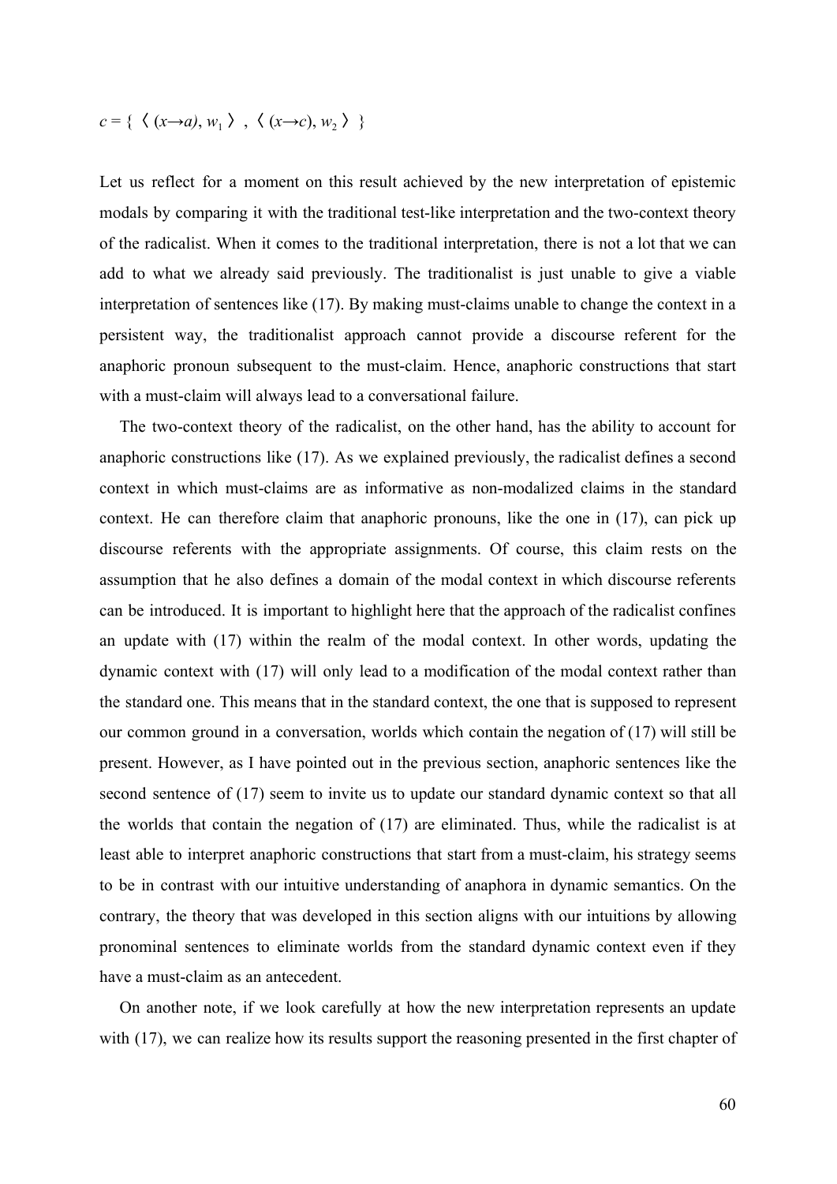$c = \{ \langle (x \rightarrow a), w_1 \rangle , \langle (x \rightarrow c), w_2 \rangle \}$

Let us reflect for a moment on this result achieved by the new interpretation of epistemic modals by comparing it with the traditional test-like interpretation and the two-context theory of the radicalist. When it comes to the traditional interpretation, there is not a lot that we can add to what we already said previously. The traditionalist is just unable to give a viable interpretation of sentences like (17). By making must-claims unable to change the context in a persistent way, the traditionalist approach cannot provide a discourse referent for the anaphoric pronoun subsequent to the must-claim. Hence, anaphoric constructions that start with a must-claim will always lead to a conversational failure.

The two-context theory of the radicalist, on the other hand, has the ability to account for anaphoric constructions like (17). As we explained previously, the radicalist defines a second context in which must-claims are as informative as non-modalized claims in the standard context. He can therefore claim that anaphoric pronouns, like the one in (17), can pick up discourse referents with the appropriate assignments. Of course, this claim rests on the assumption that he also defines a domain of the modal context in which discourse referents can be introduced. It is important to highlight here that the approach of the radicalist confines an update with (17) within the realm of the modal context. In other words, updating the dynamic context with (17) will only lead to a modification of the modal context rather than the standard one. This means that in the standard context, the one that is supposed to represent our common ground in a conversation, worlds which contain the negation of (17) will still be present. However, as I have pointed out in the previous section, anaphoric sentences like the second sentence of (17) seem to invite us to update our standard dynamic context so that all the worlds that contain the negation of (17) are eliminated. Thus, while the radicalist is at least able to interpret anaphoric constructions that start from a must-claim, his strategy seems to be in contrast with our intuitive understanding of anaphora in dynamic semantics. On the contrary, the theory that was developed in this section aligns with our intuitions by allowing pronominal sentences to eliminate worlds from the standard dynamic context even if they have a must-claim as an antecedent.

On another note, if we look carefully at how the new interpretation represents an update with (17), we can realize how its results support the reasoning presented in the first chapter of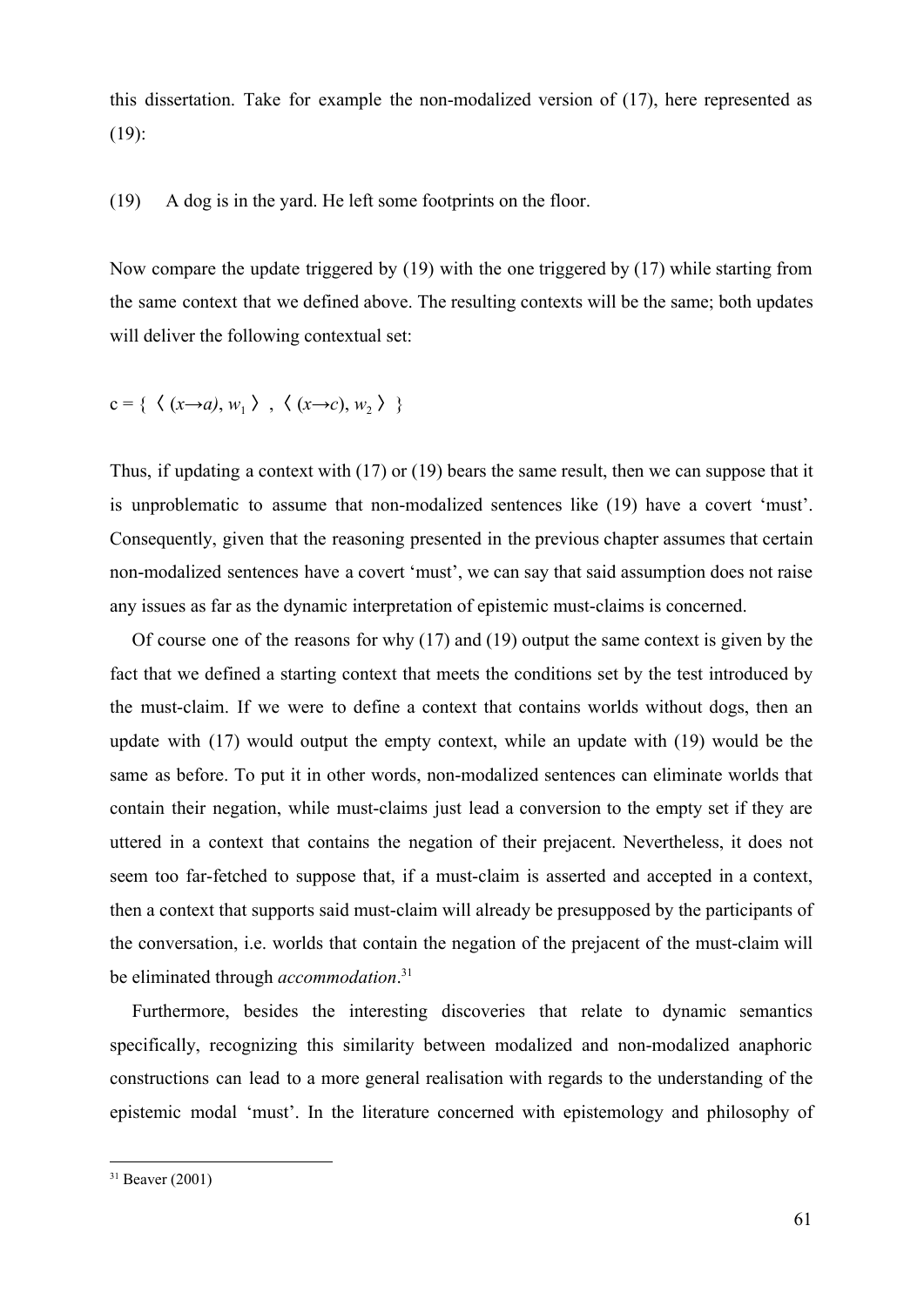this dissertation. Take for example the non-modalized version of (17), here represented as (19):

(19) A dog is in the yard. He left some footprints on the floor.

Now compare the update triggered by (19) with the one triggered by (17) while starting from the same context that we defined above. The resulting contexts will be the same; both updates will deliver the following contextual set:

$$c = \{ \langle (x \rightarrow a), w_1 \rangle , \langle (x \rightarrow c), w_2 \rangle \}$$

Thus, if updating a context with (17) or (19) bears the same result, then we can suppose that it is unproblematic to assume that non-modalized sentences like (19) have a covert 'must'. Consequently, given that the reasoning presented in the previous chapter assumes that certain non-modalized sentences have a covert 'must', we can say that said assumption does not raise any issues as far as the dynamic interpretation of epistemic must-claims is concerned.

Of course one of the reasons for why (17) and (19) output the same context is given by the fact that we defined a starting context that meets the conditions set by the test introduced by the must-claim. If we were to define a context that contains worlds without dogs, then an update with (17) would output the empty context, while an update with (19) would be the same as before. To put it in other words, non-modalized sentences can eliminate worlds that contain their negation, while must-claims just lead a conversion to the empty set if they are uttered in a context that contains the negation of their prejacent. Nevertheless, it does not seem too far-fetched to suppose that, if a must-claim is asserted and accepted in a context, then a context that supports said must-claim will already be presupposed by the participants of the conversation, i.e. worlds that contain the negation of the prejacent of the must-claim will be eliminated through *accommodation*.[31]

Furthermore, besides the interesting discoveries that relate to dynamic semantics specifically, recognizing this similarity between modalized and non-modalized anaphoric constructions can lead to a more general realisation with regards to the understanding of the epistemic modal 'must'. In the literature concerned with epistemology and philosophy of

[31] Beaver (2001)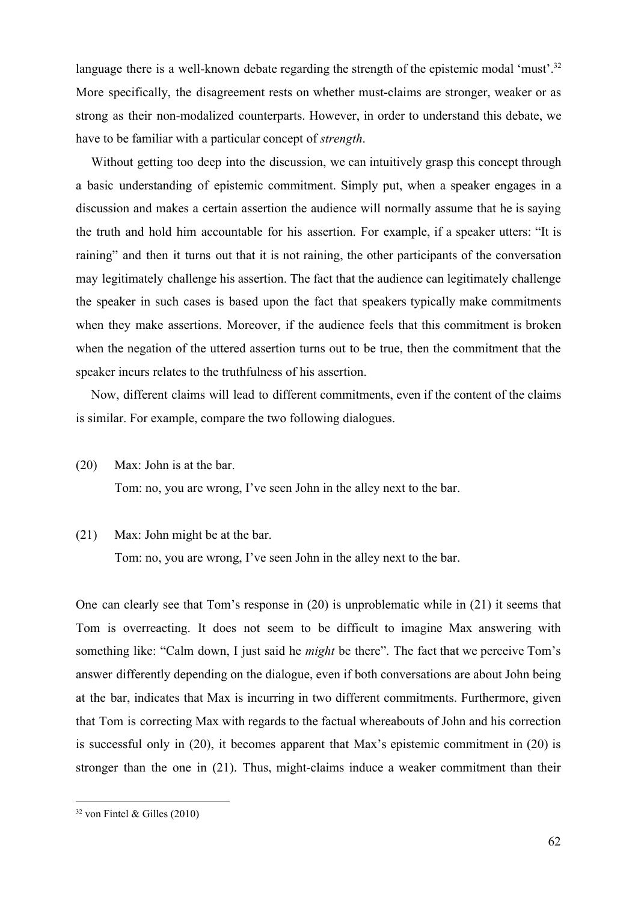language there is a well-known debate regarding the strength of the epistemic modal 'must'.[32] More specifically, the disagreement rests on whether must-claims are stronger, weaker or as strong as their non-modalized counterparts. However, in order to understand this debate, we have to be familiar with a particular concept of *strength*.

Without getting too deep into the discussion, we can intuitively grasp this concept through a basic understanding of epistemic commitment. Simply put, when a speaker engages in a discussion and makes a certain assertion the audience will normally assume that he is saying the truth and hold him accountable for his assertion. For example, if a speaker utters: "It is raining" and then it turns out that it is not raining, the other participants of the conversation may legitimately challenge his assertion. The fact that the audience can legitimately challenge the speaker in such cases is based upon the fact that speakers typically make commitments when they make assertions. Moreover, if the audience feels that this commitment is broken when the negation of the uttered assertion turns out to be true, then the commitment that the speaker incurs relates to the truthfulness of his assertion.

Now, different claims will lead to different commitments, even if the content of the claims is similar. For example, compare the two following dialogues.

(20) Max: John is at the bar.
Tom: no, you are wrong, I've seen John in the alley next to the bar.

(21) Max: John might be at the bar.
Tom: no, you are wrong, I've seen John in the alley next to the bar.

One can clearly see that Tom's response in (20) is unproblematic while in (21) it seems that Tom is overreacting. It does not seem to be difficult to imagine Max answering with something like: "Calm down, I just said he *might* be there". The fact that we perceive Tom's answer differently depending on the dialogue, even if both conversations are about John being at the bar, indicates that Max is incurring in two different commitments. Furthermore, given that Tom is correcting Max with regards to the factual whereabouts of John and his correction is successful only in (20), it becomes apparent that Max's epistemic commitment in (20) is stronger than the one in (21). Thus, might-claims induce a weaker commitment than their

[32] von Fintel & Gilles (2010)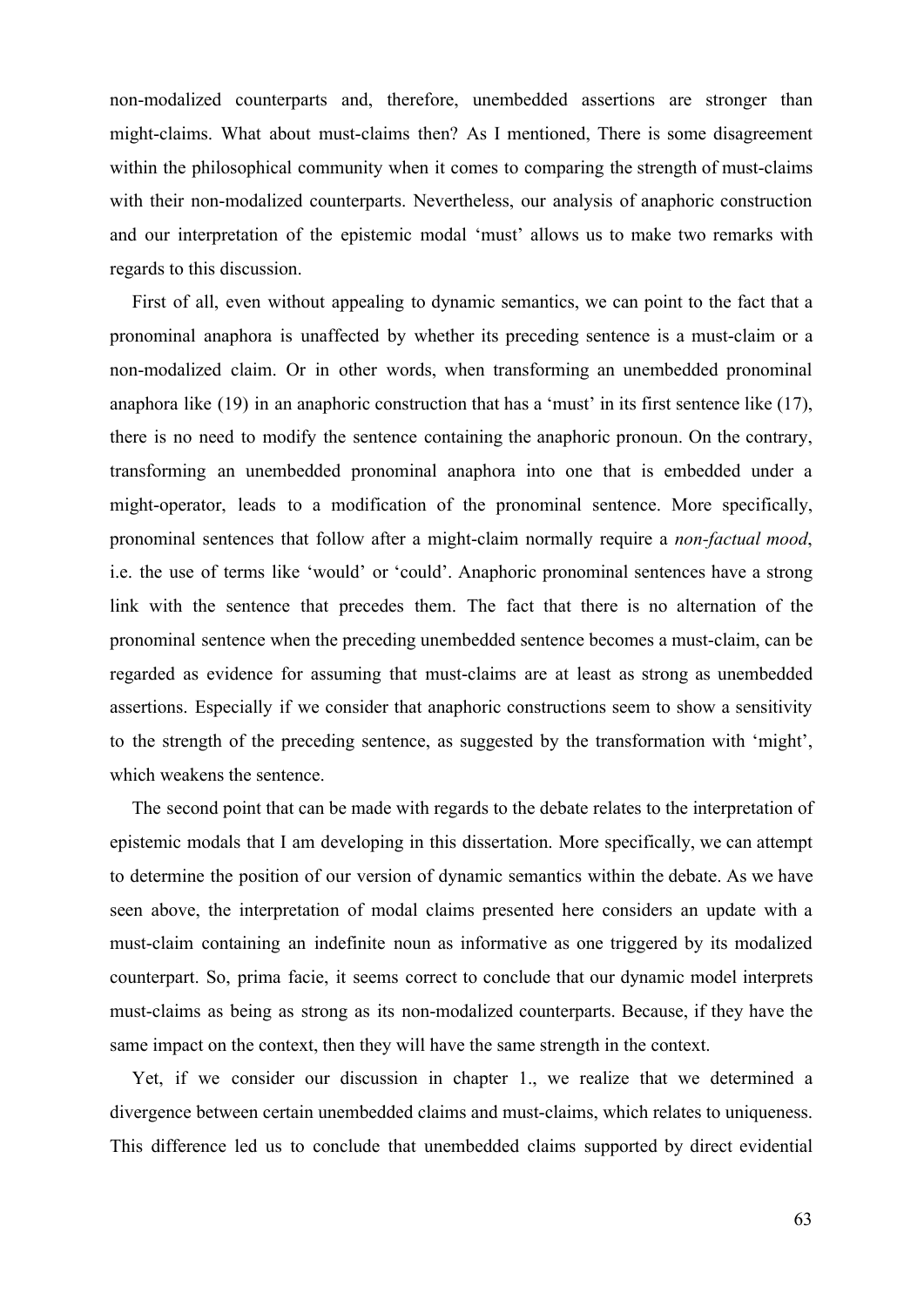non-modalized counterparts and, therefore, unembedded assertions are stronger than might-claims. What about must-claims then? As I mentioned, There is some disagreement within the philosophical community when it comes to comparing the strength of must-claims with their non-modalized counterparts. Nevertheless, our analysis of anaphoric construction and our interpretation of the epistemic modal 'must' allows us to make two remarks with regards to this discussion.

First of all, even without appealing to dynamic semantics, we can point to the fact that a pronominal anaphora is unaffected by whether its preceding sentence is a must-claim or a non-modalized claim. Or in other words, when transforming an unembedded pronominal anaphora like (19) in an anaphoric construction that has a 'must' in its first sentence like (17), there is no need to modify the sentence containing the anaphoric pronoun. On the contrary, transforming an unembedded pronominal anaphora into one that is embedded under a might-operator, leads to a modification of the pronominal sentence. More specifically, pronominal sentences that follow after a might-claim normally require a *non-factual mood*, i.e. the use of terms like 'would' or 'could'. Anaphoric pronominal sentences have a strong link with the sentence that precedes them. The fact that there is no alternation of the pronominal sentence when the preceding unembedded sentence becomes a must-claim, can be regarded as evidence for assuming that must-claims are at least as strong as unembedded assertions. Especially if we consider that anaphoric constructions seem to show a sensitivity to the strength of the preceding sentence, as suggested by the transformation with 'might', which weakens the sentence.

The second point that can be made with regards to the debate relates to the interpretation of epistemic modals that I am developing in this dissertation. More specifically, we can attempt to determine the position of our version of dynamic semantics within the debate. As we have seen above, the interpretation of modal claims presented here considers an update with a must-claim containing an indefinite noun as informative as one triggered by its modalized counterpart. So, prima facie, it seems correct to conclude that our dynamic model interprets must-claims as being as strong as its non-modalized counterparts. Because, if they have the same impact on the context, then they will have the same strength in the context.

Yet, if we consider our discussion in chapter 1., we realize that we determined a divergence between certain unembedded claims and must-claims, which relates to uniqueness. This difference led us to conclude that unembedded claims supported by direct evidential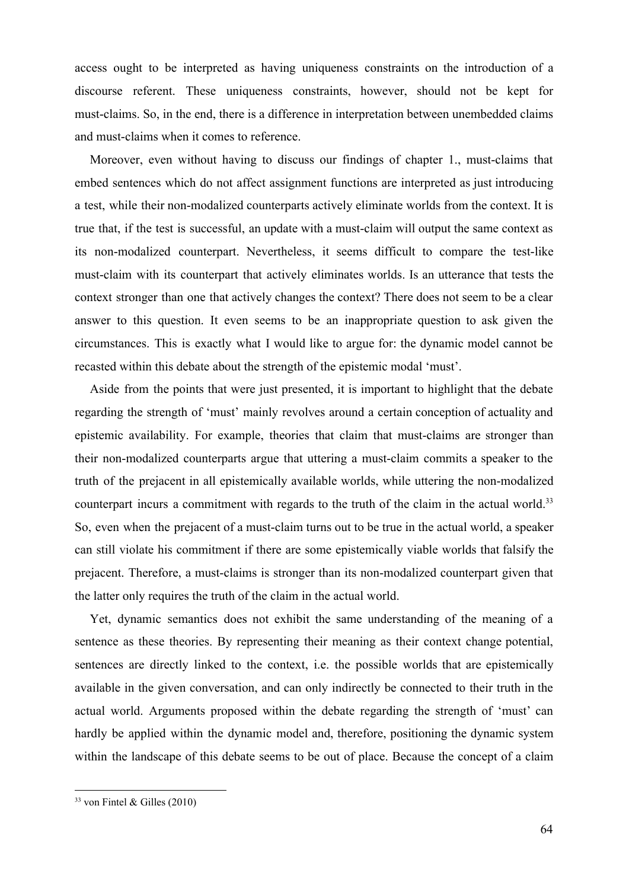access ought to be interpreted as having uniqueness constraints on the introduction of a discourse referent. These uniqueness constraints, however, should not be kept for must-claims. So, in the end, there is a difference in interpretation between unembedded claims and must-claims when it comes to reference.

Moreover, even without having to discuss our findings of chapter 1., must-claims that embed sentences which do not affect assignment functions are interpreted as just introducing a test, while their non-modalized counterparts actively eliminate worlds from the context. It is true that, if the test is successful, an update with a must-claim will output the same context as its non-modalized counterpart. Nevertheless, it seems difficult to compare the test-like must-claim with its counterpart that actively eliminates worlds. Is an utterance that tests the context stronger than one that actively changes the context? There does not seem to be a clear answer to this question. It even seems to be an inappropriate question to ask given the circumstances. This is exactly what I would like to argue for: the dynamic model cannot be recasted within this debate about the strength of the epistemic modal 'must'.

Aside from the points that were just presented, it is important to highlight that the debate regarding the strength of 'must' mainly revolves around a certain conception of actuality and epistemic availability. For example, theories that claim that must-claims are stronger than their non-modalized counterparts argue that uttering a must-claim commits a speaker to the truth of the prejacent in all epistemically available worlds, while uttering the non-modalized counterpart incurs a commitment with regards to the truth of the claim in the actual world.[33] So, even when the prejacent of a must-claim turns out to be true in the actual world, a speaker can still violate his commitment if there are some epistemically viable worlds that falsify the prejacent. Therefore, a must-claims is stronger than its non-modalized counterpart given that the latter only requires the truth of the claim in the actual world.

Yet, dynamic semantics does not exhibit the same understanding of the meaning of a sentence as these theories. By representing their meaning as their context change potential, sentences are directly linked to the context, i.e. the possible worlds that are epistemically available in the given conversation, and can only indirectly be connected to their truth in the actual world. Arguments proposed within the debate regarding the strength of 'must' can hardly be applied within the dynamic model and, therefore, positioning the dynamic system within the landscape of this debate seems to be out of place. Because the concept of a claim

[33] von Fintel & Gilles (2010)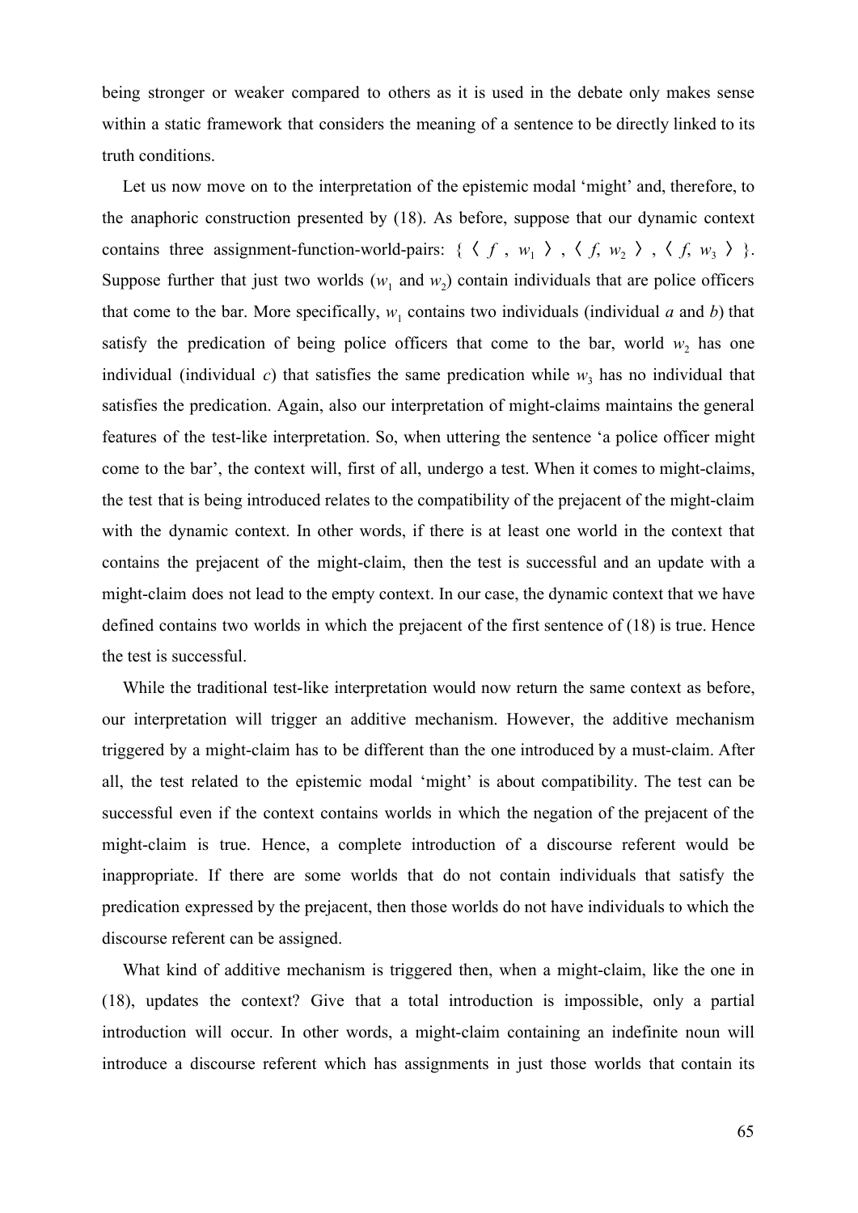being stronger or weaker compared to others as it is used in the debate only makes sense within a static framework that considers the meaning of a sentence to be directly linked to its truth conditions.

Let us now move on to the interpretation of the epistemic modal 'might' and, therefore, to the anaphoric construction presented by (18). As before, suppose that our dynamic context contains three assignment-function-world-pairs: $\{\langle f, w_1 \rangle, \langle f, w_2 \rangle, \langle f, w_3 \rangle\}$. Suppose further that just two worlds ($w_1$ and $w_2$) contain individuals that are police officers that come to the bar. More specifically, $w_1$ contains two individuals (individual *a* and *b*) that satisfy the predication of being police officers that come to the bar, world $w_2$ has one individual (individual *c*) that satisfies the same predication while $w_3$ has no individual that satisfies the predication. Again, also our interpretation of might-claims maintains the general features of the test-like interpretation. So, when uttering the sentence 'a police officer might come to the bar', the context will, first of all, undergo a test. When it comes to might-claims, the test that is being introduced relates to the compatibility of the prejacent of the might-claim with the dynamic context. In other words, if there is at least one world in the context that contains the prejacent of the might-claim, then the test is successful and an update with a might-claim does not lead to the empty context. In our case, the dynamic context that we have defined contains two worlds in which the prejacent of the first sentence of (18) is true. Hence the test is successful.

While the traditional test-like interpretation would now return the same context as before, our interpretation will trigger an additive mechanism. However, the additive mechanism triggered by a might-claim has to be different than the one introduced by a must-claim. After all, the test related to the epistemic modal 'might' is about compatibility. The test can be successful even if the context contains worlds in which the negation of the prejacent of the might-claim is true. Hence, a complete introduction of a discourse referent would be inappropriate. If there are some worlds that do not contain individuals that satisfy the predication expressed by the prejacent, then those worlds do not have individuals to which the discourse referent can be assigned.

What kind of additive mechanism is triggered then, when a might-claim, like the one in (18), updates the context? Give that a total introduction is impossible, only a partial introduction will occur. In other words, a might-claim containing an indefinite noun will introduce a discourse referent which has assignments in just those worlds that contain its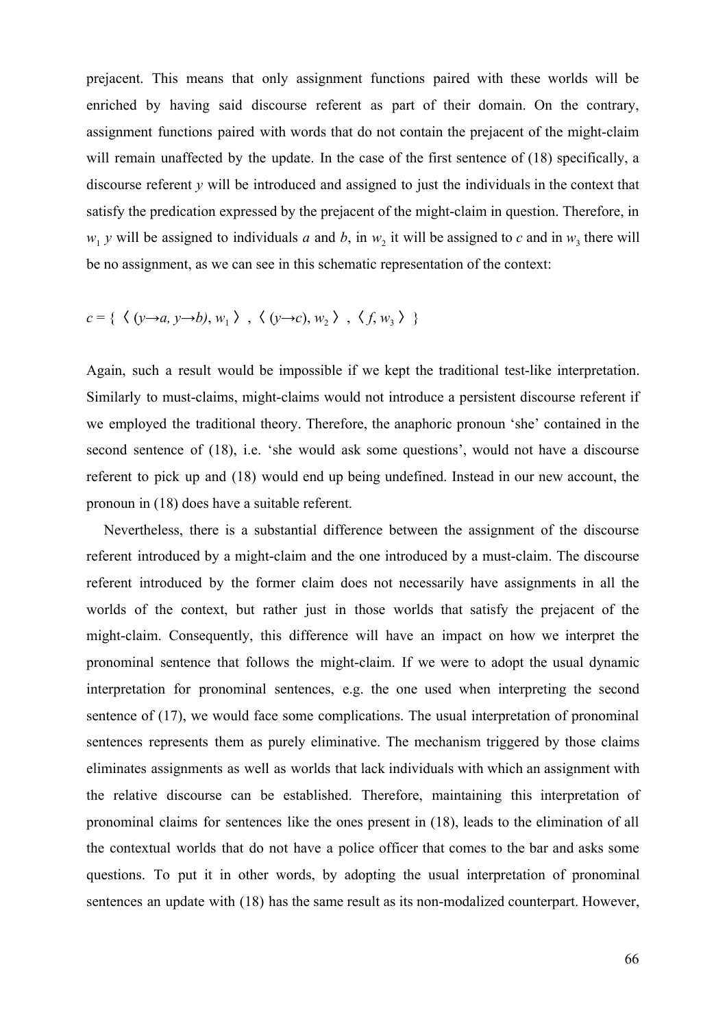prejacent. This means that only assignment functions paired with these worlds will be enriched by having said discourse referent as part of their domain. On the contrary, assignment functions paired with words that do not contain the prejacent of the might-claim will remain unaffected by the update. In the case of the first sentence of (18) specifically, a discourse referent *y* will be introduced and assigned to just the individuals in the context that satisfy the predication expressed by the prejacent of the might-claim in question. Therefore, in $w_1$ $y$ will be assigned to individuals *a* and *b*, in $w_2$ it will be assigned to *c* and in $w_3$ there will be no assignment, as we can see in this schematic representation of the context:

$$c = \{ \langle (y \rightarrow a, y \rightarrow b), w_1 \rangle , \langle (y \rightarrow c), w_2 \rangle , \langle f, w_3 \rangle \}$$

Again, such a result would be impossible if we kept the traditional test-like interpretation. Similarly to must-claims, might-claims would not introduce a persistent discourse referent if we employed the traditional theory. Therefore, the anaphoric pronoun 'she' contained in the second sentence of (18), i.e. 'she would ask some questions', would not have a discourse referent to pick up and (18) would end up being undefined. Instead in our new account, the pronoun in (18) does have a suitable referent.

Nevertheless, there is a substantial difference between the assignment of the discourse referent introduced by a might-claim and the one introduced by a must-claim. The discourse referent introduced by the former claim does not necessarily have assignments in all the worlds of the context, but rather just in those worlds that satisfy the prejacent of the might-claim. Consequently, this difference will have an impact on how we interpret the pronominal sentence that follows the might-claim. If we were to adopt the usual dynamic interpretation for pronominal sentences, e.g. the one used when interpreting the second sentence of (17), we would face some complications. The usual interpretation of pronominal sentences represents them as purely eliminative. The mechanism triggered by those claims eliminates assignments as well as worlds that lack individuals with which an assignment with the relative discourse can be established. Therefore, maintaining this interpretation of pronominal claims for sentences like the ones present in (18), leads to the elimination of all the contextual worlds that do not have a police officer that comes to the bar and asks some questions. To put it in other words, by adopting the usual interpretation of pronominal sentences an update with (18) has the same result as its non-modalized counterpart. However,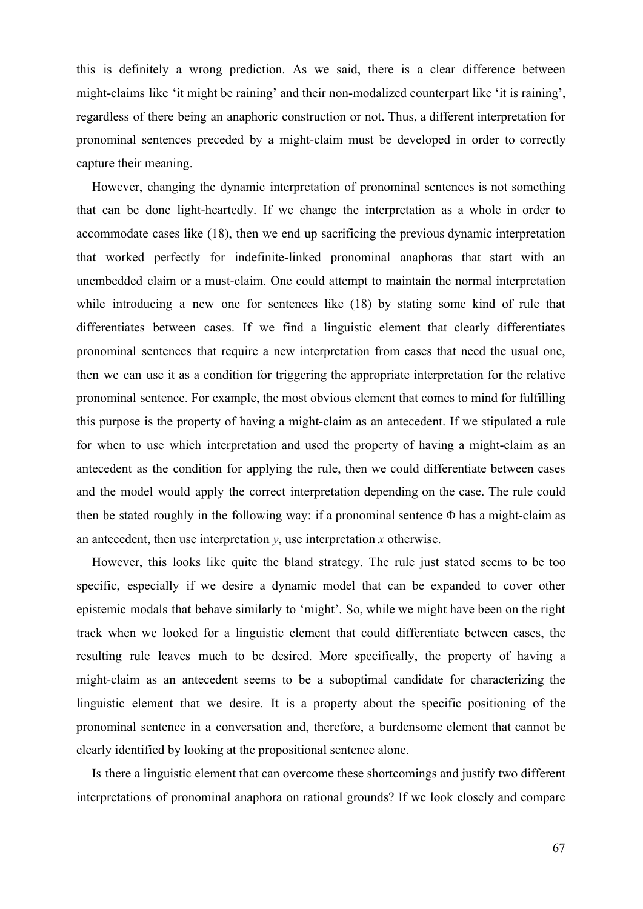this is definitely a wrong prediction. As we said, there is a clear difference between might-claims like ‘it might be raining’ and their non-modalized counterpart like ‘it is raining’, regardless of there being an anaphoric construction or not. Thus, a different interpretation for pronominal sentences preceded by a might-claim must be developed in order to correctly capture their meaning.

However, changing the dynamic interpretation of pronominal sentences is not something that can be done light-heartedly. If we change the interpretation as a whole in order to accommodate cases like (18), then we end up sacrificing the previous dynamic interpretation that worked perfectly for indefinite-linked pronominal anaphoras that start with an unembedded claim or a must-claim. One could attempt to maintain the normal interpretation while introducing a new one for sentences like (18) by stating some kind of rule that differentiates between cases. If we find a linguistic element that clearly differentiates pronominal sentences that require a new interpretation from cases that need the usual one, then we can use it as a condition for triggering the appropriate interpretation for the relative pronominal sentence. For example, the most obvious element that comes to mind for fulfilling this purpose is the property of having a might-claim as an antecedent. If we stipulated a rule for when to use which interpretation and used the property of having a might-claim as an antecedent as the condition for applying the rule, then we could differentiate between cases and the model would apply the correct interpretation depending on the case. The rule could then be stated roughly in the following way: if a pronominal sentence $\Phi$ has a might-claim as an antecedent, then use interpretation *y*, use interpretation *x* otherwise.

However, this looks like quite the bland strategy. The rule just stated seems to be too specific, especially if we desire a dynamic model that can be expanded to cover other epistemic modals that behave similarly to ‘might’. So, while we might have been on the right track when we looked for a linguistic element that could differentiate between cases, the resulting rule leaves much to be desired. More specifically, the property of having a might-claim as an antecedent seems to be a suboptimal candidate for characterizing the linguistic element that we desire. It is a property about the specific positioning of the pronominal sentence in a conversation and, therefore, a burdensome element that cannot be clearly identified by looking at the propositional sentence alone.

Is there a linguistic element that can overcome these shortcomings and justify two different interpretations of pronominal anaphora on rational grounds? If we look closely and compare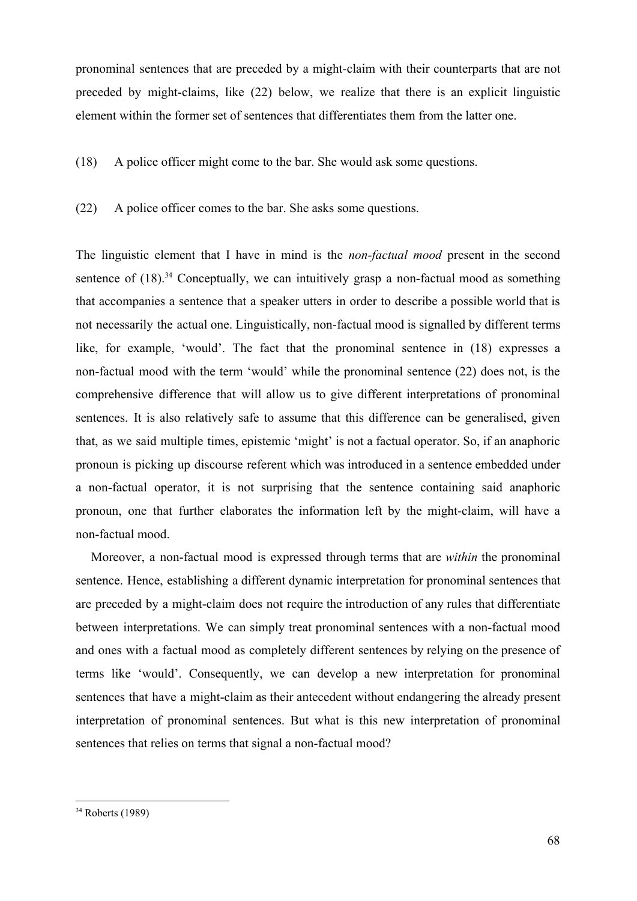pronominal sentences that are preceded by a might-claim with their counterparts that are not preceded by might-claims, like (22) below, we realize that there is an explicit linguistic element within the former set of sentences that differentiates them from the latter one.

(18) A police officer might come to the bar. She would ask some questions.

(22) A police officer comes to the bar. She asks some questions.

The linguistic element that I have in mind is the *non-factual mood* present in the second sentence of (18).[34] Conceptually, we can intuitively grasp a non-factual mood as something that accompanies a sentence that a speaker utters in order to describe a possible world that is not necessarily the actual one. Linguistically, non-factual mood is signalled by different terms like, for example, 'would'. The fact that the pronominal sentence in (18) expresses a non-factual mood with the term 'would' while the pronominal sentence (22) does not, is the comprehensive difference that will allow us to give different interpretations of pronominal sentences. It is also relatively safe to assume that this difference can be generalised, given that, as we said multiple times, epistemic 'might' is not a factual operator. So, if an anaphoric pronoun is picking up discourse referent which was introduced in a sentence embedded under a non-factual operator, it is not surprising that the sentence containing said anaphoric pronoun, one that further elaborates the information left by the might-claim, will have a non-factual mood.

Moreover, a non-factual mood is expressed through terms that are *within* the pronominal sentence. Hence, establishing a different dynamic interpretation for pronominal sentences that are preceded by a might-claim does not require the introduction of any rules that differentiate between interpretations. We can simply treat pronominal sentences with a non-factual mood and ones with a factual mood as completely different sentences by relying on the presence of terms like 'would'. Consequently, we can develop a new interpretation for pronominal sentences that have a might-claim as their antecedent without endangering the already present interpretation of pronominal sentences. But what is this new interpretation of pronominal sentences that relies on terms that signal a non-factual mood?

---

[34] Roberts (1989)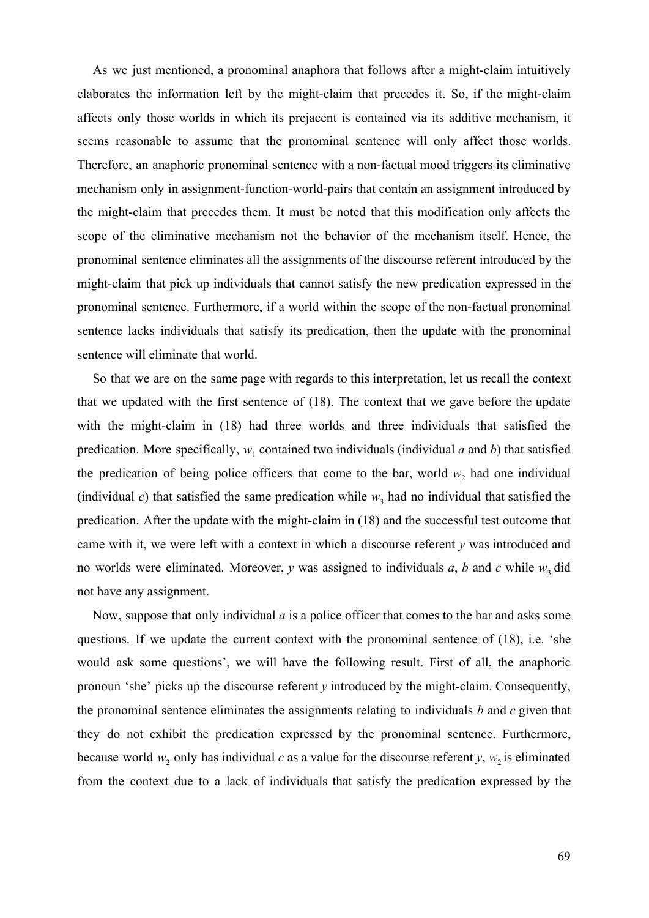As we just mentioned, a pronominal anaphora that follows after a might-claim intuitively elaborates the information left by the might-claim that precedes it. So, if the might-claim affects only those worlds in which its prejacent is contained via its additive mechanism, it seems reasonable to assume that the pronominal sentence will only affect those worlds. Therefore, an anaphoric pronominal sentence with a non-factual mood triggers its eliminative mechanism only in assignment-function-world-pairs that contain an assignment introduced by the might-claim that precedes them. It must be noted that this modification only affects the scope of the eliminative mechanism not the behavior of the mechanism itself. Hence, the pronominal sentence eliminates all the assignments of the discourse referent introduced by the might-claim that pick up individuals that cannot satisfy the new predication expressed in the pronominal sentence. Furthermore, if a world within the scope of the non-factual pronominal sentence lacks individuals that satisfy its predication, then the update with the pronominal sentence will eliminate that world.

So that we are on the same page with regards to this interpretation, let us recall the context that we updated with the first sentence of (18). The context that we gave before the update with the might-claim in (18) had three worlds and three individuals that satisfied the predication. More specifically, $w_1$ contained two individuals (individual *a* and *b*) that satisfied the predication of being police officers that come to the bar, world $w_2$ had one individual (individual *c*) that satisfied the same predication while $w_3$ had no individual that satisfied the predication. After the update with the might-claim in (18) and the successful test outcome that came with it, we were left with a context in which a discourse referent *y* was introduced and no worlds were eliminated. Moreover, *y* was assigned to individuals *a*, *b* and *c* while $w_3$ did not have any assignment.

Now, suppose that only individual *a* is a police officer that comes to the bar and asks some questions. If we update the current context with the pronominal sentence of (18), i.e. 'she would ask some questions', we will have the following result. First of all, the anaphoric pronoun 'she' picks up the discourse referent *y* introduced by the might-claim. Consequently, the pronominal sentence eliminates the assignments relating to individuals *b* and *c* given that they do not exhibit the predication expressed by the pronominal sentence. Furthermore, because world $w_2$ only has individual *c* as a value for the discourse referent *y*, $w_2$ is eliminated from the context due to a lack of individuals that satisfy the predication expressed by the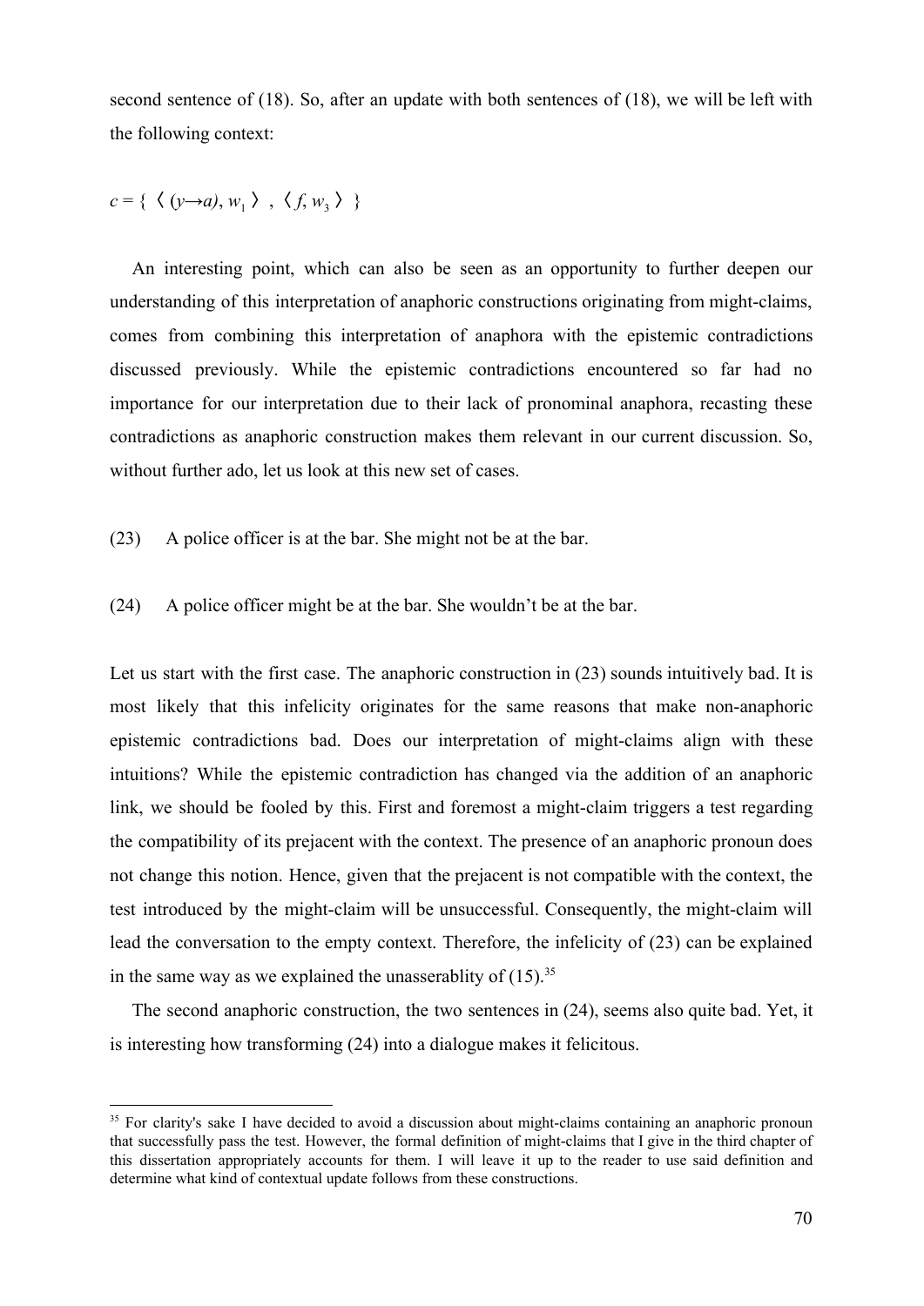second sentence of (18). So, after an update with both sentences of (18), we will be left with the following context:

$c = \{ \langle (y \rightarrow a), w_1 \rangle , \langle f, w_3 \rangle \}$

An interesting point, which can also be seen as an opportunity to further deepen our understanding of this interpretation of anaphoric constructions originating from might-claims, comes from combining this interpretation of anaphora with the epistemic contradictions discussed previously. While the epistemic contradictions encountered so far had no importance for our interpretation due to their lack of pronominal anaphora, recasting these contradictions as anaphoric construction makes them relevant in our current discussion. So, without further ado, let us look at this new set of cases.

(23) A police officer is at the bar. She might not be at the bar.

(24) A police officer might be at the bar. She wouldn't be at the bar.

Let us start with the first case. The anaphoric construction in (23) sounds intuitively bad. It is most likely that this infelicity originates for the same reasons that make non-anaphoric epistemic contradictions bad. Does our interpretation of might-claims align with these intuitions? While the epistemic contradiction has changed via the addition of an anaphoric link, we should be fooled by this. First and foremost a might-claim triggers a test regarding the compatibility of its prejacent with the context. The presence of an anaphoric pronoun does not change this notion. Hence, given that the prejacent is not compatible with the context, the test introduced by the might-claim will be unsuccessful. Consequently, the might-claim will lead the conversation to the empty context. Therefore, the infelicity of (23) can be explained in the same way as we explained the unasserablity of (15).[35]

The second anaphoric construction, the two sentences in (24), seems also quite bad. Yet, it is interesting how transforming (24) into a dialogue makes it felicitous.

[35] For clarity's sake I have decided to avoid a discussion about might-claims containing an anaphoric pronoun that successfully pass the test. However, the formal definition of might-claims that I give in the third chapter of this dissertation appropriately accounts for them. I will leave it up to the reader to use said definition and determine what kind of contextual update follows from these constructions.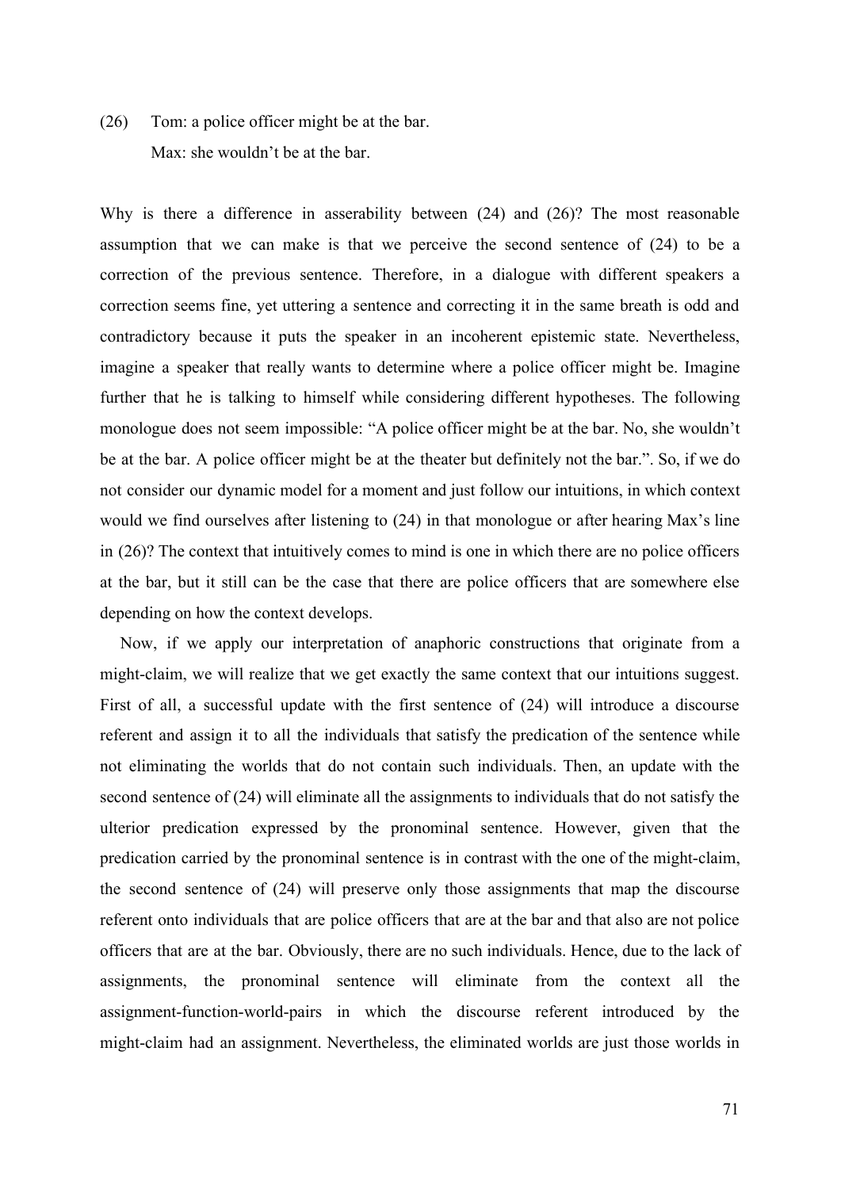(26) Tom: a police officer might be at the bar.

Max: she wouldn't be at the bar.

Why is there a difference in asserability between (24) and (26)? The most reasonable assumption that we can make is that we perceive the second sentence of (24) to be a correction of the previous sentence. Therefore, in a dialogue with different speakers a correction seems fine, yet uttering a sentence and correcting it in the same breath is odd and contradictory because it puts the speaker in an incoherent epistemic state. Nevertheless, imagine a speaker that really wants to determine where a police officer might be. Imagine further that he is talking to himself while considering different hypotheses. The following monologue does not seem impossible: "A police officer might be at the bar. No, she wouldn't be at the bar. A police officer might be at the theater but definitely not the bar.". So, if we do not consider our dynamic model for a moment and just follow our intuitions, in which context would we find ourselves after listening to (24) in that monologue or after hearing Max's line in (26)? The context that intuitively comes to mind is one in which there are no police officers at the bar, but it still can be the case that there are police officers that are somewhere else depending on how the context develops.

Now, if we apply our interpretation of anaphoric constructions that originate from a might-claim, we will realize that we get exactly the same context that our intuitions suggest. First of all, a successful update with the first sentence of (24) will introduce a discourse referent and assign it to all the individuals that satisfy the predication of the sentence while not eliminating the worlds that do not contain such individuals. Then, an update with the second sentence of (24) will eliminate all the assignments to individuals that do not satisfy the ulterior predication expressed by the pronominal sentence. However, given that the predication carried by the pronominal sentence is in contrast with the one of the might-claim, the second sentence of (24) will preserve only those assignments that map the discourse referent onto individuals that are police officers that are at the bar and that also are not police officers that are at the bar. Obviously, there are no such individuals. Hence, due to the lack of assignments, the pronominal sentence will eliminate from the context all the assignment-function-world-pairs in which the discourse referent introduced by the might-claim had an assignment. Nevertheless, the eliminated worlds are just those worlds in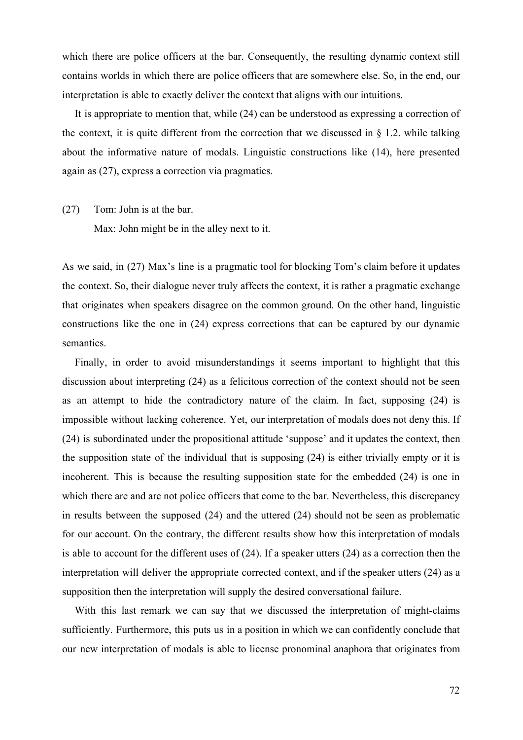which there are police officers at the bar. Consequently, the resulting dynamic context still contains worlds in which there are police officers that are somewhere else. So, in the end, our interpretation is able to exactly deliver the context that aligns with our intuitions.

It is appropriate to mention that, while (24) can be understood as expressing a correction of the context, it is quite different from the correction that we discussed in § 1.2. while talking about the informative nature of modals. Linguistic constructions like (14), here presented again as (27), express a correction via pragmatics.

(27) Tom: John is at the bar.
 Max: John might be in the alley next to it.

As we said, in (27) Max's line is a pragmatic tool for blocking Tom's claim before it updates the context. So, their dialogue never truly affects the context, it is rather a pragmatic exchange that originates when speakers disagree on the common ground. On the other hand, linguistic constructions like the one in (24) express corrections that can be captured by our dynamic semantics.

Finally, in order to avoid misunderstandings it seems important to highlight that this discussion about interpreting (24) as a felicitous correction of the context should not be seen as an attempt to hide the contradictory nature of the claim. In fact, supposing (24) is impossible without lacking coherence. Yet, our interpretation of modals does not deny this. If (24) is subordinated under the propositional attitude 'suppose' and it updates the context, then the supposition state of the individual that is supposing (24) is either trivially empty or it is incoherent. This is because the resulting supposition state for the embedded (24) is one in which there are and are not police officers that come to the bar. Nevertheless, this discrepancy in results between the supposed (24) and the uttered (24) should not be seen as problematic for our account. On the contrary, the different results show how this interpretation of modals is able to account for the different uses of (24). If a speaker utters (24) as a correction then the interpretation will deliver the appropriate corrected context, and if the speaker utters (24) as a supposition then the interpretation will supply the desired conversational failure.

With this last remark we can say that we discussed the interpretation of might-claims sufficiently. Furthermore, this puts us in a position in which we can confidently conclude that our new interpretation of modals is able to license pronominal anaphora that originates from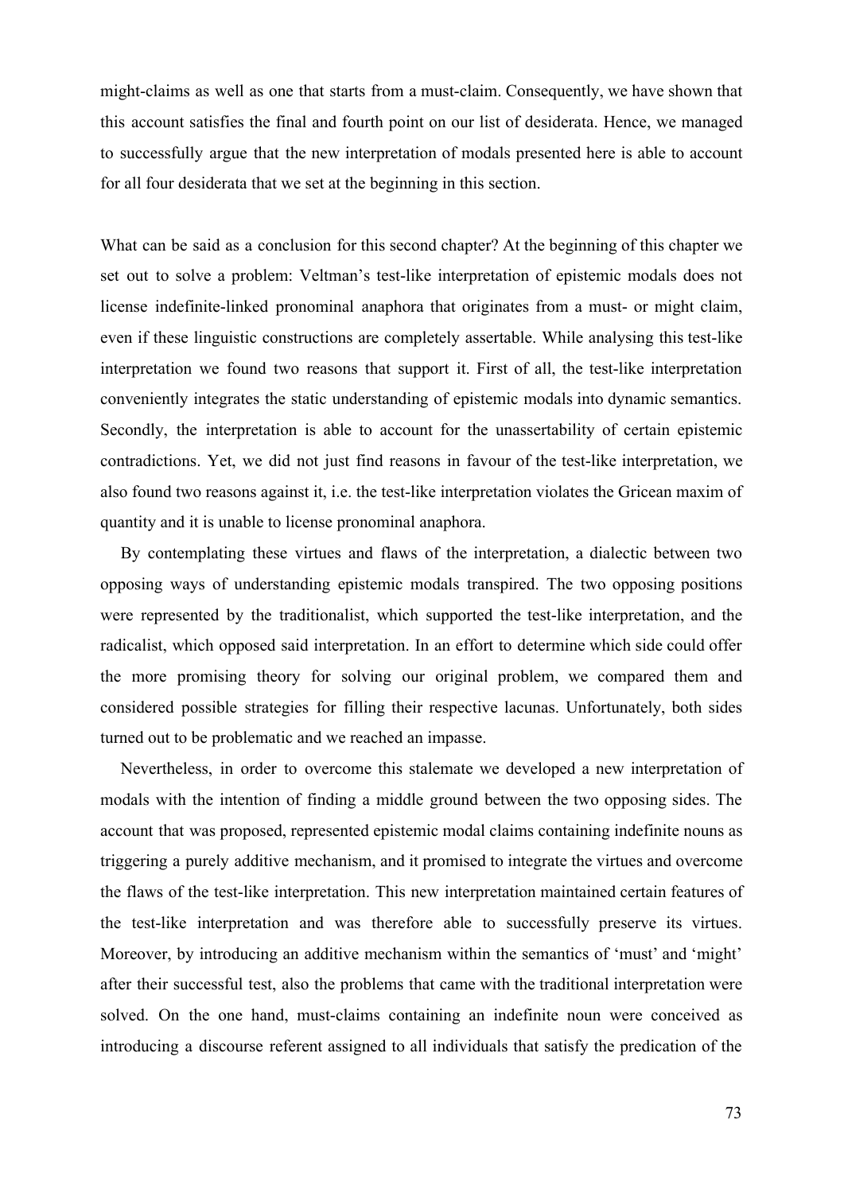might-claims as well as one that starts from a must-claim. Consequently, we have shown that this account satisfies the final and fourth point on our list of desiderata. Hence, we managed to successfully argue that the new interpretation of modals presented here is able to account for all four desiderata that we set at the beginning in this section.

What can be said as a conclusion for this second chapter? At the beginning of this chapter we set out to solve a problem: Veltman's test-like interpretation of epistemic modals does not license indefinite-linked pronominal anaphora that originates from a must- or might claim, even if these linguistic constructions are completely assertable. While analysing this test-like interpretation we found two reasons that support it. First of all, the test-like interpretation conveniently integrates the static understanding of epistemic modals into dynamic semantics. Secondly, the interpretation is able to account for the unassertability of certain epistemic contradictions. Yet, we did not just find reasons in favour of the test-like interpretation, we also found two reasons against it, i.e. the test-like interpretation violates the Gricean maxim of quantity and it is unable to license pronominal anaphora.

By contemplating these virtues and flaws of the interpretation, a dialectic between two opposing ways of understanding epistemic modals transpired. The two opposing positions were represented by the traditionalist, which supported the test-like interpretation, and the radicalist, which opposed said interpretation. In an effort to determine which side could offer the more promising theory for solving our original problem, we compared them and considered possible strategies for filling their respective lacunas. Unfortunately, both sides turned out to be problematic and we reached an impasse.

Nevertheless, in order to overcome this stalemate we developed a new interpretation of modals with the intention of finding a middle ground between the two opposing sides. The account that was proposed, represented epistemic modal claims containing indefinite nouns as triggering a purely additive mechanism, and it promised to integrate the virtues and overcome the flaws of the test-like interpretation. This new interpretation maintained certain features of the test-like interpretation and was therefore able to successfully preserve its virtues. Moreover, by introducing an additive mechanism within the semantics of 'must' and 'might' after their successful test, also the problems that came with the traditional interpretation were solved. On the one hand, must-claims containing an indefinite noun were conceived as introducing a discourse referent assigned to all individuals that satisfy the predication of the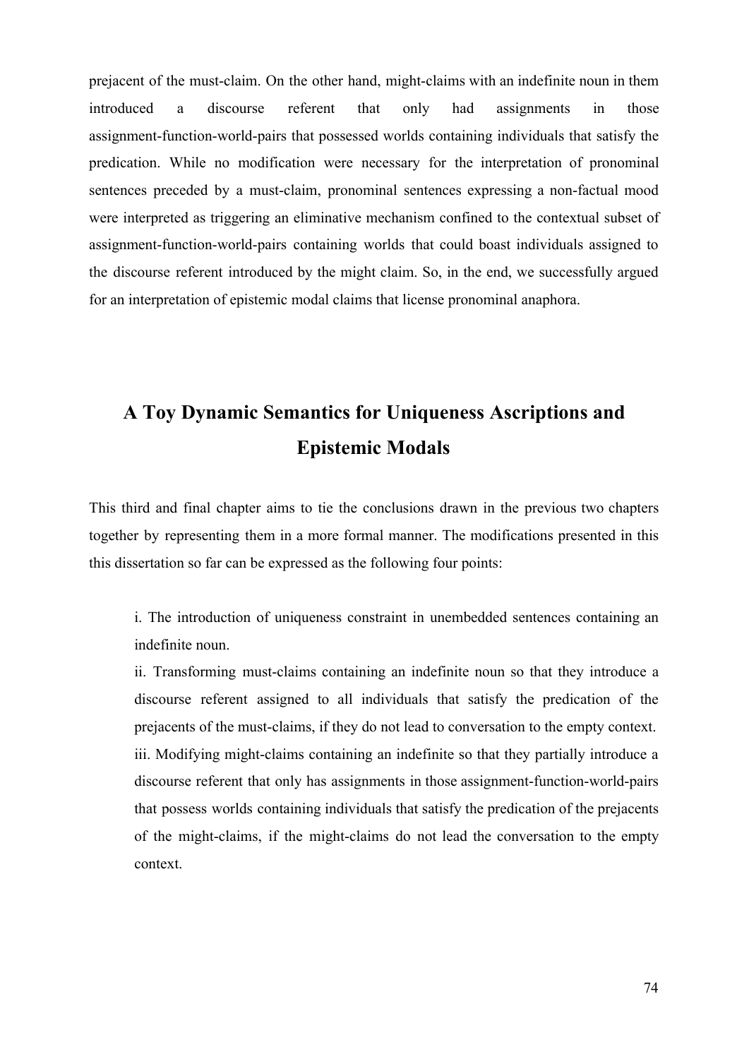prejacent of the must-claim. On the other hand, might-claims with an indefinite noun in them introduced a discourse referent that only had assignments in those assignment-function-world-pairs that possessed worlds containing individuals that satisfy the predication. While no modification were necessary for the interpretation of pronominal sentences preceded by a must-claim, pronominal sentences expressing a non-factual mood were interpreted as triggering an eliminative mechanism confined to the contextual subset of assignment-function-world-pairs containing worlds that could boast individuals assigned to the discourse referent introduced by the might claim. So, in the end, we successfully argued for an interpretation of epistemic modal claims that license pronominal anaphora.

## A Toy Dynamic Semantics for Uniqueness Ascriptions and Epistemic Modals

This third and final chapter aims to tie the conclusions drawn in the previous two chapters together by representing them in a more formal manner. The modifications presented in this this dissertation so far can be expressed as the following four points:

> i. The introduction of uniqueness constraint in unembedded sentences containing an indefinite noun.
>
> ii. Transforming must-claims containing an indefinite noun so that they introduce a discourse referent assigned to all individuals that satisfy the predication of the prejacents of the must-claims, if they do not lead to conversation to the empty context.
>
> iii. Modifying might-claims containing an indefinite so that they partially introduce a discourse referent that only has assignments in those assignment-function-world-pairs that possess worlds containing individuals that satisfy the predication of the prejacents of the might-claims, if the might-claims do not lead the conversation to the empty context.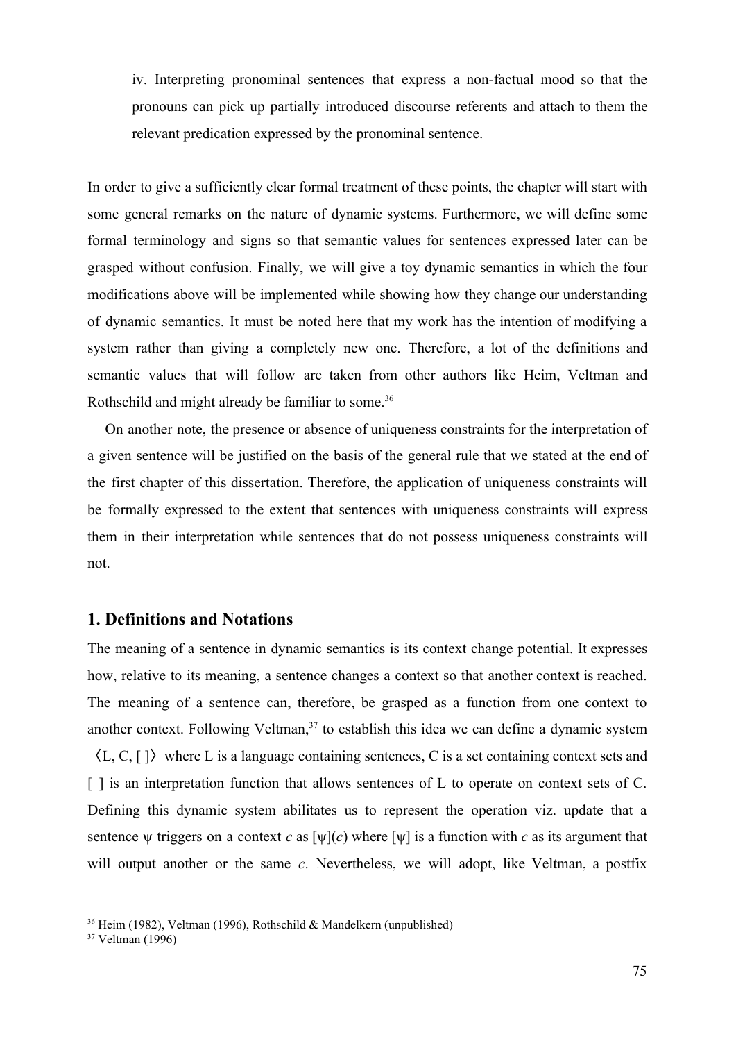iv. Interpreting pronominal sentences that express a non-factual mood so that the pronouns can pick up partially introduced discourse referents and attach to them the relevant predication expressed by the pronominal sentence.

In order to give a sufficiently clear formal treatment of these points, the chapter will start with some general remarks on the nature of dynamic systems. Furthermore, we will define some formal terminology and signs so that semantic values for sentences expressed later can be grasped without confusion. Finally, we will give a toy dynamic semantics in which the four modifications above will be implemented while showing how they change our understanding of dynamic semantics. It must be noted here that my work has the intention of modifying a system rather than giving a completely new one. Therefore, a lot of the definitions and semantic values that will follow are taken from other authors like Heim, Veltman and Rothschild and might already be familiar to some.[36]

On another note, the presence or absence of uniqueness constraints for the interpretation of a given sentence will be justified on the basis of the general rule that we stated at the end of the first chapter of this dissertation. Therefore, the application of uniqueness constraints will be formally expressed to the extent that sentences with uniqueness constraints will express them in their interpretation while sentences that do not possess uniqueness constraints will not.

## 1. Definitions and Notations

The meaning of a sentence in dynamic semantics is its context change potential. It expresses how, relative to its meaning, a sentence changes a context so that another context is reached. The meaning of a sentence can, therefore, be grasped as a function from one context to another context. Following Veltman,[37] to establish this idea we can define a dynamic system $\langle L, C, [\ ]\rangle$ where L is a language containing sentences, C is a set containing context sets and $[\ ]$ is an interpretation function that allows sentences of L to operate on context sets of C. Defining this dynamic system abilitates us to represent the operation viz. update that a sentence $\psi$ triggers on a context $c$ as $[\psi](c)$ where $[\psi]$ is a function with $c$ as its argument that will output another or the same $c$. Nevertheless, we will adopt, like Veltman, a postfix

[36] Heim (1982), Veltman (1996), Rothschild & Mandelkern (unpublished)

[37] Veltman (1996)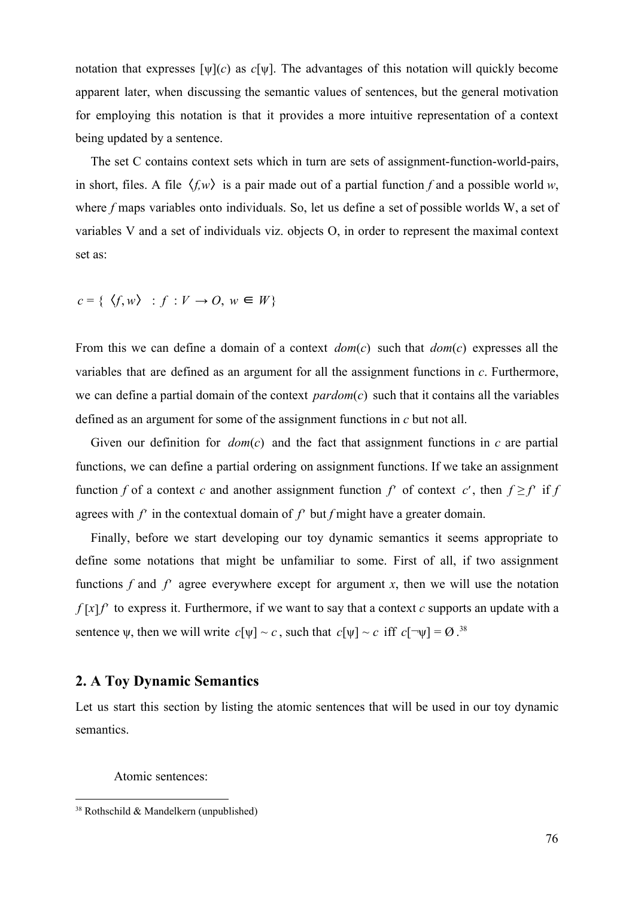notation that expresses $[\psi](c)$ as $c[\psi]$. The advantages of this notation will quickly become apparent later, when discussing the semantic values of sentences, but the general motivation for employing this notation is that it provides a more intuitive representation of a context being updated by a sentence.

The set C contains context sets which in turn are sets of assignment-function-world-pairs, in short, files. A file $\langle f,w \rangle$ is a pair made out of a partial function $f$ and a possible world $w$, where $f$ maps variables onto individuals. So, let us define a set of possible worlds W, a set of variables V and a set of individuals viz. objects O, in order to represent the maximal context set as:

$$c = \{ \langle f, w \rangle \ : f \ : V \rightarrow O, \ w \in W \}$$

From this we can define a domain of a context $dom(c)$ such that $dom(c)$ expresses all the variables that are defined as an argument for all the assignment functions in $c$. Furthermore, we can define a partial domain of the context $pardom(c)$ such that it contains all the variables defined as an argument for some of the assignment functions in $c$ but not all.

Given our definition for $dom(c)$ and the fact that assignment functions in $c$ are partial functions, we can define a partial ordering on assignment functions. If we take an assignment function $f$ of a context $c$ and another assignment function $f'$ of context $c'$, then $f \geq f'$ if $f$ agrees with $f'$ in the contextual domain of $f'$ but $f$ might have a greater domain.

Finally, before we start developing our toy dynamic semantics it seems appropriate to define some notations that might be unfamiliar to some. First of all, if two assignment functions $f$ and $f'$ agree everywhere except for argument $x$, then we will use the notation $f[x]f'$ to express it. Furthermore, if we want to say that a context $c$ supports an update with a sentence $\psi$, then we will write $c[\psi] \sim c$, such that $c[\psi] \sim c$ iff $c[\neg\psi] = \emptyset$.[38]

## 2. A Toy Dynamic Semantics

Let us start this section by listing the atomic sentences that will be used in our toy dynamic semantics.

Atomic sentences:

[38] Rothschild & Mandelkern (unpublished)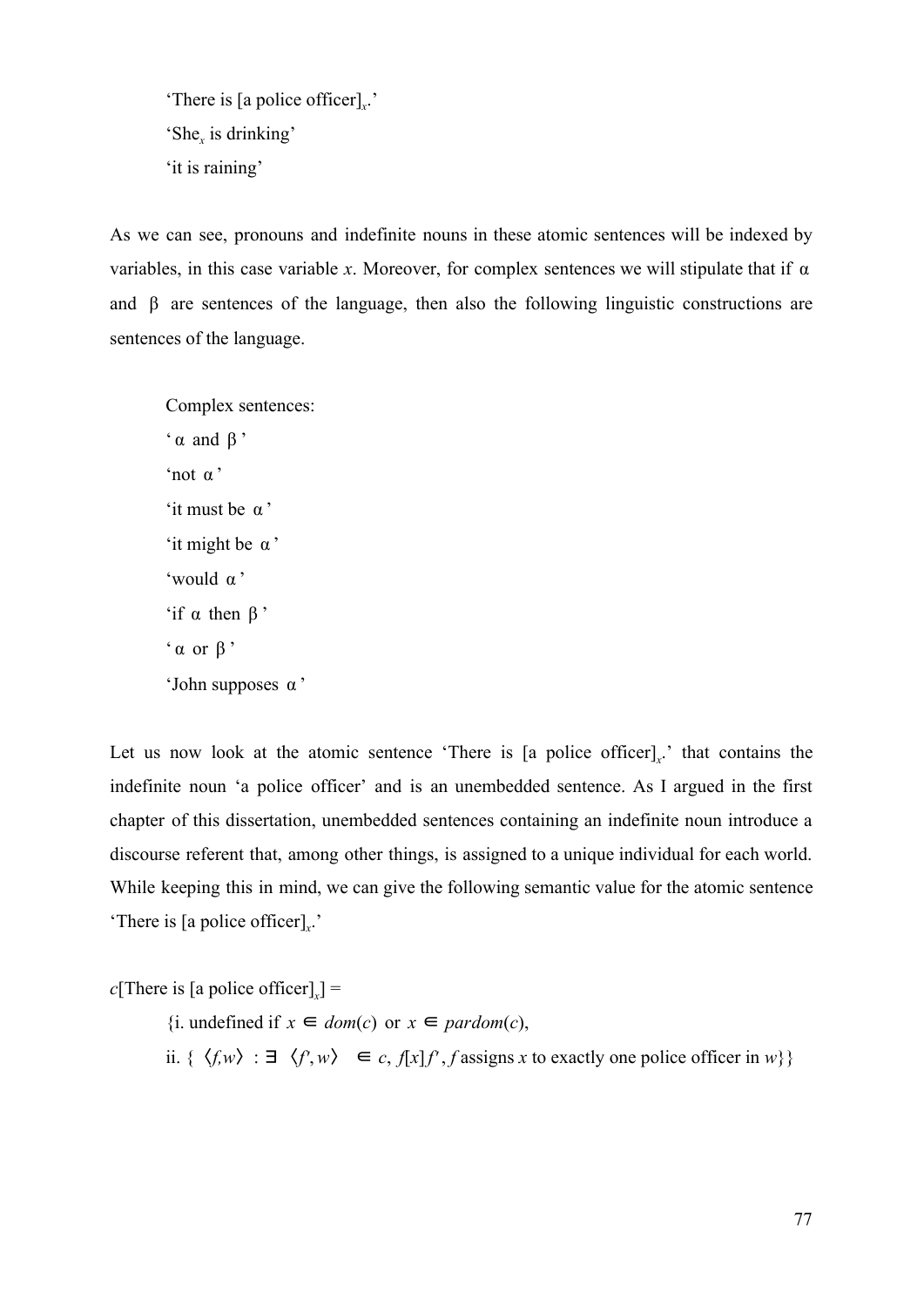'There is [a police officer]$_x$.'

'She$_x$ is drinking'

'it is raining'

As we can see, pronouns and indefinite nouns in these atomic sentences will be indexed by variables, in this case variable $x$. Moreover, for complex sentences we will stipulate that if α and β are sentences of the language, then also the following linguistic constructions are sentences of the language.

Complex sentences:

'α and β'

'not α'

'it must be α'

'it might be α'

'would α'

'if α then β'

'α or β'

'John supposes α'

Let us now look at the atomic sentence 'There is [a police officer]$_x$.' that contains the indefinite noun 'a police officer' and is an unembedded sentence. As I argued in the first chapter of this dissertation, unembedded sentences containing an indefinite noun introduce a discourse referent that, among other things, is assigned to a unique individual for each world. While keeping this in mind, we can give the following semantic value for the atomic sentence 'There is [a police officer]$_x$.'

$c$[There is [a police officer]$_x$] =

{i. undefined if $x \in dom(c)$ or $x \in pardom(c)$,

ii. { $\langle f,w \rangle$ : $\exists$ $\langle f', w \rangle$ $\in c$, $f[x]f'$, $f$ assigns $x$ to exactly one police officer in $w$}}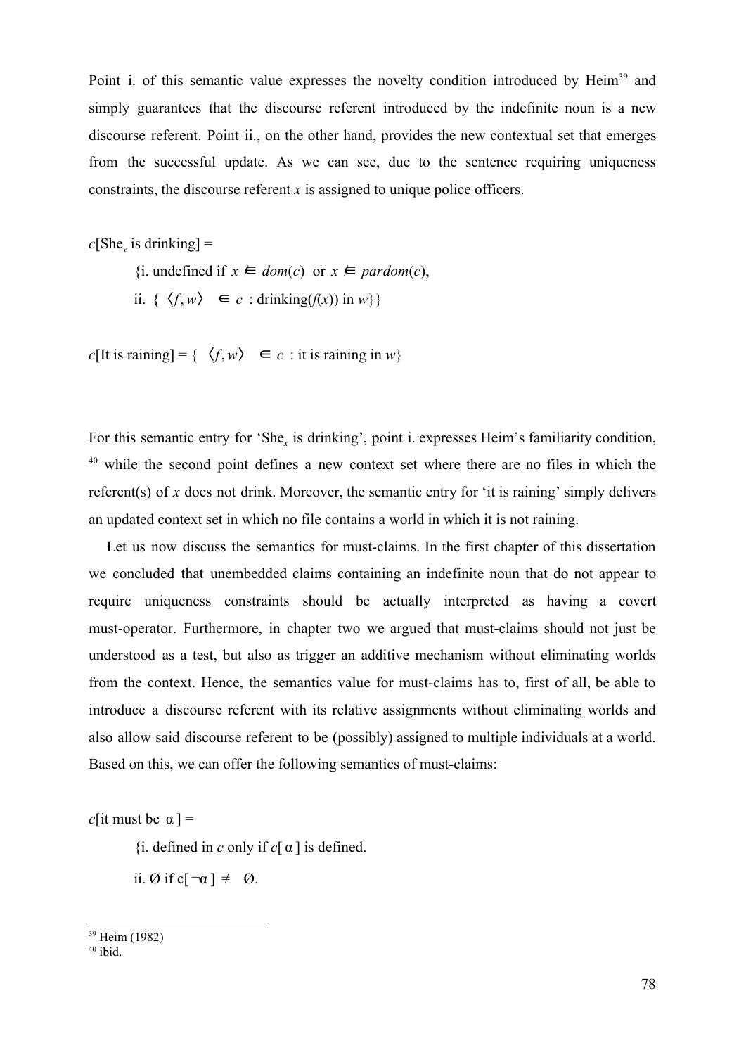Point i. of this semantic value expresses the novelty condition introduced by Heim[39] and simply guarantees that the discourse referent introduced by the indefinite noun is a new discourse referent. Point ii., on the other hand, provides the new contextual set that emerges from the successful update. As we can see, due to the sentence requiring uniqueness constraints, the discourse referent $x$ is assigned to unique police officers.

$c$[She$_x$ is drinking] =

{i. undefined if $x \notin dom(c)$ or $x \notin pardom(c)$,

ii. $\{ \langle f, w \rangle \in c$ : drinking($f(x)$) in $w\}$}

$c$[It is raining] = $\{ \langle f, w \rangle \in c$ : it is raining in $w\}$

For this semantic entry for 'She$_x$ is drinking', point i. expresses Heim's familiarity condition, [40] while the second point defines a new context set where there are no files in which the referent(s) of $x$ does not drink. Moreover, the semantic entry for 'it is raining' simply delivers an updated context set in which no file contains a world in which it is not raining.

Let us now discuss the semantics for must-claims. In the first chapter of this dissertation we concluded that unembedded claims containing an indefinite noun that do not appear to require uniqueness constraints should be actually interpreted as having a covert must-operator. Furthermore, in chapter two we argued that must-claims should not just be understood as a test, but also as trigger an additive mechanism without eliminating worlds from the context. Hence, the semantics value for must-claims has to, first of all, be able to introduce a discourse referent with its relative assignments without eliminating worlds and also allow said discourse referent to be (possibly) assigned to multiple individuals at a world. Based on this, we can offer the following semantics of must-claims:

$c$[it must be $\alpha$] =

{i. defined in $c$ only if $c[\alpha]$ is defined.

ii. Ø if $c[\neg\alpha] \neq$ Ø.

---

[39] Heim (1982)

[40] ibid.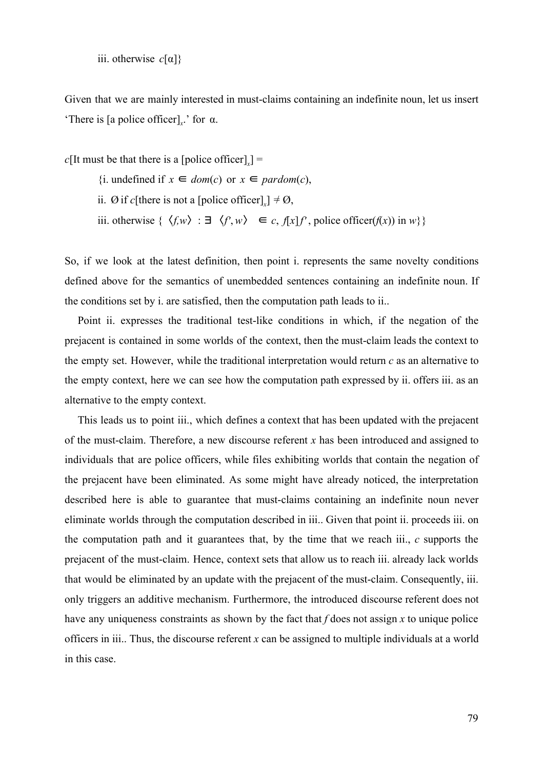iii. otherwise $c[\alpha]\}$

Given that we are mainly interested in must-claims containing an indefinite noun, let us insert 'There is [a police officer]$_x$.' for $\alpha$.

$c$[It must be that there is a [police officer]$_x$] =

{i. undefined if $x \in dom(c)$ or $x \in pardom(c)$,

ii. Ø if $c$[there is not a [police officer]$_x$] ≠ Ø,

iii. otherwise $\{ \langle f,w \rangle : \exists \langle f', w \rangle \in c, f[x]f'$, police officer($f(x)$) in $w\}\}$

So, if we look at the latest definition, then point i. represents the same novelty conditions defined above for the semantics of unembedded sentences containing an indefinite noun. If the conditions set by i. are satisfied, then the computation path leads to ii..

Point ii. expresses the traditional test-like conditions in which, if the negation of the prejacent is contained in some worlds of the context, then the must-claim leads the context to the empty set. However, while the traditional interpretation would return *c* as an alternative to the empty context, here we can see how the computation path expressed by ii. offers iii. as an alternative to the empty context.

This leads us to point iii., which defines a context that has been updated with the prejacent of the must-claim. Therefore, a new discourse referent *x* has been introduced and assigned to individuals that are police officers, while files exhibiting worlds that contain the negation of the prejacent have been eliminated. As some might have already noticed, the interpretation described here is able to guarantee that must-claims containing an indefinite noun never eliminate worlds through the computation described in iii.. Given that point ii. proceeds iii. on the computation path and it guarantees that, by the time that we reach iii., *c* supports the prejacent of the must-claim. Hence, context sets that allow us to reach iii. already lack worlds that would be eliminated by an update with the prejacent of the must-claim. Consequently, iii. only triggers an additive mechanism. Furthermore, the introduced discourse referent does not have any uniqueness constraints as shown by the fact that *f* does not assign *x* to unique police officers in iii.. Thus, the discourse referent *x* can be assigned to multiple individuals at a world in this case.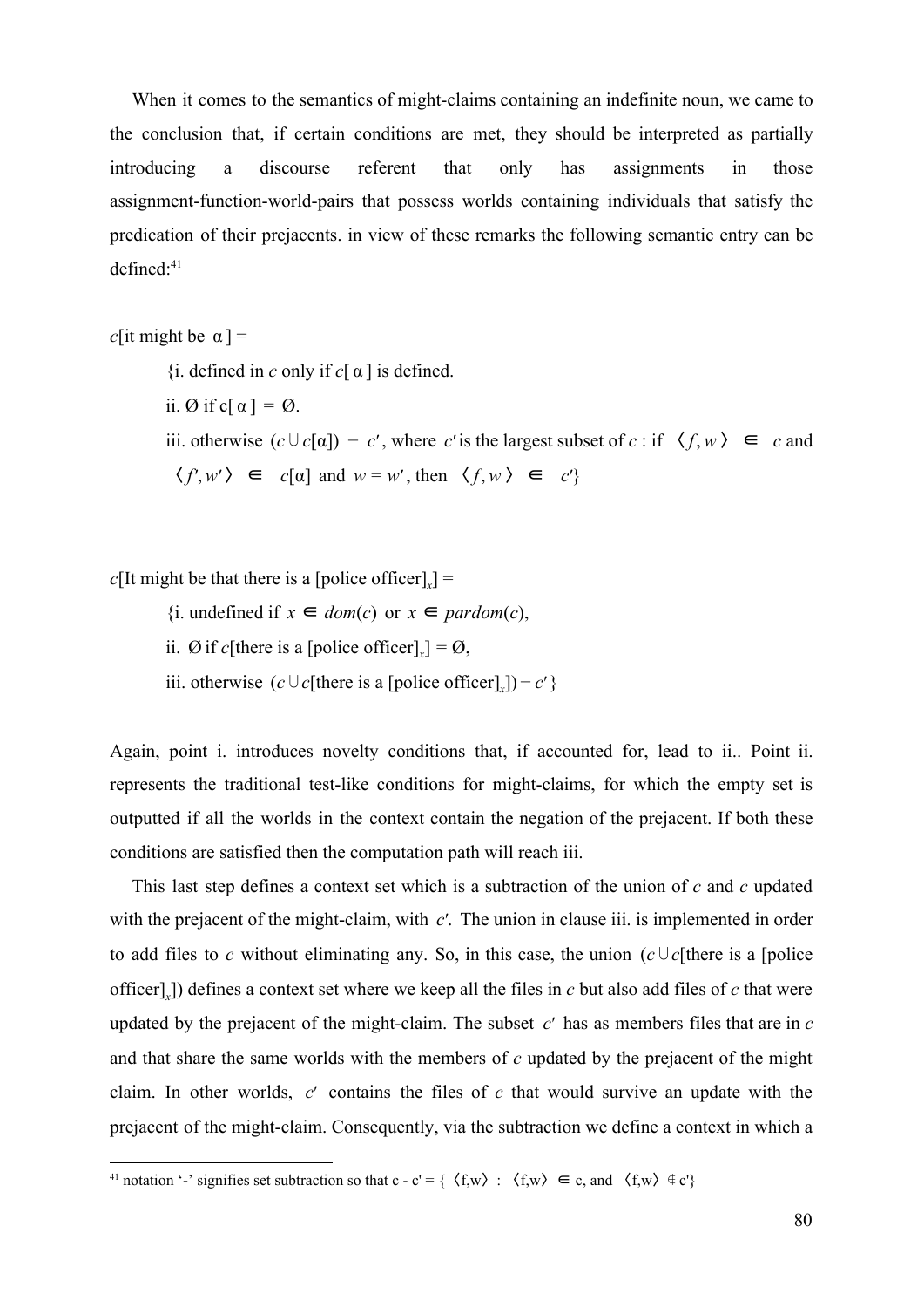When it comes to the semantics of might-claims containing an indefinite noun, we came to the conclusion that, if certain conditions are met, they should be interpreted as partially introducing a discourse referent that only has assignments in those assignment-function-world-pairs that possess worlds containing individuals that satisfy the predication of their prejacents. in view of these remarks the following semantic entry can be defined:[41]

$c$[it might be $\alpha$] =

{i. defined in $c$ only if $c[\alpha]$ is defined.

ii. Ø if $c[\alpha] = \emptyset$.

iii. otherwise $(c \cup c[\alpha]) - c'$, where $c'$ is the largest subset of $c$ : if $\langle f, w \rangle \in c$ and $\langle f', w' \rangle \in c[\alpha]$ and $w = w'$, then $\langle f, w \rangle \in c'$}

$c$[It might be that there is a [police officer]$_x$] =

{i. undefined if $x \in dom(c)$ or $x \in pardom(c)$,

ii. Ø if $c$[there is a [police officer]$_x$] = Ø,

iii. otherwise $(c \cup c$[there is a [police officer]$_x$]$) - c'$ }

Again, point i. introduces novelty conditions that, if accounted for, lead to ii.. Point ii. represents the traditional test-like conditions for might-claims, for which the empty set is outputted if all the worlds in the context contain the negation of the prejacent. If both these conditions are satisfied then the computation path will reach iii.

This last step defines a context set which is a subtraction of the union of $c$ and $c$ updated with the prejacent of the might-claim, with $c'$. The union in clause iii. is implemented in order to add files to $c$ without eliminating any. So, in this case, the union ($c \cup c$[there is a [police officer]$_x$]) defines a context set where we keep all the files in $c$ but also add files of $c$ that were updated by the prejacent of the might-claim. The subset $c'$ has as members files that are in $c$ and that share the same worlds with the members of $c$ updated by the prejacent of the might claim. In other worlds, $c'$ contains the files of $c$ that would survive an update with the prejacent of the might-claim. Consequently, via the subtraction we define a context in which a

[41] notation '-' signifies set subtraction so that $c - c' = \{ \langle f,w \rangle : \langle f,w \rangle \in c$, and $\langle f,w \rangle \notin c' \}$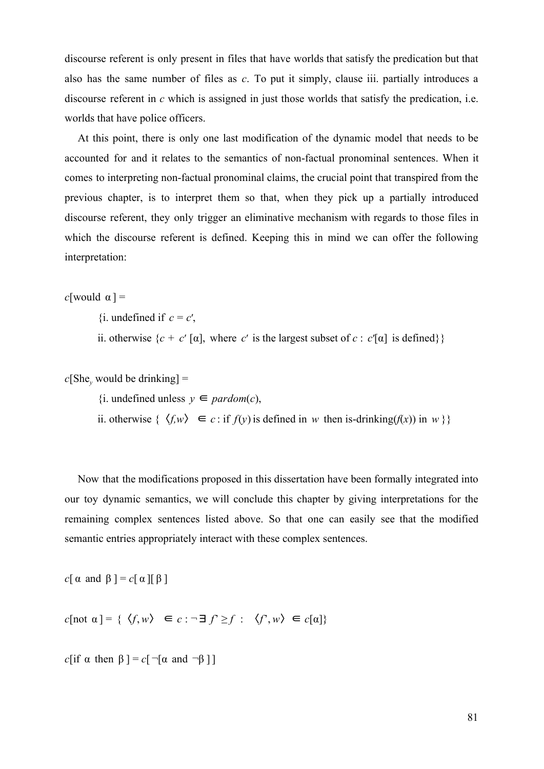discourse referent is only present in files that have worlds that satisfy the predication but that also has the same number of files as $c$. To put it simply, clause iii. partially introduces a discourse referent in $c$ which is assigned in just those worlds that satisfy the predication, i.e. worlds that have police officers.

At this point, there is only one last modification of the dynamic model that needs to be accounted for and it relates to the semantics of non-factual pronominal sentences. When it comes to interpreting non-factual pronominal claims, the crucial point that transpired from the previous chapter, is to interpret them so that, when they pick up a partially introduced discourse referent, they only trigger an eliminative mechanism with regards to those files in which the discourse referent is defined. Keeping this in mind we can offer the following interpretation:

$c$[would $\alpha$] =

{i. undefined if $c = c'$,

ii. otherwise $\{c + c'[\alpha]$, where $c'$ is the largest subset of $c$ : $c'[\alpha]$ is defined$\}\}$

$c$[She$_y$ would be drinking] =

{i. undefined unless $y \in pardom(c)$,

ii. otherwise $\{\langle f,w \rangle \in c$ : if $f(y)$ is defined in $w$ then is-drinking($f(x)$) in $w\}\}$

Now that the modifications proposed in this dissertation have been formally integrated into our toy dynamic semantics, we will conclude this chapter by giving interpretations for the remaining complex sentences listed above. So that one can easily see that the modified semantic entries appropriately interact with these complex sentences.

$c[\alpha \text{ and } \beta] = c[\alpha][\beta]$

$c[\text{not } \alpha] = \{\langle f, w\rangle \in c : \neg\exists f' \geq f : \langle f', w\rangle \in c[\alpha]\}$

$c[\text{if } \alpha \text{ then } \beta] = c[\neg[\alpha \text{ and } \neg\beta]]$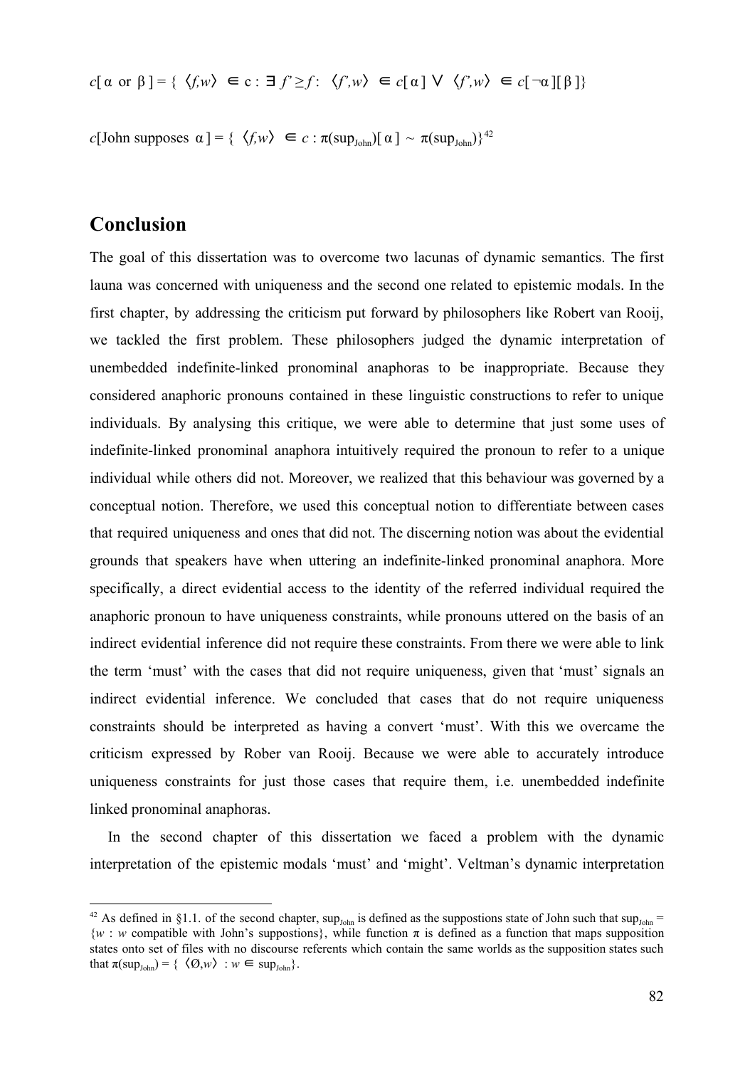$c[\alpha \text{ or } \beta] = \{ \langle f,w \rangle \in c : \exists f' \geq f : \langle f',w \rangle \in c[\alpha] \vee \langle f',w \rangle \in c[\neg\alpha][\beta]\}$

$c[\text{John supposes } \alpha] = \{ \langle f,w \rangle \in c : \pi(\text{sup}_{\text{John}})[\alpha] \sim \pi(\text{sup}_{\text{John}})\}$[42]

## Conclusion

The goal of this dissertation was to overcome two lacunas of dynamic semantics. The first launa was concerned with uniqueness and the second one related to epistemic modals. In the first chapter, by addressing the criticism put forward by philosophers like Robert van Rooij, we tackled the first problem. These philosophers judged the dynamic interpretation of unembedded indefinite-linked pronominal anaphoras to be inappropriate. Because they considered anaphoric pronouns contained in these linguistic constructions to refer to unique individuals. By analysing this critique, we were able to determine that just some uses of indefinite-linked pronominal anaphora intuitively required the pronoun to refer to a unique individual while others did not. Moreover, we realized that this behaviour was governed by a conceptual notion. Therefore, we used this conceptual notion to differentiate between cases that required uniqueness and ones that did not. The discerning notion was about the evidential grounds that speakers have when uttering an indefinite-linked pronominal anaphora. More specifically, a direct evidential access to the identity of the referred individual required the anaphoric pronoun to have uniqueness constraints, while pronouns uttered on the basis of an indirect evidential inference did not require these constraints. From there we were able to link the term 'must' with the cases that did not require uniqueness, given that 'must' signals an indirect evidential inference. We concluded that cases that do not require uniqueness constraints should be interpreted as having a convert 'must'. With this we overcame the criticism expressed by Rober van Rooij. Because we were able to accurately introduce uniqueness constraints for just those cases that require them, i.e. unembedded indefinite linked pronominal anaphoras.

In the second chapter of this dissertation we faced a problem with the dynamic interpretation of the epistemic modals 'must' and 'might'. Veltman's dynamic interpretation

---

[42] As defined in §1.1. of the second chapter, $\text{sup}_{\text{John}}$ is defined as the suppostions state of John such that $\text{sup}_{\text{John}} = \{w : w \text{ compatible with John's suppostions}\}$, while function $\pi$ is defined as a function that maps supposition states onto set of files with no discourse referents which contain the same worlds as the supposition states such that $\pi(\text{sup}_{\text{John}}) = \{ \langle \emptyset,w \rangle : w \in \text{sup}_{\text{John}}\}$.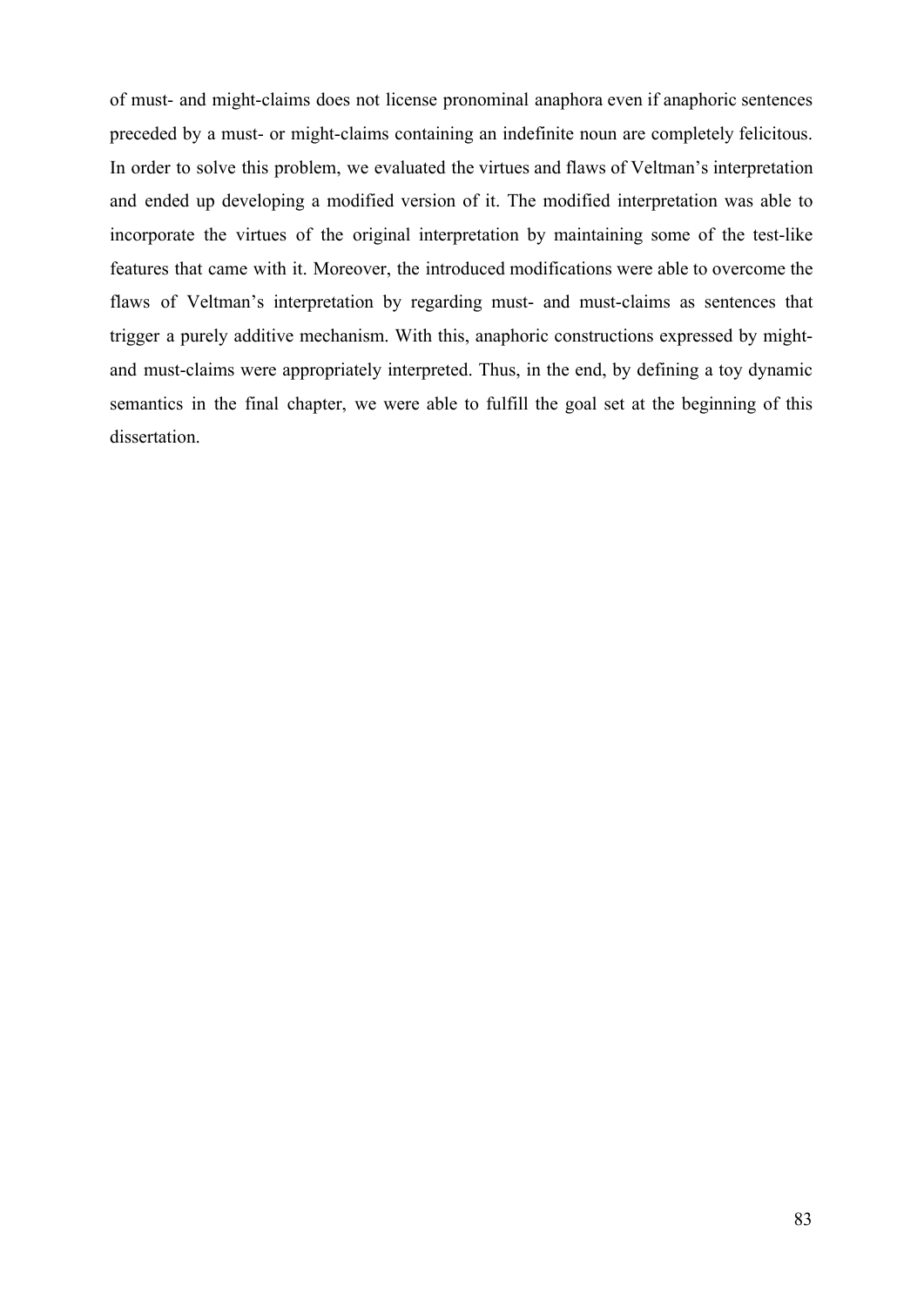of must- and might-claims does not license pronominal anaphora even if anaphoric sentences preceded by a must- or might-claims containing an indefinite noun are completely felicitous. In order to solve this problem, we evaluated the virtues and flaws of Veltman's interpretation and ended up developing a modified version of it. The modified interpretation was able to incorporate the virtues of the original interpretation by maintaining some of the test-like features that came with it. Moreover, the introduced modifications were able to overcome the flaws of Veltman's interpretation by regarding must- and must-claims as sentences that trigger a purely additive mechanism. With this, anaphoric constructions expressed by might- and must-claims were appropriately interpreted. Thus, in the end, by defining a toy dynamic semantics in the final chapter, we were able to fulfill the goal set at the beginning of this dissertation.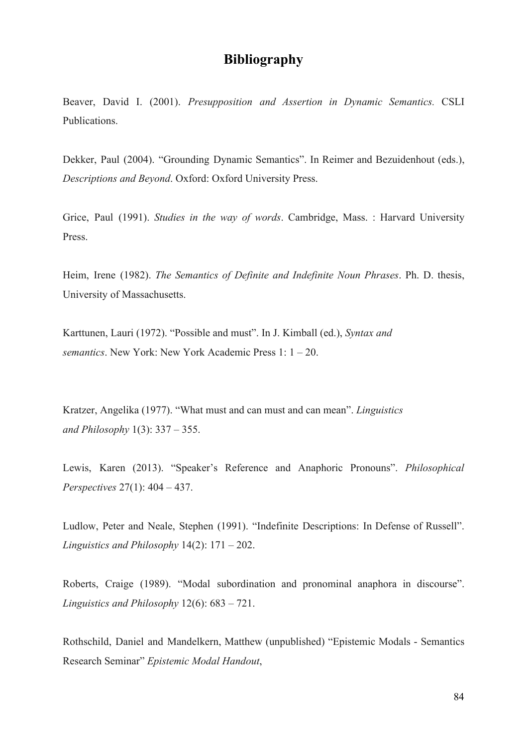# Bibliography

Beaver, David I. (2001). *Presupposition and Assertion in Dynamic Semantics.* CSLI Publications.

Dekker, Paul (2004). "Grounding Dynamic Semantics". In Reimer and Bezuidenhout (eds.), *Descriptions and Beyond*. Oxford: Oxford University Press.

Grice, Paul (1991). *Studies in the way of words*. Cambridge, Mass. : Harvard University Press.

Heim, Irene (1982). *The Semantics of Definite and Indefinite Noun Phrases*. Ph. D. thesis, University of Massachusetts.

Karttunen, Lauri (1972). "Possible and must". In J. Kimball (ed.), *Syntax and semantics*. New York: New York Academic Press 1: 1 – 20.

Kratzer, Angelika (1977). "What must and can must and can mean". *Linguistics and Philosophy* 1(3): 337 – 355.

Lewis, Karen (2013). "Speaker's Reference and Anaphoric Pronouns". *Philosophical Perspectives* 27(1): 404 – 437.

Ludlow, Peter and Neale, Stephen (1991). "Indefinite Descriptions: In Defense of Russell". *Linguistics and Philosophy* 14(2): 171 – 202.

Roberts, Craige (1989). "Modal subordination and pronominal anaphora in discourse". *Linguistics and Philosophy* 12(6): 683 – 721.

Rothschild, Daniel and Mandelkern, Matthew (unpublished) "Epistemic Modals - Semantics Research Seminar" *Epistemic Modal Handout*,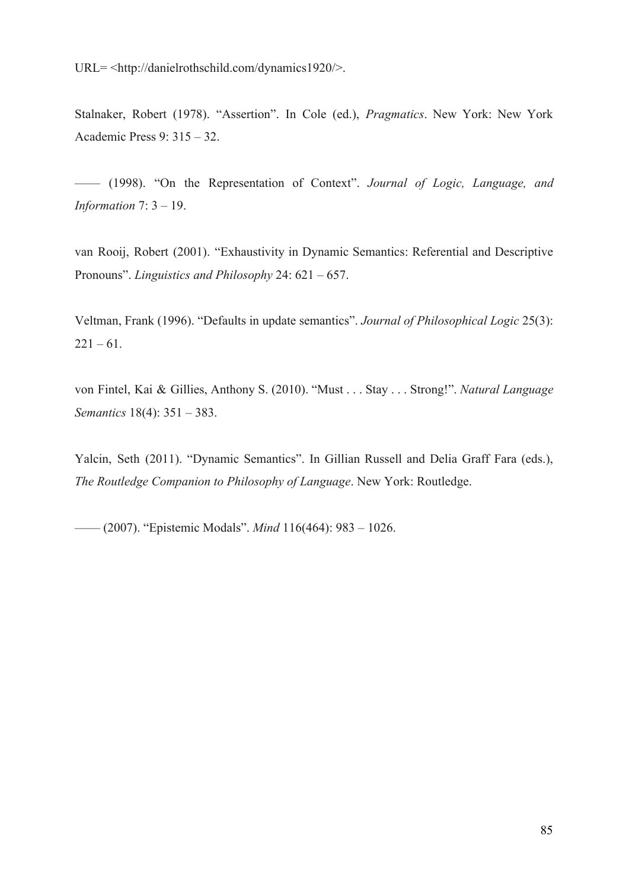URL= <http://danielrothschild.com/dynamics1920/>.

Stalnaker, Robert (1978). "Assertion". In Cole (ed.), *Pragmatics*. New York: New York Academic Press 9: 315 – 32.

—— (1998). "On the Representation of Context". *Journal of Logic, Language, and Information* 7: 3 – 19.

van Rooij, Robert (2001). "Exhaustivity in Dynamic Semantics: Referential and Descriptive Pronouns". *Linguistics and Philosophy* 24: 621 – 657.

Veltman, Frank (1996). "Defaults in update semantics". *Journal of Philosophical Logic* 25(3): 221 – 61.

von Fintel, Kai & Gillies, Anthony S. (2010). "Must . . . Stay . . . Strong!". *Natural Language Semantics* 18(4): 351 – 383.

Yalcin, Seth (2011). "Dynamic Semantics". In Gillian Russell and Delia Graff Fara (eds.), *The Routledge Companion to Philosophy of Language*. New York: Routledge.

—— (2007). "Epistemic Modals". *Mind* 116(464): 983 – 1026.